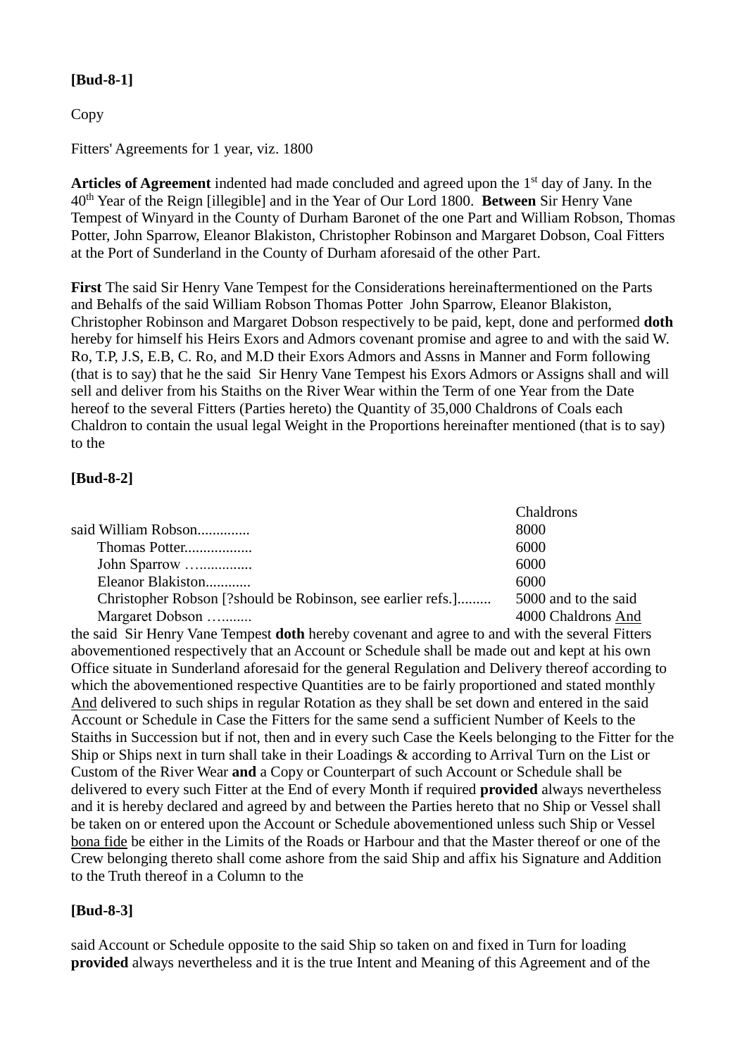**[Bud-8-1]**

Copy

Fitters' Agreements for 1 year, viz. 1800

**Articles of Agreement** indented had made concluded and agreed upon the 1st day of Jany. In the 40th Year of the Reign [illegible] and in the Year of Our Lord 1800. **Between** Sir Henry Vane Tempest of Winyard in the County of Durham Baronet of the one Part and William Robson, Thomas Potter, John Sparrow, Eleanor Blakiston, Christopher Robinson and Margaret Dobson, Coal Fitters at the Port of Sunderland in the County of Durham aforesaid of the other Part.

**First** The said Sir Henry Vane Tempest for the Considerations hereinaftermentioned on the Parts and Behalfs of the said William Robson Thomas Potter John Sparrow, Eleanor Blakiston, Christopher Robinson and Margaret Dobson respectively to be paid, kept, done and performed **doth** hereby for himself his Heirs Exors and Admors covenant promise and agree to and with the said W. Ro, T.P, J.S, E.B, C. Ro, and M.D their Exors Admors and Assns in Manner and Form following (that is to say) that he the said Sir Henry Vane Tempest his Exors Admors or Assigns shall and will sell and deliver from his Staiths on the River Wear within the Term of one Year from the Date hereof to the several Fitters (Parties hereto) the Quantity of 35,000 Chaldrons of Coals each Chaldron to contain the usual legal Weight in the Proportions hereinafter mentioned (that is to say) to the

**[Bud-8-2]**

| | Chaldrons |
|---|---|
| said William Robson.............. | 8000 |
| Thomas Potter.................. | 6000 |
| John Sparrow …............. | 6000 |
| Eleanor Blakiston............ | 6000 |
| Christopher Robson [?should be Robinson, see earlier refs.]......... | 5000 and to the said |
| Margaret Dobson …....... | 4000 Chaldrons And |

the said Sir Henry Vane Tempest **doth** hereby covenant and agree to and with the several Fitters abovementioned respectively that an Account or Schedule shall be made out and kept at his own Office situate in Sunderland aforesaid for the general Regulation and Delivery thereof according to which the abovementioned respective Quantities are to be fairly proportioned and stated monthly And delivered to such ships in regular Rotation as they shall be set down and entered in the said Account or Schedule in Case the Fitters for the same send a sufficient Number of Keels to the Staiths in Succession but if not, then and in every such Case the Keels belonging to the Fitter for the Ship or Ships next in turn shall take in their Loadings & according to Arrival Turn on the List or Custom of the River Wear **and** a Copy or Counterpart of such Account or Schedule shall be delivered to every such Fitter at the End of every Month if required **provided** always nevertheless and it is hereby declared and agreed by and between the Parties hereto that no Ship or Vessel shall be taken on or entered upon the Account or Schedule abovementioned unless such Ship or Vessel bona fide be either in the Limits of the Roads or Harbour and that the Master thereof or one of the Crew belonging thereto shall come ashore from the said Ship and affix his Signature and Addition to the Truth thereof in a Column to the

**[Bud-8-3]**

said Account or Schedule opposite to the said Ship so taken on and fixed in Turn for loading **provided** always nevertheless and it is the true Intent and Meaning of this Agreement and of the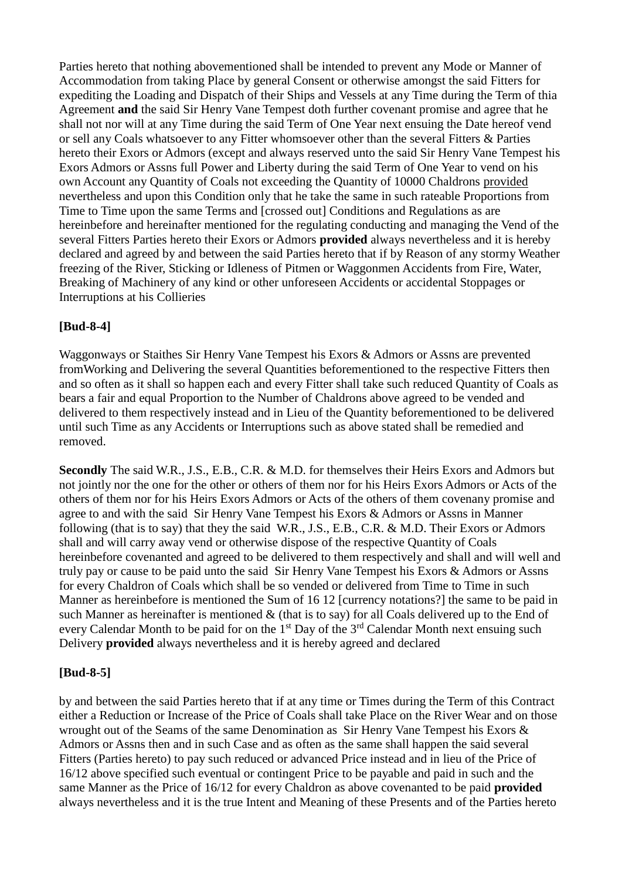Parties hereto that nothing abovementioned shall be intended to prevent any Mode or Manner of Accommodation from taking Place by general Consent or otherwise amongst the said Fitters for expediting the Loading and Dispatch of their Ships and Vessels at any Time during the Term of thia Agreement **and** the said Sir Henry Vane Tempest doth further covenant promise and agree that he shall not nor will at any Time during the said Term of One Year next ensuing the Date hereof vend or sell any Coals whatsoever to any Fitter whomsoever other than the several Fitters & Parties hereto their Exors or Admors (except and always reserved unto the said Sir Henry Vane Tempest his Exors Admors or Assns full Power and Liberty during the said Term of One Year to vend on his own Account any Quantity of Coals not exceeding the Quantity of 10000 Chaldrons provided nevertheless and upon this Condition only that he take the same in such rateable Proportions from Time to Time upon the same Terms and [crossed out] Conditions and Regulations as are hereinbefore and hereinafter mentioned for the regulating conducting and managing the Vend of the several Fitters Parties hereto their Exors or Admors **provided** always nevertheless and it is hereby declared and agreed by and between the said Parties hereto that if by Reason of any stormy Weather freezing of the River, Sticking or Idleness of Pitmen or Waggonmen Accidents from Fire, Water, Breaking of Machinery of any kind or other unforeseen Accidents or accidental Stoppages or Interruptions at his Collieries

**[Bud-8-4]**

Waggonways or Staithes Sir Henry Vane Tempest his Exors & Admors or Assns are prevented fromWorking and Delivering the several Quantities beforementioned to the respective Fitters then and so often as it shall so happen each and every Fitter shall take such reduced Quantity of Coals as bears a fair and equal Proportion to the Number of Chaldrons above agreed to be vended and delivered to them respectively instead and in Lieu of the Quantity beforementioned to be delivered until such Time as any Accidents or Interruptions such as above stated shall be remedied and removed.

**Secondly** The said W.R., J.S., E.B., C.R. & M.D. for themselves their Heirs Exors and Admors but not jointly nor the one for the other or others of them nor for his Heirs Exors Admors or Acts of the others of them nor for his Heirs Exors Admors or Acts of the others of them covenany promise and agree to and with the said Sir Henry Vane Tempest his Exors & Admors or Assns in Manner following (that is to say) that they the said W.R., J.S., E.B., C.R. & M.D. Their Exors or Admors shall and will carry away vend or otherwise dispose of the respective Quantity of Coals hereinbefore covenanted and agreed to be delivered to them respectively and shall and will well and truly pay or cause to be paid unto the said Sir Henry Vane Tempest his Exors & Admors or Assns for every Chaldron of Coals which shall be so vended or delivered from Time to Time in such Manner as hereinbefore is mentioned the Sum of 16 12 [currency notations?] the same to be paid in such Manner as hereinafter is mentioned & (that is to say) for all Coals delivered up to the End of every Calendar Month to be paid for on the 1st Day of the 3rd Calendar Month next ensuing such Delivery **provided** always nevertheless and it is hereby agreed and declared

**[Bud-8-5]**

by and between the said Parties hereto that if at any time or Times during the Term of this Contract either a Reduction or Increase of the Price of Coals shall take Place on the River Wear and on those wrought out of the Seams of the same Denomination as Sir Henry Vane Tempest his Exors & Admors or Assns then and in such Case and as often as the same shall happen the said several Fitters (Parties hereto) to pay such reduced or advanced Price instead and in lieu of the Price of 16/12 above specified such eventual or contingent Price to be payable and paid in such and the same Manner as the Price of 16/12 for every Chaldron as above covenanted to be paid **provided** always nevertheless and it is the true Intent and Meaning of these Presents and of the Parties hereto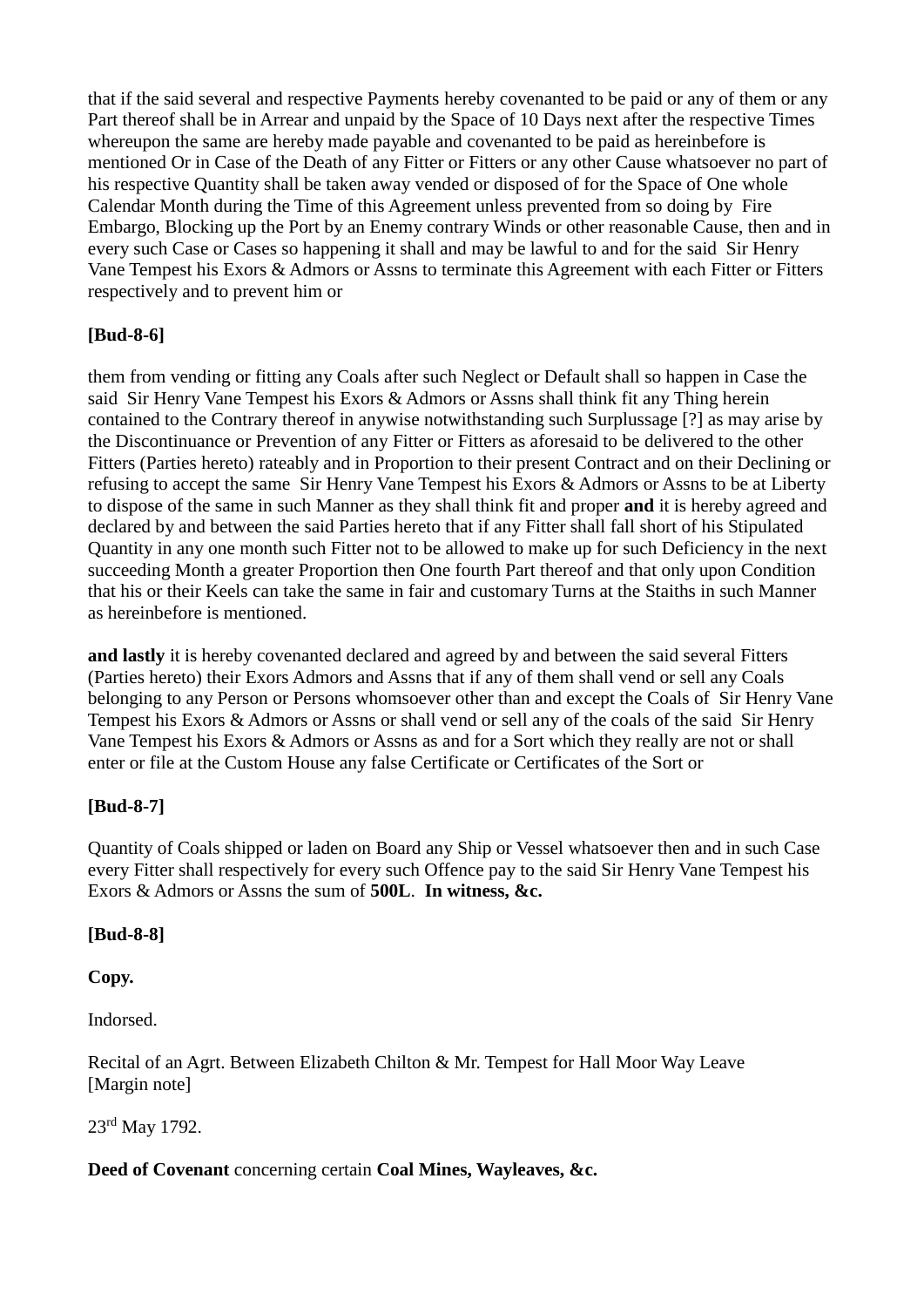that if the said several and respective Payments hereby covenanted to be paid or any of them or any Part thereof shall be in Arrear and unpaid by the Space of 10 Days next after the respective Times whereupon the same are hereby made payable and covenanted to be paid as hereinbefore is mentioned Or in Case of the Death of any Fitter or Fitters or any other Cause whatsoever no part of his respective Quantity shall be taken away vended or disposed of for the Space of One whole Calendar Month during the Time of this Agreement unless prevented from so doing by Fire Embargo, Blocking up the Port by an Enemy contrary Winds or other reasonable Cause, then and in every such Case or Cases so happening it shall and may be lawful to and for the said Sir Henry Vane Tempest his Exors & Admors or Assns to terminate this Agreement with each Fitter or Fitters respectively and to prevent him or

**[Bud-8-6]**

them from vending or fitting any Coals after such Neglect or Default shall so happen in Case the said Sir Henry Vane Tempest his Exors & Admors or Assns shall think fit any Thing herein contained to the Contrary thereof in anywise notwithstanding such Surplussage [?] as may arise by the Discontinuance or Prevention of any Fitter or Fitters as aforesaid to be delivered to the other Fitters (Parties hereto) rateably and in Proportion to their present Contract and on their Declining or refusing to accept the same Sir Henry Vane Tempest his Exors & Admors or Assns to be at Liberty to dispose of the same in such Manner as they shall think fit and proper **and** it is hereby agreed and declared by and between the said Parties hereto that if any Fitter shall fall short of his Stipulated Quantity in any one month such Fitter not to be allowed to make up for such Deficiency in the next succeeding Month a greater Proportion then One fourth Part thereof and that only upon Condition that his or their Keels can take the same in fair and customary Turns at the Staiths in such Manner as hereinbefore is mentioned.

**and lastly** it is hereby covenanted declared and agreed by and between the said several Fitters (Parties hereto) their Exors Admors and Assns that if any of them shall vend or sell any Coals belonging to any Person or Persons whomsoever other than and except the Coals of Sir Henry Vane Tempest his Exors & Admors or Assns or shall vend or sell any of the coals of the said Sir Henry Vane Tempest his Exors & Admors or Assns as and for a Sort which they really are not or shall enter or file at the Custom House any false Certificate or Certificates of the Sort or

**[Bud-8-7]**

Quantity of Coals shipped or laden on Board any Ship or Vessel whatsoever then and in such Case every Fitter shall respectively for every such Offence pay to the said Sir Henry Vane Tempest his Exors & Admors or Assns the sum of **500L**. **In witness, &c.**

**[Bud-8-8]**

**Copy.**

Indorsed.

Recital of an Agrt. Between Elizabeth Chilton & Mr. Tempest for Hall Moor Way Leave [Margin note]

23rd May 1792.

**Deed of Covenant** concerning certain **Coal Mines, Wayleaves, &c.**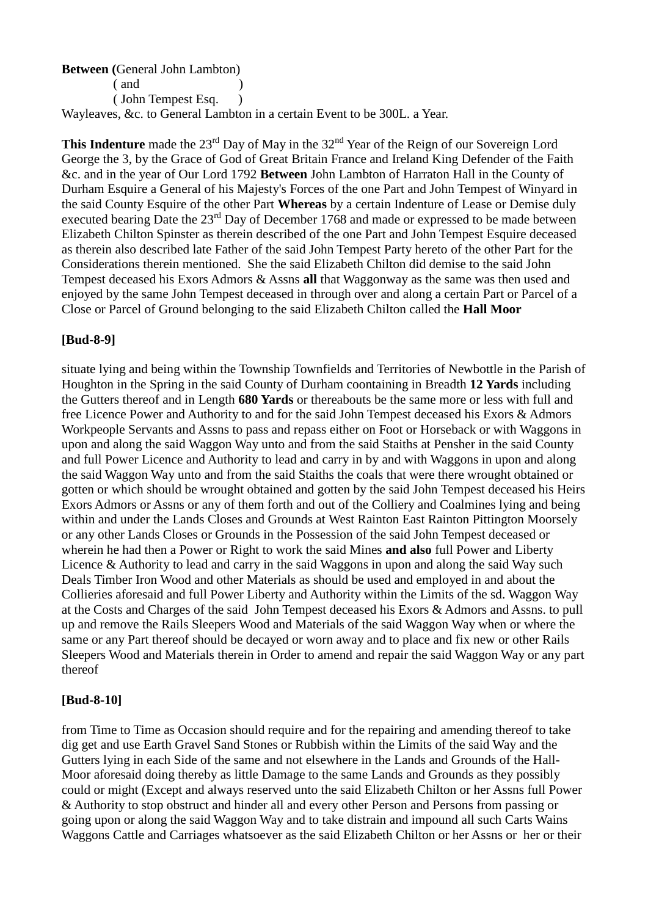**Between (**General John Lambton)
( and )
( John Tempest Esq. )
Wayleaves, &c. to General Lambton in a certain Event to be 300L. a Year.

**This Indenture** made the 23rd Day of May in the 32nd Year of the Reign of our Sovereign Lord George the 3, by the Grace of God of Great Britain France and Ireland King Defender of the Faith &c. and in the year of Our Lord 1792 **Between** John Lambton of Harraton Hall in the County of Durham Esquire a General of his Majesty's Forces of the one Part and John Tempest of Winyard in the said County Esquire of the other Part **Whereas** by a certain Indenture of Lease or Demise duly executed bearing Date the 23rd Day of December 1768 and made or expressed to be made between Elizabeth Chilton Spinster as therein described of the one Part and John Tempest Esquire deceased as therein also described late Father of the said John Tempest Party hereto of the other Part for the Considerations therein mentioned. She the said Elizabeth Chilton did demise to the said John Tempest deceased his Exors Admors & Assns **all** that Waggonway as the same was then used and enjoyed by the same John Tempest deceased in through over and along a certain Part or Parcel of a Close or Parcel of Ground belonging to the said Elizabeth Chilton called the **Hall Moor**

**[Bud-8-9]**

situate lying and being within the Township Townfields and Territories of Newbottle in the Parish of Houghton in the Spring in the said County of Durham coontaining in Breadth **12 Yards** including the Gutters thereof and in Length **680 Yards** or thereabouts be the same more or less with full and free Licence Power and Authority to and for the said John Tempest deceased his Exors & Admors Workpeople Servants and Assns to pass and repass either on Foot or Horseback or with Waggons in upon and along the said Waggon Way unto and from the said Staiths at Pensher in the said County and full Power Licence and Authority to lead and carry in by and with Waggons in upon and along the said Waggon Way unto and from the said Staiths the coals that were there wrought obtained or gotten or which should be wrought obtained and gotten by the said John Tempest deceased his Heirs Exors Admors or Assns or any of them forth and out of the Colliery and Coalmines lying and being within and under the Lands Closes and Grounds at West Rainton East Rainton Pittington Moorsely or any other Lands Closes or Grounds in the Possession of the said John Tempest deceased or wherein he had then a Power or Right to work the said Mines **and also** full Power and Liberty Licence & Authority to lead and carry in the said Waggons in upon and along the said Way such Deals Timber Iron Wood and other Materials as should be used and employed in and about the Collieries aforesaid and full Power Liberty and Authority within the Limits of the sd. Waggon Way at the Costs and Charges of the said John Tempest deceased his Exors & Admors and Assns. to pull up and remove the Rails Sleepers Wood and Materials of the said Waggon Way when or where the same or any Part thereof should be decayed or worn away and to place and fix new or other Rails Sleepers Wood and Materials therein in Order to amend and repair the said Waggon Way or any part thereof

**[Bud-8-10]**

from Time to Time as Occasion should require and for the repairing and amending thereof to take dig get and use Earth Gravel Sand Stones or Rubbish within the Limits of the said Way and the Gutters lying in each Side of the same and not elsewhere in the Lands and Grounds of the Hall-Moor aforesaid doing thereby as little Damage to the same Lands and Grounds as they possibly could or might (Except and always reserved unto the said Elizabeth Chilton or her Assns full Power & Authority to stop obstruct and hinder all and every other Person and Persons from passing or going upon or along the said Waggon Way and to take distrain and impound all such Carts Wains Waggons Cattle and Carriages whatsoever as the said Elizabeth Chilton or her Assns or her or their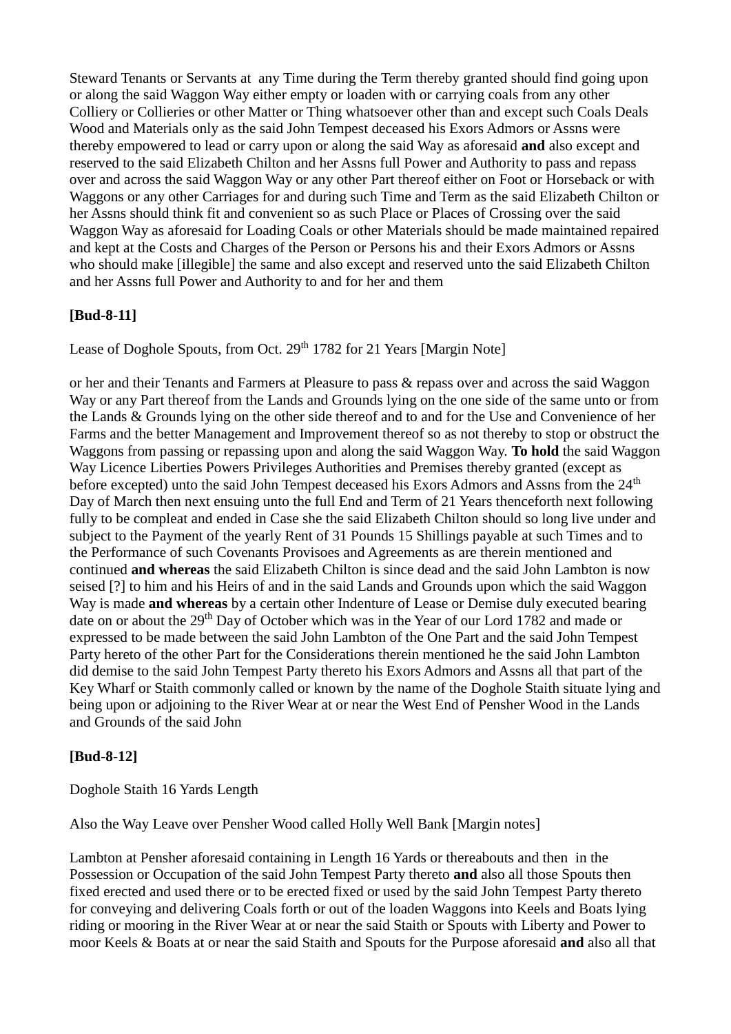Steward Tenants or Servants at any Time during the Term thereby granted should find going upon or along the said Waggon Way either empty or loaden with or carrying coals from any other Colliery or Collieries or other Matter or Thing whatsoever other than and except such Coals Deals Wood and Materials only as the said John Tempest deceased his Exors Admors or Assns were thereby empowered to lead or carry upon or along the said Way as aforesaid **and** also except and reserved to the said Elizabeth Chilton and her Assns full Power and Authority to pass and repass over and across the said Waggon Way or any other Part thereof either on Foot or Horseback or with Waggons or any other Carriages for and during such Time and Term as the said Elizabeth Chilton or her Assns should think fit and convenient so as such Place or Places of Crossing over the said Waggon Way as aforesaid for Loading Coals or other Materials should be made maintained repaired and kept at the Costs and Charges of the Person or Persons his and their Exors Admors or Assns who should make [illegible] the same and also except and reserved unto the said Elizabeth Chilton and her Assns full Power and Authority to and for her and them

**[Bud-8-11]**

Lease of Doghole Spouts, from Oct. 29th 1782 for 21 Years [Margin Note]

or her and their Tenants and Farmers at Pleasure to pass & repass over and across the said Waggon Way or any Part thereof from the Lands and Grounds lying on the one side of the same unto or from the Lands & Grounds lying on the other side thereof and to and for the Use and Convenience of her Farms and the better Management and Improvement thereof so as not thereby to stop or obstruct the Waggons from passing or repassing upon and along the said Waggon Way. **To hold** the said Waggon Way Licence Liberties Powers Privileges Authorities and Premises thereby granted (except as before excepted) unto the said John Tempest deceased his Exors Admors and Assns from the 24th Day of March then next ensuing unto the full End and Term of 21 Years thenceforth next following fully to be compleat and ended in Case she the said Elizabeth Chilton should so long live under and subject to the Payment of the yearly Rent of 31 Pounds 15 Shillings payable at such Times and to the Performance of such Covenants Provisoes and Agreements as are therein mentioned and continued **and whereas** the said Elizabeth Chilton is since dead and the said John Lambton is now seised [?] to him and his Heirs of and in the said Lands and Grounds upon which the said Waggon Way is made **and whereas** by a certain other Indenture of Lease or Demise duly executed bearing date on or about the 29th Day of October which was in the Year of our Lord 1782 and made or expressed to be made between the said John Lambton of the One Part and the said John Tempest Party hereto of the other Part for the Considerations therein mentioned he the said John Lambton did demise to the said John Tempest Party thereto his Exors Admors and Assns all that part of the Key Wharf or Staith commonly called or known by the name of the Doghole Staith situate lying and being upon or adjoining to the River Wear at or near the West End of Pensher Wood in the Lands and Grounds of the said John

**[Bud-8-12]**

Doghole Staith 16 Yards Length

Also the Way Leave over Pensher Wood called Holly Well Bank [Margin notes]

Lambton at Pensher aforesaid containing in Length 16 Yards or thereabouts and then in the Possession or Occupation of the said John Tempest Party thereto **and** also all those Spouts then fixed erected and used there or to be erected fixed or used by the said John Tempest Party thereto for conveying and delivering Coals forth or out of the loaden Waggons into Keels and Boats lying riding or mooring in the River Wear at or near the said Staith or Spouts with Liberty and Power to moor Keels & Boats at or near the said Staith and Spouts for the Purpose aforesaid **and** also all that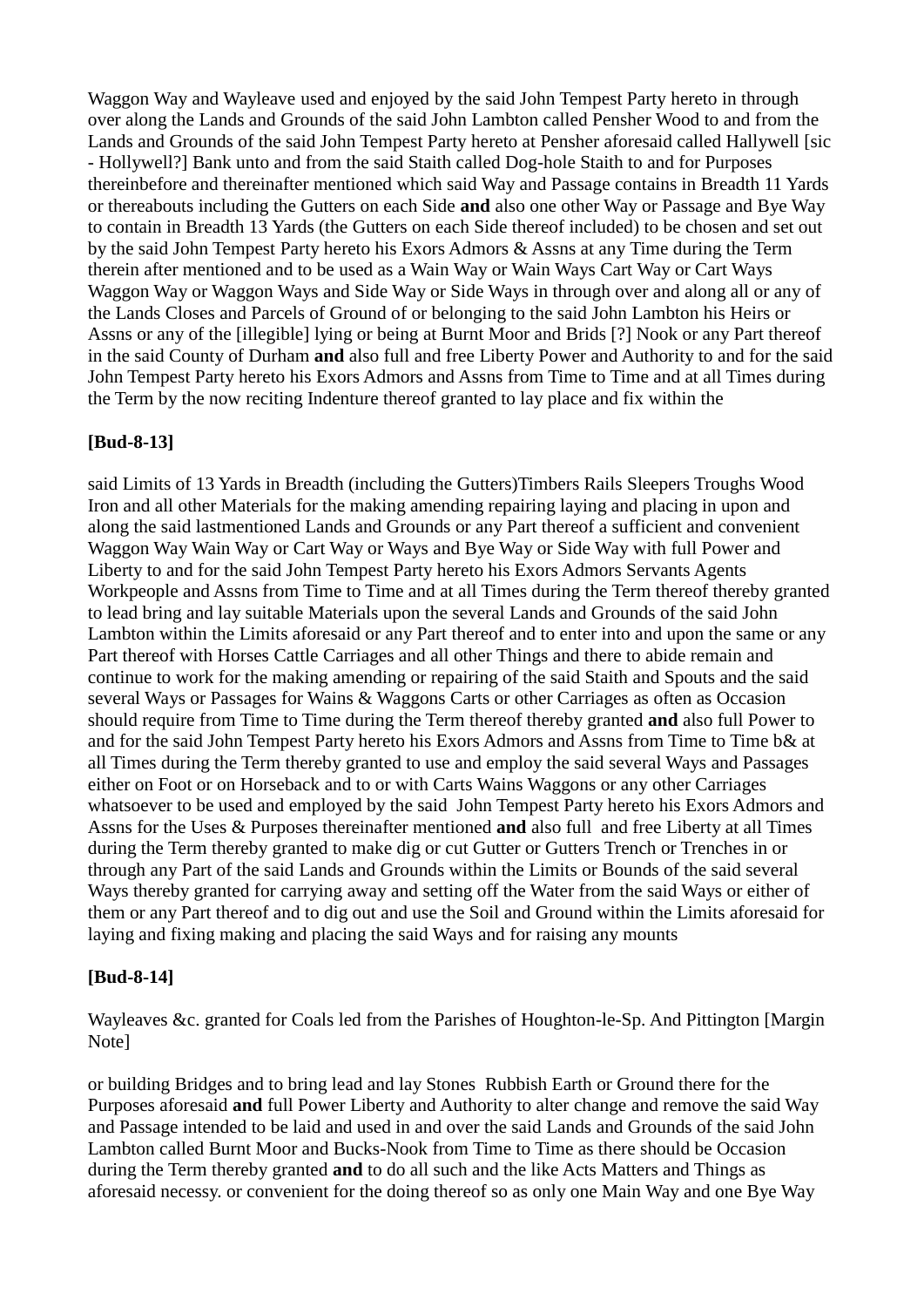Waggon Way and Wayleave used and enjoyed by the said John Tempest Party hereto in through over along the Lands and Grounds of the said John Lambton called Pensher Wood to and from the Lands and Grounds of the said John Tempest Party hereto at Pensher aforesaid called Hallywell [sic - Hollywell?] Bank unto and from the said Staith called Dog-hole Staith to and for Purposes thereinbefore and thereinafter mentioned which said Way and Passage contains in Breadth 11 Yards or thereabouts including the Gutters on each Side **and** also one other Way or Passage and Bye Way to contain in Breadth 13 Yards (the Gutters on each Side thereof included) to be chosen and set out by the said John Tempest Party hereto his Exors Admors & Assns at any Time during the Term therein after mentioned and to be used as a Wain Way or Wain Ways Cart Way or Cart Ways Waggon Way or Waggon Ways and Side Way or Side Ways in through over and along all or any of the Lands Closes and Parcels of Ground of or belonging to the said John Lambton his Heirs or Assns or any of the [illegible] lying or being at Burnt Moor and Brids [?] Nook or any Part thereof in the said County of Durham **and** also full and free Liberty Power and Authority to and for the said John Tempest Party hereto his Exors Admors and Assns from Time to Time and at all Times during the Term by the now reciting Indenture thereof granted to lay place and fix within the

**[Bud-8-13]**

said Limits of 13 Yards in Breadth (including the Gutters)Timbers Rails Sleepers Troughs Wood Iron and all other Materials for the making amending repairing laying and placing in upon and along the said lastmentioned Lands and Grounds or any Part thereof a sufficient and convenient Waggon Way Wain Way or Cart Way or Ways and Bye Way or Side Way with full Power and Liberty to and for the said John Tempest Party hereto his Exors Admors Servants Agents Workpeople and Assns from Time to Time and at all Times during the Term thereof thereby granted to lead bring and lay suitable Materials upon the several Lands and Grounds of the said John Lambton within the Limits aforesaid or any Part thereof and to enter into and upon the same or any Part thereof with Horses Cattle Carriages and all other Things and there to abide remain and continue to work for the making amending or repairing of the said Staith and Spouts and the said several Ways or Passages for Wains & Waggons Carts or other Carriages as often as Occasion should require from Time to Time during the Term thereof thereby granted **and** also full Power to and for the said John Tempest Party hereto his Exors Admors and Assns from Time to Time b& at all Times during the Term thereby granted to use and employ the said several Ways and Passages either on Foot or on Horseback and to or with Carts Wains Waggons or any other Carriages whatsoever to be used and employed by the said John Tempest Party hereto his Exors Admors and Assns for the Uses & Purposes thereinafter mentioned **and** also full and free Liberty at all Times during the Term thereby granted to make dig or cut Gutter or Gutters Trench or Trenches in or through any Part of the said Lands and Grounds within the Limits or Bounds of the said several Ways thereby granted for carrying away and setting off the Water from the said Ways or either of them or any Part thereof and to dig out and use the Soil and Ground within the Limits aforesaid for laying and fixing making and placing the said Ways and for raising any mounts

**[Bud-8-14]**

Wayleaves &c. granted for Coals led from the Parishes of Houghton-le-Sp. And Pittington [Margin Note]

or building Bridges and to bring lead and lay Stones Rubbish Earth or Ground there for the Purposes aforesaid **and** full Power Liberty and Authority to alter change and remove the said Way and Passage intended to be laid and used in and over the said Lands and Grounds of the said John Lambton called Burnt Moor and Bucks-Nook from Time to Time as there should be Occasion during the Term thereby granted **and** to do all such and the like Acts Matters and Things as aforesaid necessy. or convenient for the doing thereof so as only one Main Way and one Bye Way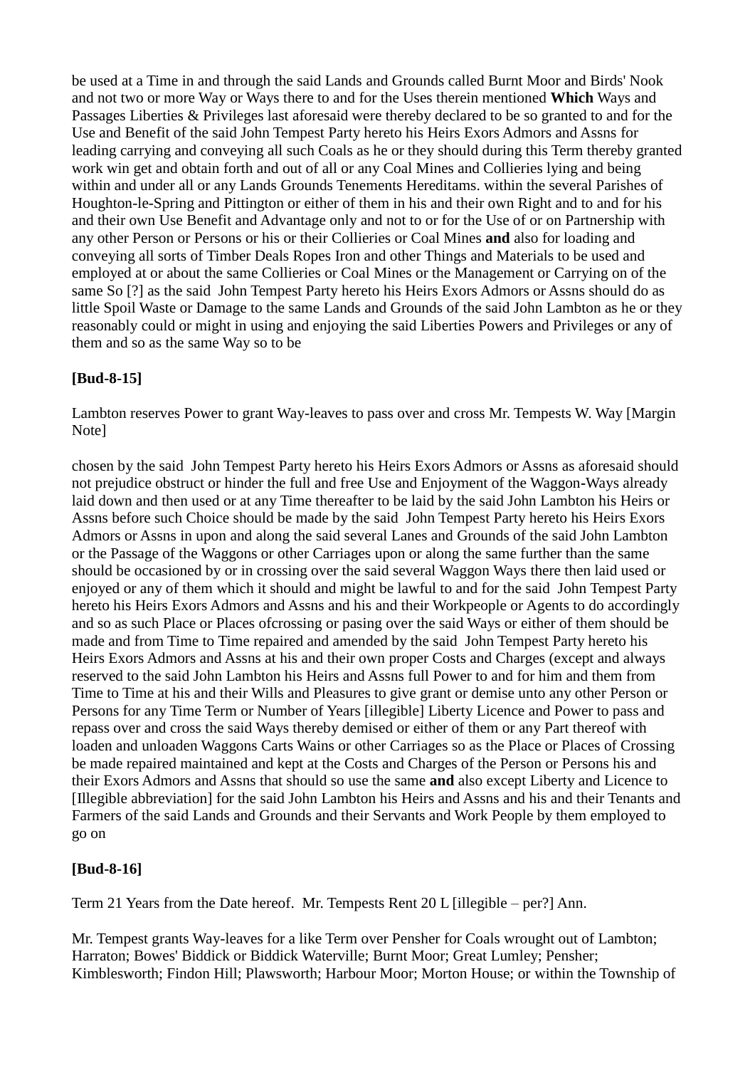be used at a Time in and through the said Lands and Grounds called Burnt Moor and Birds' Nook and not two or more Way or Ways there to and for the Uses therein mentioned **Which** Ways and Passages Liberties & Privileges last aforesaid were thereby declared to be so granted to and for the Use and Benefit of the said John Tempest Party hereto his Heirs Exors Admors and Assns for leading carrying and conveying all such Coals as he or they should during this Term thereby granted work win get and obtain forth and out of all or any Coal Mines and Collieries lying and being within and under all or any Lands Grounds Tenements Hereditams. within the several Parishes of Houghton-le-Spring and Pittington or either of them in his and their own Right and to and for his and their own Use Benefit and Advantage only and not to or for the Use of or on Partnership with any other Person or Persons or his or their Collieries or Coal Mines **and** also for loading and conveying all sorts of Timber Deals Ropes Iron and other Things and Materials to be used and employed at or about the same Collieries or Coal Mines or the Management or Carrying on of the same So [?] as the said John Tempest Party hereto his Heirs Exors Admors or Assns should do as little Spoil Waste or Damage to the same Lands and Grounds of the said John Lambton as he or they reasonably could or might in using and enjoying the said Liberties Powers and Privileges or any of them and so as the same Way so to be

**[Bud-8-15]**

Lambton reserves Power to grant Way-leaves to pass over and cross Mr. Tempests W. Way [Margin Note]

chosen by the said John Tempest Party hereto his Heirs Exors Admors or Assns as aforesaid should not prejudice obstruct or hinder the full and free Use and Enjoyment of the Waggon-Ways already laid down and then used or at any Time thereafter to be laid by the said John Lambton his Heirs or Assns before such Choice should be made by the said John Tempest Party hereto his Heirs Exors Admors or Assns in upon and along the said several Lanes and Grounds of the said John Lambton or the Passage of the Waggons or other Carriages upon or along the same further than the same should be occasioned by or in crossing over the said several Waggon Ways there then laid used or enjoyed or any of them which it should and might be lawful to and for the said John Tempest Party hereto his Heirs Exors Admors and Assns and his and their Workpeople or Agents to do accordingly and so as such Place or Places ofcrossing or pasing over the said Ways or either of them should be made and from Time to Time repaired and amended by the said John Tempest Party hereto his Heirs Exors Admors and Assns at his and their own proper Costs and Charges (except and always reserved to the said John Lambton his Heirs and Assns full Power to and for him and them from Time to Time at his and their Wills and Pleasures to give grant or demise unto any other Person or Persons for any Time Term or Number of Years [illegible] Liberty Licence and Power to pass and repass over and cross the said Ways thereby demised or either of them or any Part thereof with loaden and unloaden Waggons Carts Wains or other Carriages so as the Place or Places of Crossing be made repaired maintained and kept at the Costs and Charges of the Person or Persons his and their Exors Admors and Assns that should so use the same **and** also except Liberty and Licence to [Illegible abbreviation] for the said John Lambton his Heirs and Assns and his and their Tenants and Farmers of the said Lands and Grounds and their Servants and Work People by them employed to go on

**[Bud-8-16]**

Term 21 Years from the Date hereof. Mr. Tempests Rent 20 L [illegible – per?] Ann.

Mr. Tempest grants Way-leaves for a like Term over Pensher for Coals wrought out of Lambton; Harraton; Bowes' Biddick or Biddick Waterville; Burnt Moor; Great Lumley; Pensher; Kimblesworth; Findon Hill; Plawsworth; Harbour Moor; Morton House; or within the Township of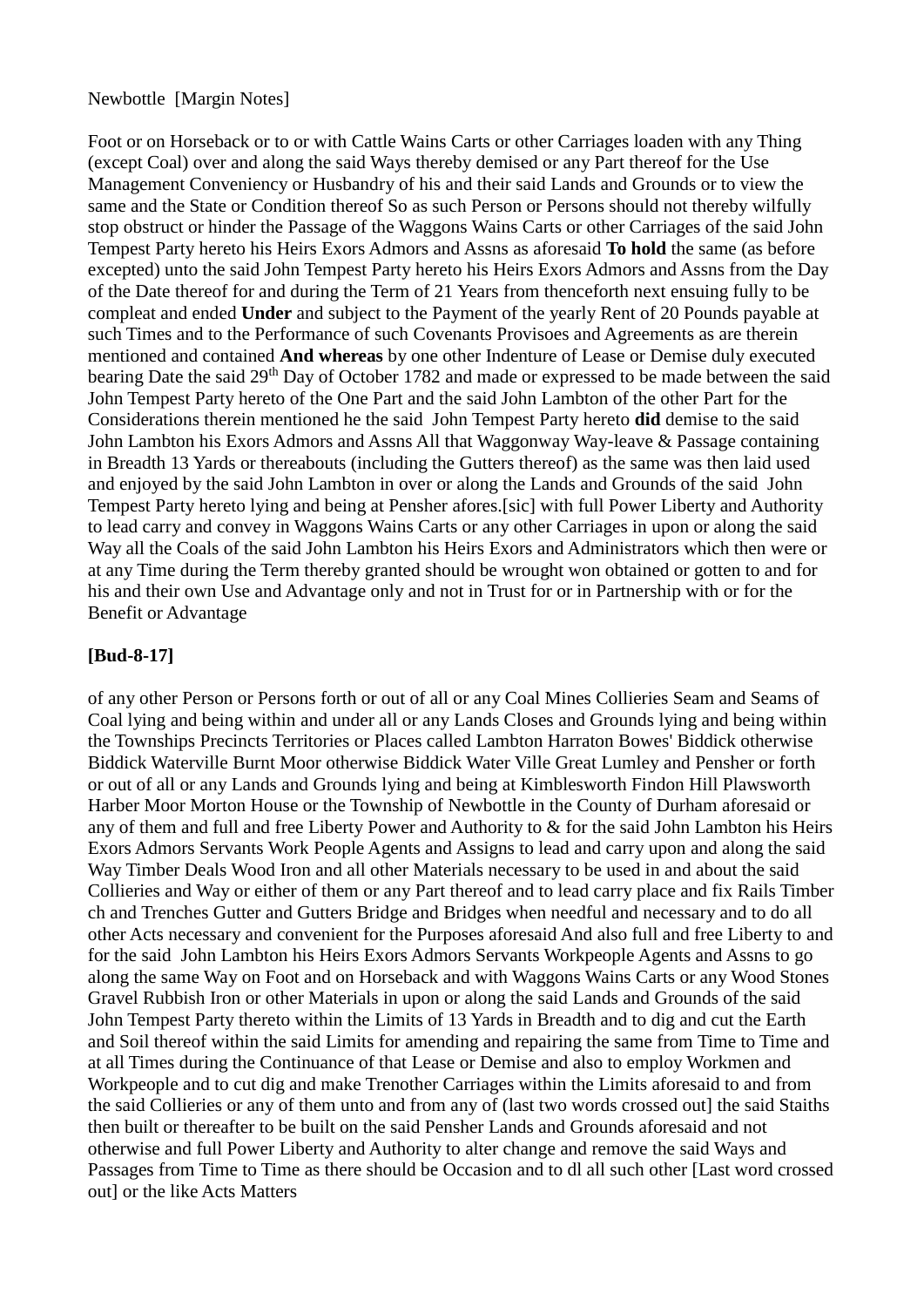Newbottle  [Margin Notes]

Foot or on Horseback or to or with Cattle Wains Carts or other Carriages loaden with any Thing (except Coal) over and along the said Ways thereby demised or any Part thereof for the Use Management Conveniency or Husbandry of his and their said Lands and Grounds or to view the same and the State or Condition thereof So as such Person or Persons should not thereby wilfully stop obstruct or hinder the Passage of the Waggons Wains Carts or other Carriages of the said John Tempest Party hereto his Heirs Exors Admors and Assns as aforesaid **To hold** the same (as before excepted) unto the said John Tempest Party hereto his Heirs Exors Admors and Assns from the Day of the Date thereof for and during the Term of 21 Years from thenceforth next ensuing fully to be compleat and ended **Under** and subject to the Payment of the yearly Rent of 20 Pounds payable at such Times and to the Performance of such Covenants Provisoes and Agreements as are therein mentioned and contained **And whereas** by one other Indenture of Lease or Demise duly executed bearing Date the said 29th Day of October 1782 and made or expressed to be made between the said John Tempest Party hereto of the One Part and the said John Lambton of the other Part for the Considerations therein mentioned he the said  John Tempest Party hereto **did** demise to the said John Lambton his Exors Admors and Assns All that Waggonway Way-leave & Passage containing in Breadth 13 Yards or thereabouts (including the Gutters thereof) as the same was then laid used and enjoyed by the said John Lambton in over or along the Lands and Grounds of the said  John Tempest Party hereto lying and being at Pensher afores.[sic] with full Power Liberty and Authority to lead carry and convey in Waggons Wains Carts or any other Carriages in upon or along the said Way all the Coals of the said John Lambton his Heirs Exors and Administrators which then were or at any Time during the Term thereby granted should be wrought won obtained or gotten to and for his and their own Use and Advantage only and not in Trust for or in Partnership with or for the Benefit or Advantage

**[Bud-8-17]**

of any other Person or Persons forth or out of all or any Coal Mines Collieries Seam and Seams of Coal lying and being within and under all or any Lands Closes and Grounds lying and being within the Townships Precincts Territories or Places called Lambton Harraton Bowes' Biddick otherwise Biddick Waterville Burnt Moor otherwise Biddick Water Ville Great Lumley and Pensher or forth or out of all or any Lands and Grounds lying and being at Kimblesworth Findon Hill Plawsworth Harber Moor Morton House or the Township of Newbottle in the County of Durham aforesaid or any of them and full and free Liberty Power and Authority to & for the said John Lambton his Heirs Exors Admors Servants Work People Agents and Assigns to lead and carry upon and along the said Way Timber Deals Wood Iron and all other Materials necessary to be used in and about the said Collieries and Way or either of them or any Part thereof and to lead carry place and fix Rails Timber ch and Trenches Gutter and Gutters Bridge and Bridges when needful and necessary and to do all other Acts necessary and convenient for the Purposes aforesaid And also full and free Liberty to and for the said  John Lambton his Heirs Exors Admors Servants Workpeople Agents and Assns to go along the same Way on Foot and on Horseback and with Waggons Wains Carts or any Wood Stones Gravel Rubbish Iron or other Materials in upon or along the said Lands and Grounds of the said John Tempest Party thereto within the Limits of 13 Yards in Breadth and to dig and cut the Earth and Soil thereof within the said Limits for amending and repairing the same from Time to Time and at all Times during the Continuance of that Lease or Demise and also to employ Workmen and Workpeople and to cut dig and make Trenother Carriages within the Limits aforesaid to and from the said Collieries or any of them unto and from any of (last two words crossed out] the said Staiths then built or thereafter to be built on the said Pensher Lands and Grounds aforesaid and not otherwise and full Power Liberty and Authority to alter change and remove the said Ways and Passages from Time to Time as there should be Occasion and to dl all such other [Last word crossed out] or the like Acts Matters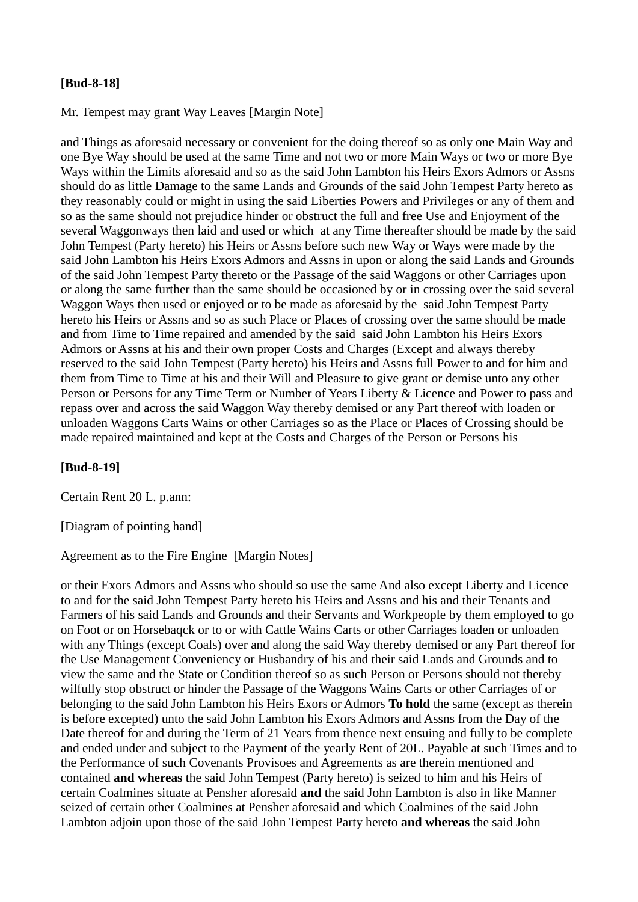**[Bud-8-18]**

Mr. Tempest may grant Way Leaves [Margin Note]

and Things as aforesaid necessary or convenient for the doing thereof so as only one Main Way and one Bye Way should be used at the same Time and not two or more Main Ways or two or more Bye Ways within the Limits aforesaid and so as the said John Lambton his Heirs Exors Admors or Assns should do as little Damage to the same Lands and Grounds of the said John Tempest Party hereto as they reasonably could or might in using the said Liberties Powers and Privileges or any of them and so as the same should not prejudice hinder or obstruct the full and free Use and Enjoyment of the several Waggonways then laid and used or which at any Time thereafter should be made by the said John Tempest (Party hereto) his Heirs or Assns before such new Way or Ways were made by the said John Lambton his Heirs Exors Admors and Assns in upon or along the said Lands and Grounds of the said John Tempest Party thereto or the Passage of the said Waggons or other Carriages upon or along the same further than the same should be occasioned by or in crossing over the said several Waggon Ways then used or enjoyed or to be made as aforesaid by the said John Tempest Party hereto his Heirs or Assns and so as such Place or Places of crossing over the same should be made and from Time to Time repaired and amended by the said said John Lambton his Heirs Exors Admors or Assns at his and their own proper Costs and Charges (Except and always thereby reserved to the said John Tempest (Party hereto) his Heirs and Assns full Power to and for him and them from Time to Time at his and their Will and Pleasure to give grant or demise unto any other Person or Persons for any Time Term or Number of Years Liberty & Licence and Power to pass and repass over and across the said Waggon Way thereby demised or any Part thereof with loaden or unloaden Waggons Carts Wains or other Carriages so as the Place or Places of Crossing should be made repaired maintained and kept at the Costs and Charges of the Person or Persons his

**[Bud-8-19]**

Certain Rent 20 L. p.ann:

[Diagram of pointing hand]

Agreement as to the Fire Engine [Margin Notes]

or their Exors Admors and Assns who should so use the same And also except Liberty and Licence to and for the said John Tempest Party hereto his Heirs and Assns and his and their Tenants and Farmers of his said Lands and Grounds and their Servants and Workpeople by them employed to go on Foot or on Horsebaqck or to or with Cattle Wains Carts or other Carriages loaden or unloaden with any Things (except Coals) over and along the said Way thereby demised or any Part thereof for the Use Management Conveniency or Husbandry of his and their said Lands and Grounds and to view the same and the State or Condition thereof so as such Person or Persons should not thereby wilfully stop obstruct or hinder the Passage of the Waggons Wains Carts or other Carriages of or belonging to the said John Lambton his Heirs Exors or Admors **To hold** the same (except as therein is before excepted) unto the said John Lambton his Exors Admors and Assns from the Day of the Date thereof for and during the Term of 21 Years from thence next ensuing and fully to be complete and ended under and subject to the Payment of the yearly Rent of 20L. Payable at such Times and to the Performance of such Covenants Provisoes and Agreements as are therein mentioned and contained **and whereas** the said John Tempest (Party hereto) is seized to him and his Heirs of certain Coalmines situate at Pensher aforesaid **and** the said John Lambton is also in like Manner seized of certain other Coalmines at Pensher aforesaid and which Coalmines of the said John Lambton adjoin upon those of the said John Tempest Party hereto **and whereas** the said John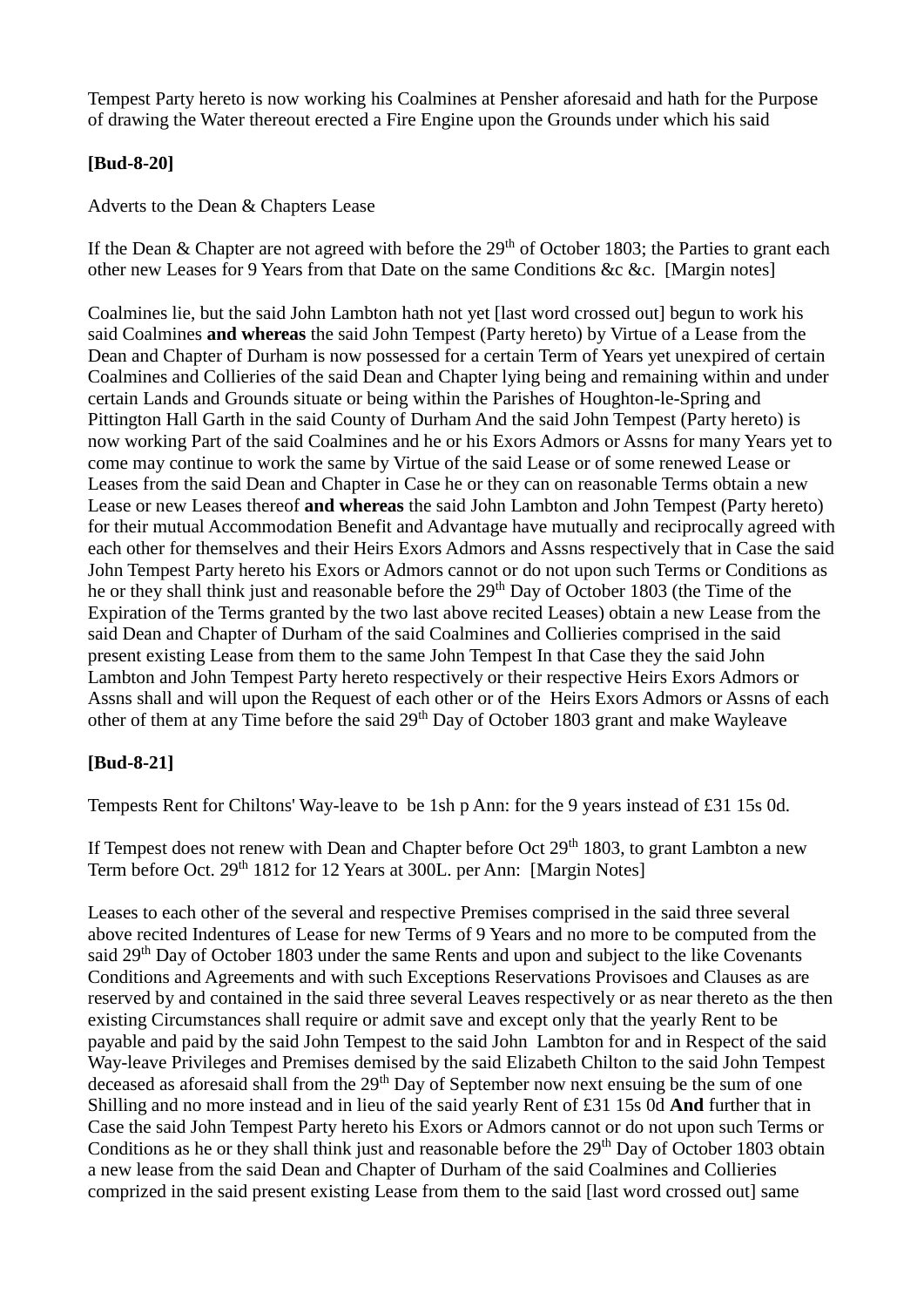Tempest Party hereto is now working his Coalmines at Pensher aforesaid and hath for the Purpose of drawing the Water thereout erected a Fire Engine upon the Grounds under which his said

**[Bud-8-20]**

Adverts to the Dean & Chapters Lease

If the Dean & Chapter are not agreed with before the 29th of October 1803; the Parties to grant each other new Leases for 9 Years from that Date on the same Conditions &c &c. [Margin notes]

Coalmines lie, but the said John Lambton hath not yet [last word crossed out] begun to work his said Coalmines **and whereas** the said John Tempest (Party hereto) by Virtue of a Lease from the Dean and Chapter of Durham is now possessed for a certain Term of Years yet unexpired of certain Coalmines and Collieries of the said Dean and Chapter lying being and remaining within and under certain Lands and Grounds situate or being within the Parishes of Houghton-le-Spring and Pittington Hall Garth in the said County of Durham And the said John Tempest (Party hereto) is now working Part of the said Coalmines and he or his Exors Admors or Assns for many Years yet to come may continue to work the same by Virtue of the said Lease or of some renewed Lease or Leases from the said Dean and Chapter in Case he or they can on reasonable Terms obtain a new Lease or new Leases thereof **and whereas** the said John Lambton and John Tempest (Party hereto) for their mutual Accommodation Benefit and Advantage have mutually and reciprocally agreed with each other for themselves and their Heirs Exors Admors and Assns respectively that in Case the said John Tempest Party hereto his Exors or Admors cannot or do not upon such Terms or Conditions as he or they shall think just and reasonable before the 29th Day of October 1803 (the Time of the Expiration of the Terms granted by the two last above recited Leases) obtain a new Lease from the said Dean and Chapter of Durham of the said Coalmines and Collieries comprised in the said present existing Lease from them to the same John Tempest In that Case they the said John Lambton and John Tempest Party hereto respectively or their respective Heirs Exors Admors or Assns shall and will upon the Request of each other or of the Heirs Exors Admors or Assns of each other of them at any Time before the said 29th Day of October 1803 grant and make Wayleave

**[Bud-8-21]**

Tempests Rent for Chiltons' Way-leave to be 1sh p Ann: for the 9 years instead of £31 15s 0d.

If Tempest does not renew with Dean and Chapter before Oct 29th 1803, to grant Lambton a new Term before Oct. 29th 1812 for 12 Years at 300L. per Ann: [Margin Notes]

Leases to each other of the several and respective Premises comprised in the said three several above recited Indentures of Lease for new Terms of 9 Years and no more to be computed from the said 29th Day of October 1803 under the same Rents and upon and subject to the like Covenants Conditions and Agreements and with such Exceptions Reservations Provisoes and Clauses as are reserved by and contained in the said three several Leaves respectively or as near thereto as the then existing Circumstances shall require or admit save and except only that the yearly Rent to be payable and paid by the said John Tempest to the said John Lambton for and in Respect of the said Way-leave Privileges and Premises demised by the said Elizabeth Chilton to the said John Tempest deceased as aforesaid shall from the 29th Day of September now next ensuing be the sum of one Shilling and no more instead and in lieu of the said yearly Rent of £31 15s 0d **And** further that in Case the said John Tempest Party hereto his Exors or Admors cannot or do not upon such Terms or Conditions as he or they shall think just and reasonable before the 29th Day of October 1803 obtain a new lease from the said Dean and Chapter of Durham of the said Coalmines and Collieries comprized in the said present existing Lease from them to the said [last word crossed out] same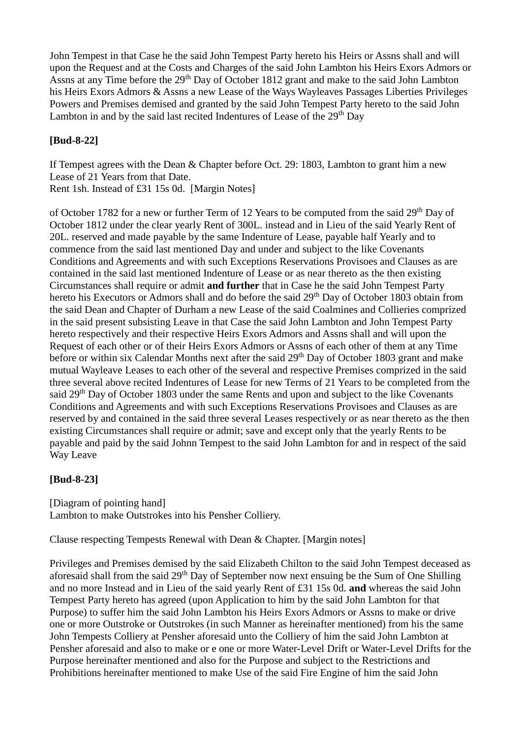John Tempest in that Case he the said John Tempest Party hereto his Heirs or Assns shall and will upon the Request and at the Costs and Charges of the said John Lambton his Heirs Exors Admors or Assns at any Time before the 29th Day of October 1812 grant and make to the said John Lambton his Heirs Exors Admors & Assns a new Lease of the Ways Wayleaves Passages Liberties Privileges Powers and Premises demised and granted by the said John Tempest Party hereto to the said John Lambton in and by the said last recited Indentures of Lease of the 29th Day

**[Bud-8-22]**

If Tempest agrees with the Dean & Chapter before Oct. 29: 1803, Lambton to grant him a new Lease of 21 Years from that Date.
Rent 1sh. Instead of £31 15s 0d.  [Margin Notes]

of October 1782 for a new or further Term of 12 Years to be computed from the said 29th Day of October 1812 under the clear yearly Rent of 300L. instead and in Lieu of the said Yearly Rent of 20L. reserved and made payable by the same Indenture of Lease, payable half Yearly and to commence from the said last mentioned Day and under and subject to the like Covenants Conditions and Agreements and with such Exceptions Reservations Provisoes and Clauses as are contained in the said last mentioned Indenture of Lease or as near thereto as the then existing Circumstances shall require or admit **and further** that in Case he the said John Tempest Party hereto his Executors or Admors shall and do before the said 29th Day of October 1803 obtain from the said Dean and Chapter of Durham a new Lease of the said Coalmines and Collieries comprized in the said present subsisting Leave in that Case the said John Lambton and John Tempest Party hereto respectively and their respective Heirs Exors Admors and Assns shall and will upon the Request of each other or of their Heirs Exors Admors or Assns of each other of them at any Time before or within six Calendar Months next after the said 29th Day of October 1803 grant and make mutual Wayleave Leases to each other of the several and respective Premises comprized in the said three several above recited Indentures of Lease for new Terms of 21 Years to be completed from the said 29th Day of October 1803 under the same Rents and upon and subject to the like Covenants Conditions and Agreements and with such Exceptions Reservations Provisoes and Clauses as are reserved by and contained in the said three several Leases respectively or as near thereto as the then existing Circumstances shall require or admit; save and except only that the yearly Rents to be payable and paid by the said Johnn Tempest to the said John Lambton for and in respect of the said Way Leave

**[Bud-8-23]**

[Diagram of pointing hand]
Lambton to make Outstrokes into his Pensher Colliery.

Clause respecting Tempests Renewal with Dean & Chapter. [Margin notes]

Privileges and Premises demised by the said Elizabeth Chilton to the said John Tempest deceased as aforesaid shall from the said 29th Day of September now next ensuing be the Sum of One Shilling and no more Instead and in Lieu of the said yearly Rent of £31 15s 0d. **and** whereas the said John Tempest Party hereto has agreed (upon Application to him by the said John Lambton for that Purpose) to suffer him the said John Lambton his Heirs Exors Admors or Assns to make or drive one or more Outstroke or Outstrokes (in such Manner as hereinafter mentioned) from his the same John Tempests Colliery at Pensher aforesaid unto the Colliery of him the said John Lambton at Pensher aforesaid and also to make or e one or more Water-Level Drift or Water-Level Drifts for the Purpose hereinafter mentioned and also for the Purpose and subject to the Restrictions and Prohibitions hereinafter mentioned to make Use of the said Fire Engine of him the said John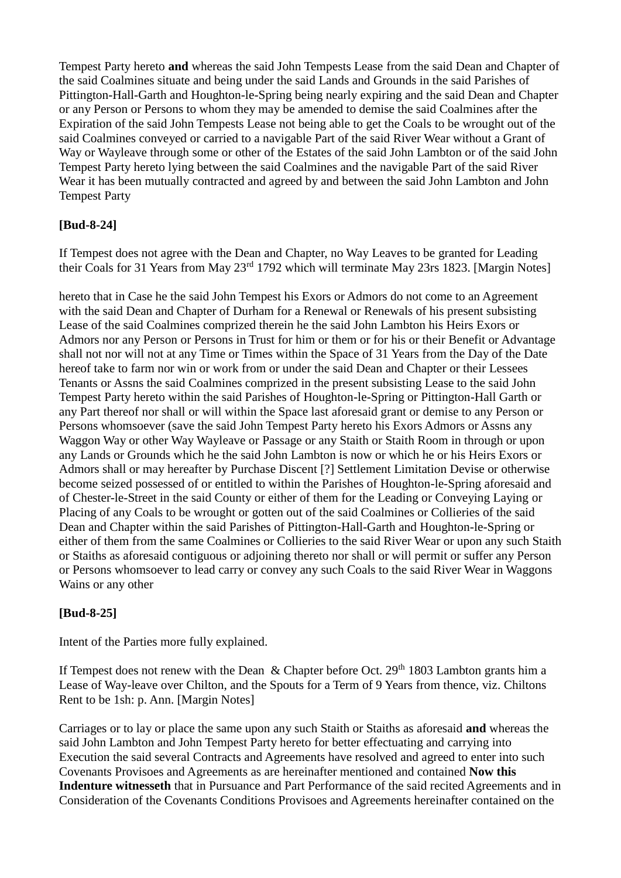Tempest Party hereto **and** whereas the said John Tempests Lease from the said Dean and Chapter of the said Coalmines situate and being under the said Lands and Grounds in the said Parishes of Pittington-Hall-Garth and Houghton-le-Spring being nearly expiring and the said Dean and Chapter or any Person or Persons to whom they may be amended to demise the said Coalmines after the Expiration of the said John Tempests Lease not being able to get the Coals to be wrought out of the said Coalmines conveyed or carried to a navigable Part of the said River Wear without a Grant of Way or Wayleave through some or other of the Estates of the said John Lambton or of the said John Tempest Party hereto lying between the said Coalmines and the navigable Part of the said River Wear it has been mutually contracted and agreed by and between the said John Lambton and John Tempest Party

**[Bud-8-24]**

If Tempest does not agree with the Dean and Chapter, no Way Leaves to be granted for Leading their Coals for 31 Years from May 23rd 1792 which will terminate May 23rs 1823. [Margin Notes]

hereto that in Case he the said John Tempest his Exors or Admors do not come to an Agreement with the said Dean and Chapter of Durham for a Renewal or Renewals of his present subsisting Lease of the said Coalmines comprized therein he the said John Lambton his Heirs Exors or Admors nor any Person or Persons in Trust for him or them or for his or their Benefit or Advantage shall not nor will not at any Time or Times within the Space of 31 Years from the Day of the Date hereof take to farm nor win or work from or under the said Dean and Chapter or their Lessees Tenants or Assns the said Coalmines comprized in the present subsisting Lease to the said John Tempest Party hereto within the said Parishes of Houghton-le-Spring or Pittington-Hall Garth or any Part thereof nor shall or will within the Space last aforesaid grant or demise to any Person or Persons whomsoever (save the said John Tempest Party hereto his Exors Admors or Assns any Waggon Way or other Way Wayleave or Passage or any Staith or Staith Room in through or upon any Lands or Grounds which he the said John Lambton is now or which he or his Heirs Exors or Admors shall or may hereafter by Purchase Discent [?] Settlement Limitation Devise or otherwise become seized possessed of or entitled to within the Parishes of Houghton-le-Spring aforesaid and of Chester-le-Street in the said County or either of them for the Leading or Conveying Laying or Placing of any Coals to be wrought or gotten out of the said Coalmines or Collieries of the said Dean and Chapter within the said Parishes of Pittington-Hall-Garth and Houghton-le-Spring or either of them from the same Coalmines or Collieries to the said River Wear or upon any such Staith or Staiths as aforesaid contiguous or adjoining thereto nor shall or will permit or suffer any Person or Persons whomsoever to lead carry or convey any such Coals to the said River Wear in Waggons Wains or any other

**[Bud-8-25]**

Intent of the Parties more fully explained.

If Tempest does not renew with the Dean & Chapter before Oct. 29th 1803 Lambton grants him a Lease of Way-leave over Chilton, and the Spouts for a Term of 9 Years from thence, viz. Chiltons Rent to be 1sh: p. Ann. [Margin Notes]

Carriages or to lay or place the same upon any such Staith or Staiths as aforesaid **and** whereas the said John Lambton and John Tempest Party hereto for better effectuating and carrying into Execution the said several Contracts and Agreements have resolved and agreed to enter into such Covenants Provisoes and Agreements as are hereinafter mentioned and contained **Now this Indenture witnesseth** that in Pursuance and Part Performance of the said recited Agreements and in Consideration of the Covenants Conditions Provisoes and Agreements hereinafter contained on the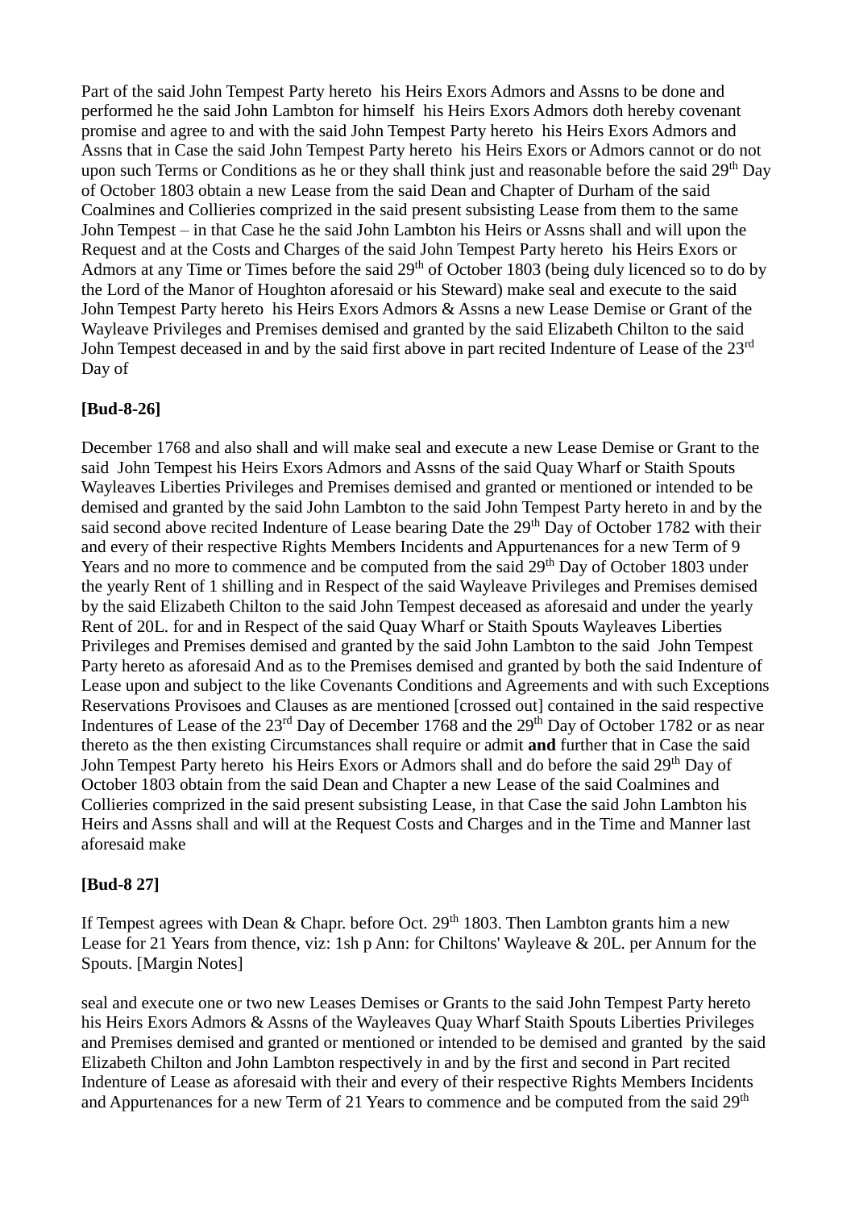Part of the said John Tempest Party hereto his Heirs Exors Admors and Assns to be done and performed he the said John Lambton for himself his Heirs Exors Admors doth hereby covenant promise and agree to and with the said John Tempest Party hereto his Heirs Exors Admors and Assns that in Case the said John Tempest Party hereto his Heirs Exors or Admors cannot or do not upon such Terms or Conditions as he or they shall think just and reasonable before the said 29th Day of October 1803 obtain a new Lease from the said Dean and Chapter of Durham of the said Coalmines and Collieries comprized in the said present subsisting Lease from them to the same John Tempest – in that Case he the said John Lambton his Heirs or Assns shall and will upon the Request and at the Costs and Charges of the said John Tempest Party hereto his Heirs Exors or Admors at any Time or Times before the said 29th of October 1803 (being duly licenced so to do by the Lord of the Manor of Houghton aforesaid or his Steward) make seal and execute to the said John Tempest Party hereto his Heirs Exors Admors & Assns a new Lease Demise or Grant of the Wayleave Privileges and Premises demised and granted by the said Elizabeth Chilton to the said John Tempest deceased in and by the said first above in part recited Indenture of Lease of the 23rd Day of

**[Bud-8-26]**

December 1768 and also shall and will make seal and execute a new Lease Demise or Grant to the said John Tempest his Heirs Exors Admors and Assns of the said Quay Wharf or Staith Spouts Wayleaves Liberties Privileges and Premises demised and granted or mentioned or intended to be demised and granted by the said John Lambton to the said John Tempest Party hereto in and by the said second above recited Indenture of Lease bearing Date the 29th Day of October 1782 with their and every of their respective Rights Members Incidents and Appurtenances for a new Term of 9 Years and no more to commence and be computed from the said 29th Day of October 1803 under the yearly Rent of 1 shilling and in Respect of the said Wayleave Privileges and Premises demised by the said Elizabeth Chilton to the said John Tempest deceased as aforesaid and under the yearly Rent of 20L. for and in Respect of the said Quay Wharf or Staith Spouts Wayleaves Liberties Privileges and Premises demised and granted by the said John Lambton to the said John Tempest Party hereto as aforesaid And as to the Premises demised and granted by both the said Indenture of Lease upon and subject to the like Covenants Conditions and Agreements and with such Exceptions Reservations Provisoes and Clauses as are mentioned [crossed out] contained in the said respective Indentures of Lease of the 23rd Day of December 1768 and the 29th Day of October 1782 or as near thereto as the then existing Circumstances shall require or admit **and** further that in Case the said John Tempest Party hereto his Heirs Exors or Admors shall and do before the said 29th Day of October 1803 obtain from the said Dean and Chapter a new Lease of the said Coalmines and Collieries comprized in the said present subsisting Lease, in that Case the said John Lambton his Heirs and Assns shall and will at the Request Costs and Charges and in the Time and Manner last aforesaid make

**[Bud-8 27]**

If Tempest agrees with Dean & Chapr. before Oct. 29th 1803. Then Lambton grants him a new Lease for 21 Years from thence, viz: 1sh p Ann: for Chiltons' Wayleave & 20L. per Annum for the Spouts. [Margin Notes]

seal and execute one or two new Leases Demises or Grants to the said John Tempest Party hereto his Heirs Exors Admors & Assns of the Wayleaves Quay Wharf Staith Spouts Liberties Privileges and Premises demised and granted or mentioned or intended to be demised and granted by the said Elizabeth Chilton and John Lambton respectively in and by the first and second in Part recited Indenture of Lease as aforesaid with their and every of their respective Rights Members Incidents and Appurtenances for a new Term of 21 Years to commence and be computed from the said 29th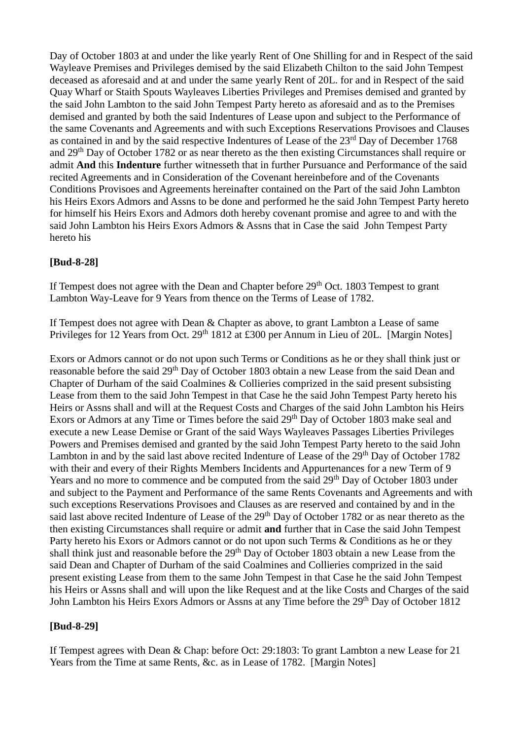Day of October 1803 at and under the like yearly Rent of One Shilling for and in Respect of the said Wayleave Premises and Privileges demised by the said Elizabeth Chilton to the said John Tempest deceased as aforesaid and at and under the same yearly Rent of 20L. for and in Respect of the said Quay Wharf or Staith Spouts Wayleaves Liberties Privileges and Premises demised and granted by the said John Lambton to the said John Tempest Party hereto as aforesaid and as to the Premises demised and granted by both the said Indentures of Lease upon and subject to the Performance of the same Covenants and Agreements and with such Exceptions Reservations Provisoes and Clauses as contained in and by the said respective Indentures of Lease of the 23rd Day of December 1768 and 29th Day of October 1782 or as near thereto as the then existing Circumstances shall require or admit **And** this **Indenture** further witnesseth that in further Pursuance and Performance of the said recited Agreements and in Consideration of the Covenant hereinbefore and of the Covenants Conditions Provisoes and Agreements hereinafter contained on the Part of the said John Lambton his Heirs Exors Admors and Assns to be done and performed he the said John Tempest Party hereto for himself his Heirs Exors and Admors doth hereby covenant promise and agree to and with the said John Lambton his Heirs Exors Admors & Assns that in Case the said John Tempest Party hereto his

**[Bud-8-28]**

If Tempest does not agree with the Dean and Chapter before 29th Oct. 1803 Tempest to grant Lambton Way-Leave for 9 Years from thence on the Terms of Lease of 1782.

If Tempest does not agree with Dean & Chapter as above, to grant Lambton a Lease of same Privileges for 12 Years from Oct. 29th 1812 at £300 per Annum in Lieu of 20L. [Margin Notes]

Exors or Admors cannot or do not upon such Terms or Conditions as he or they shall think just or reasonable before the said 29th Day of October 1803 obtain a new Lease from the said Dean and Chapter of Durham of the said Coalmines & Collieries comprized in the said present subsisting Lease from them to the said John Tempest in that Case he the said John Tempest Party hereto his Heirs or Assns shall and will at the Request Costs and Charges of the said John Lambton his Heirs Exors or Admors at any Time or Times before the said 29th Day of October 1803 make seal and execute a new Lease Demise or Grant of the said Ways Wayleaves Passages Liberties Privileges Powers and Premises demised and granted by the said John Tempest Party hereto to the said John Lambton in and by the said last above recited Indenture of Lease of the 29th Day of October 1782 with their and every of their Rights Members Incidents and Appurtenances for a new Term of 9 Years and no more to commence and be computed from the said 29th Day of October 1803 under and subject to the Payment and Performance of the same Rents Covenants and Agreements and with such exceptions Reservations Provisoes and Clauses as are reserved and contained by and in the said last above recited Indenture of Lease of the 29th Day of October 1782 or as near thereto as the then existing Circumstances shall require or admit **and** further that in Case the said John Tempest Party hereto his Exors or Admors cannot or do not upon such Terms & Conditions as he or they shall think just and reasonable before the 29th Day of October 1803 obtain a new Lease from the said Dean and Chapter of Durham of the said Coalmines and Collieries comprized in the said present existing Lease from them to the same John Tempest in that Case he the said John Tempest his Heirs or Assns shall and will upon the like Request and at the like Costs and Charges of the said John Lambton his Heirs Exors Admors or Assns at any Time before the 29th Day of October 1812

**[Bud-8-29]**

If Tempest agrees with Dean & Chap: before Oct: 29:1803: To grant Lambton a new Lease for 21 Years from the Time at same Rents, &c. as in Lease of 1782. [Margin Notes]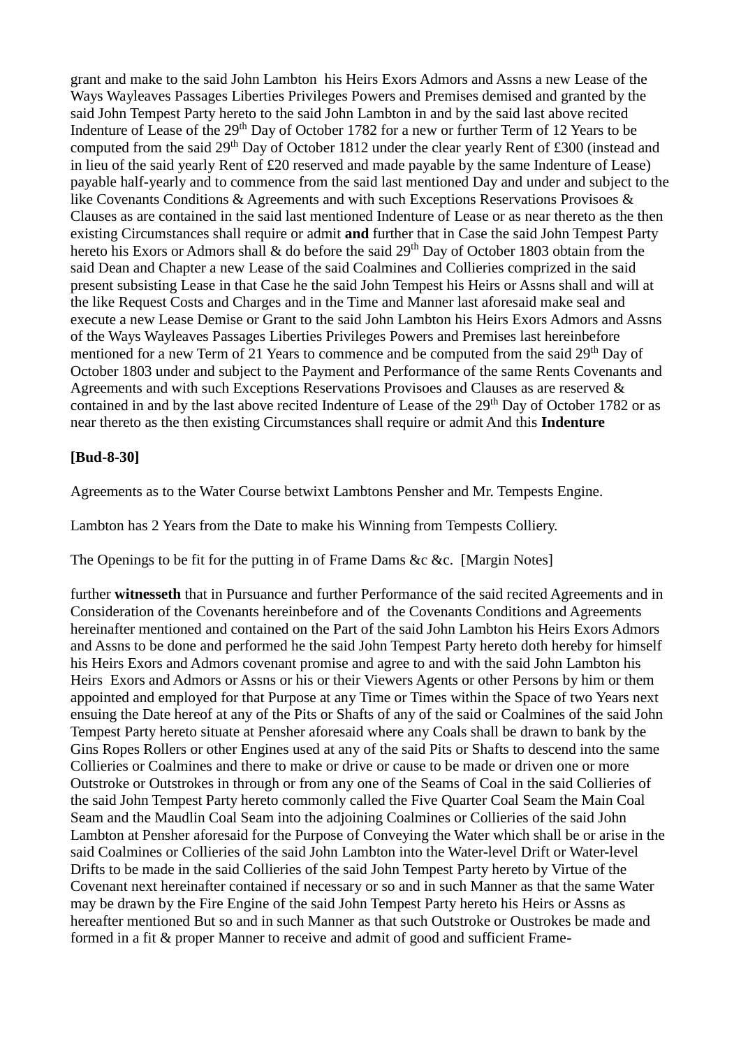grant and make to the said John Lambton his Heirs Exors Admors and Assns a new Lease of the Ways Wayleaves Passages Liberties Privileges Powers and Premises demised and granted by the said John Tempest Party hereto to the said John Lambton in and by the said last above recited Indenture of Lease of the 29th Day of October 1782 for a new or further Term of 12 Years to be computed from the said 29th Day of October 1812 under the clear yearly Rent of £300 (instead and in lieu of the said yearly Rent of £20 reserved and made payable by the same Indenture of Lease) payable half-yearly and to commence from the said last mentioned Day and under and subject to the like Covenants Conditions & Agreements and with such Exceptions Reservations Provisoes & Clauses as are contained in the said last mentioned Indenture of Lease or as near thereto as the then existing Circumstances shall require or admit **and** further that in Case the said John Tempest Party hereto his Exors or Admors shall & do before the said 29th Day of October 1803 obtain from the said Dean and Chapter a new Lease of the said Coalmines and Collieries comprized in the said present subsisting Lease in that Case he the said John Tempest his Heirs or Assns shall and will at the like Request Costs and Charges and in the Time and Manner last aforesaid make seal and execute a new Lease Demise or Grant to the said John Lambton his Heirs Exors Admors and Assns of the Ways Wayleaves Passages Liberties Privileges Powers and Premises last hereinbefore mentioned for a new Term of 21 Years to commence and be computed from the said 29th Day of October 1803 under and subject to the Payment and Performance of the same Rents Covenants and Agreements and with such Exceptions Reservations Provisoes and Clauses as are reserved & contained in and by the last above recited Indenture of Lease of the 29th Day of October 1782 or as near thereto as the then existing Circumstances shall require or admit And this **Indenture**

**[Bud-8-30]**

Agreements as to the Water Course betwixt Lambtons Pensher and Mr. Tempests Engine.

Lambton has 2 Years from the Date to make his Winning from Tempests Colliery.

The Openings to be fit for the putting in of Frame Dams &c &c. [Margin Notes]

further **witnesseth** that in Pursuance and further Performance of the said recited Agreements and in Consideration of the Covenants hereinbefore and of the Covenants Conditions and Agreements hereinafter mentioned and contained on the Part of the said John Lambton his Heirs Exors Admors and Assns to be done and performed he the said John Tempest Party hereto doth hereby for himself his Heirs Exors and Admors covenant promise and agree to and with the said John Lambton his Heirs Exors and Admors or Assns or his or their Viewers Agents or other Persons by him or them appointed and employed for that Purpose at any Time or Times within the Space of two Years next ensuing the Date hereof at any of the Pits or Shafts of any of the said or Coalmines of the said John Tempest Party hereto situate at Pensher aforesaid where any Coals shall be drawn to bank by the Gins Ropes Rollers or other Engines used at any of the said Pits or Shafts to descend into the same Collieries or Coalmines and there to make or drive or cause to be made or driven one or more Outstroke or Outstrokes in through or from any one of the Seams of Coal in the said Collieries of the said John Tempest Party hereto commonly called the Five Quarter Coal Seam the Main Coal Seam and the Maudlin Coal Seam into the adjoining Coalmines or Collieries of the said John Lambton at Pensher aforesaid for the Purpose of Conveying the Water which shall be or arise in the said Coalmines or Collieries of the said John Lambton into the Water-level Drift or Water-level Drifts to be made in the said Collieries of the said John Tempest Party hereto by Virtue of the Covenant next hereinafter contained if necessary or so and in such Manner as that the same Water may be drawn by the Fire Engine of the said John Tempest Party hereto his Heirs or Assns as hereafter mentioned But so and in such Manner as that such Outstroke or Oustrokes be made and formed in a fit & proper Manner to receive and admit of good and sufficient Frame-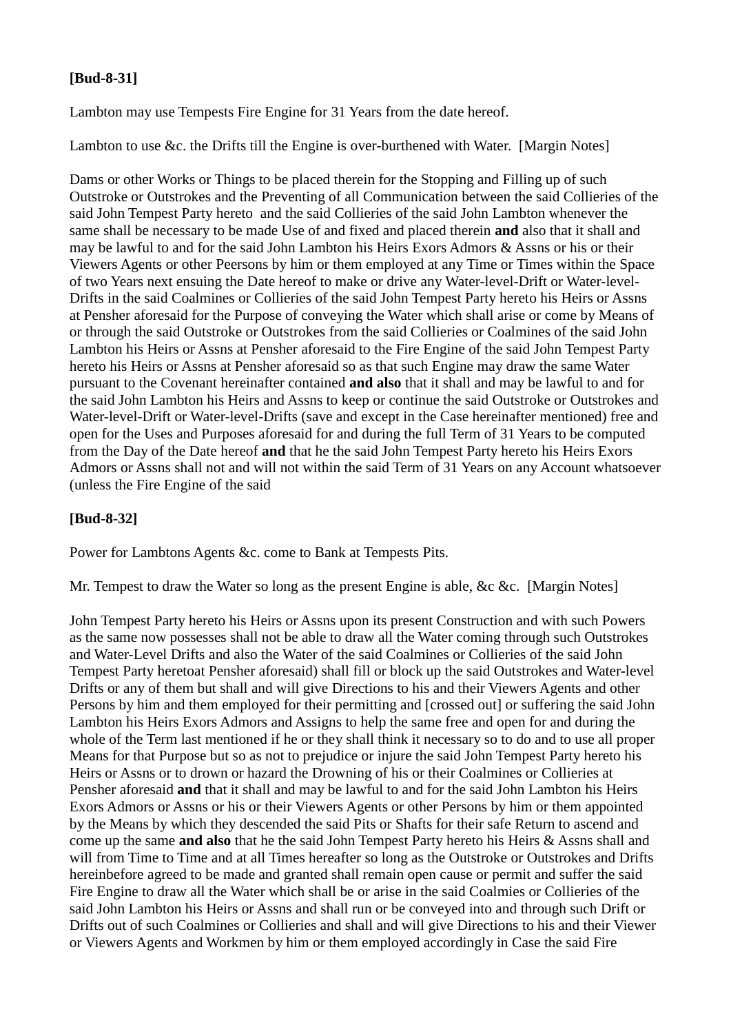**[Bud-8-31]**

Lambton may use Tempests Fire Engine for 31 Years from the date hereof.

Lambton to use &c. the Drifts till the Engine is over-burthened with Water.  [Margin Notes]

Dams or other Works or Things to be placed therein for the Stopping and Filling up of such Outstroke or Outstrokes and the Preventing of all Communication between the said Collieries of the said John Tempest Party hereto  and the said Collieries of the said John Lambton whenever the same shall be necessary to be made Use of and fixed and placed therein **and** also that it shall and may be lawful to and for the said John Lambton his Heirs Exors Admors & Assns or his or their Viewers Agents or other Peersons by him or them employed at any Time or Times within the Space of two Years next ensuing the Date hereof to make or drive any Water-level-Drift or Water-level-Drifts in the said Coalmines or Collieries of the said John Tempest Party hereto his Heirs or Assns at Pensher aforesaid for the Purpose of conveying the Water which shall arise or come by Means of or through the said Outstroke or Outstrokes from the said Collieries or Coalmines of the said John Lambton his Heirs or Assns at Pensher aforesaid to the Fire Engine of the said John Tempest Party hereto his Heirs or Assns at Pensher aforesaid so as that such Engine may draw the same Water pursuant to the Covenant hereinafter contained **and also** that it shall and may be lawful to and for the said John Lambton his Heirs and Assns to keep or continue the said Outstroke or Outstrokes and Water-level-Drift or Water-level-Drifts (save and except in the Case hereinafter mentioned) free and open for the Uses and Purposes aforesaid for and during the full Term of 31 Years to be computed from the Day of the Date hereof **and** that he the said John Tempest Party hereto his Heirs Exors Admors or Assns shall not and will not within the said Term of 31 Years on any Account whatsoever (unless the Fire Engine of the said

**[Bud-8-32]**

Power for Lambtons Agents &c. come to Bank at Tempests Pits.

Mr. Tempest to draw the Water so long as the present Engine is able, &c &c.  [Margin Notes]

John Tempest Party hereto his Heirs or Assns upon its present Construction and with such Powers as the same now possesses shall not be able to draw all the Water coming through such Outstrokes and Water-Level Drifts and also the Water of the said Coalmines or Collieries of the said John Tempest Party heretoat Pensher aforesaid) shall fill or block up the said Outstrokes and Water-level Drifts or any of them but shall and will give Directions to his and their Viewers Agents and other Persons by him and them employed for their permitting and [crossed out] or suffering the said John Lambton his Heirs Exors Admors and Assigns to help the same free and open for and during the whole of the Term last mentioned if he or they shall think it necessary so to do and to use all proper Means for that Purpose but so as not to prejudice or injure the said John Tempest Party hereto his Heirs or Assns or to drown or hazard the Drowning of his or their Coalmines or Collieries at Pensher aforesaid **and** that it shall and may be lawful to and for the said John Lambton his Heirs Exors Admors or Assns or his or their Viewers Agents or other Persons by him or them appointed by the Means by which they descended the said Pits or Shafts for their safe Return to ascend and come up the same **and also** that he the said John Tempest Party hereto his Heirs & Assns shall and will from Time to Time and at all Times hereafter so long as the Outstroke or Outstrokes and Drifts hereinbefore agreed to be made and granted shall remain open cause or permit and suffer the said Fire Engine to draw all the Water which shall be or arise in the said Coalmies or Collieries of the said John Lambton his Heirs or Assns and shall run or be conveyed into and through such Drift or Drifts out of such Coalmines or Collieries and shall and will give Directions to his and their Viewer or Viewers Agents and Workmen by him or them employed accordingly in Case the said Fire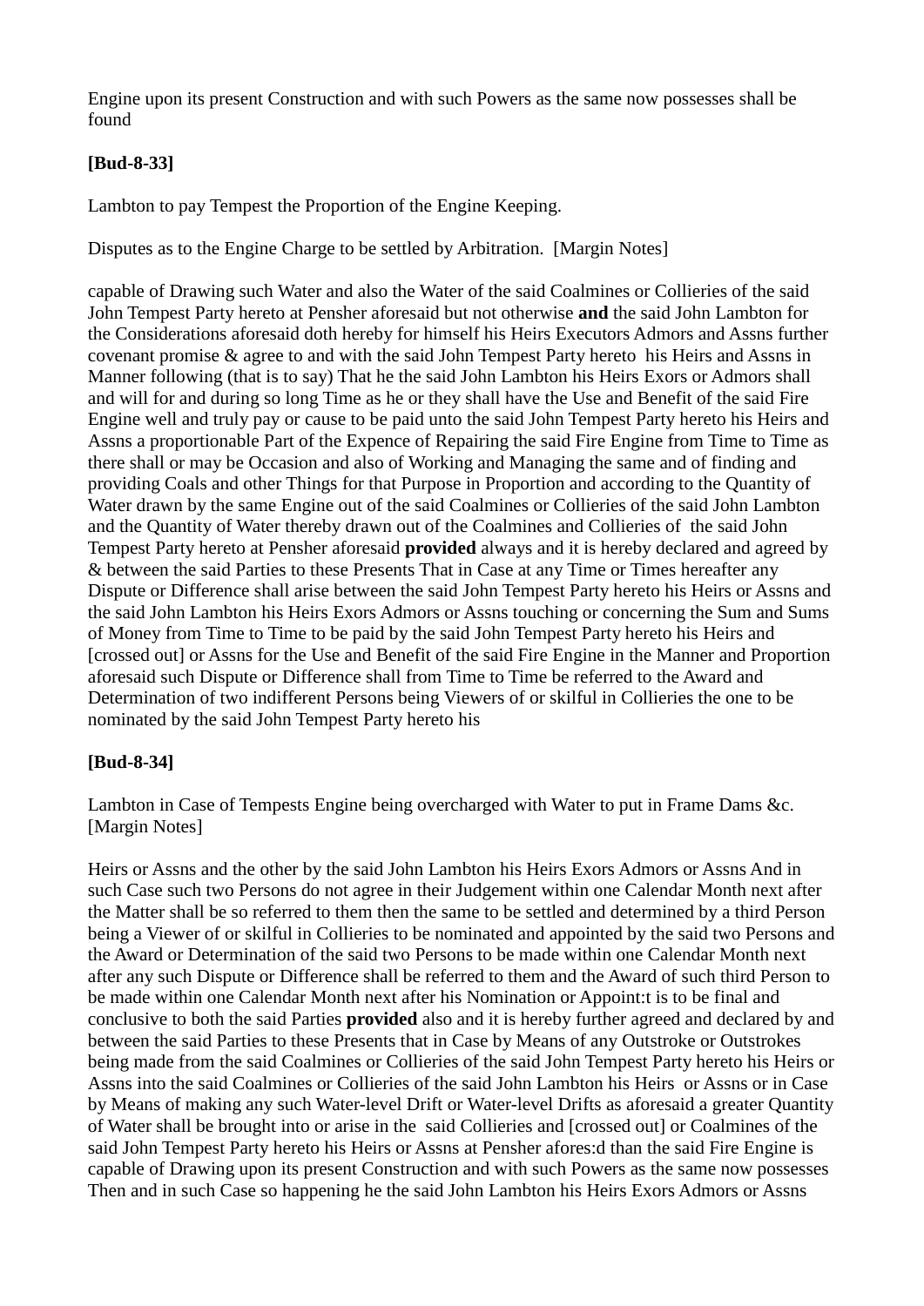Engine upon its present Construction and with such Powers as the same now possesses shall be found

**[Bud-8-33]**

Lambton to pay Tempest the Proportion of the Engine Keeping.

Disputes as to the Engine Charge to be settled by Arbitration. [Margin Notes]

capable of Drawing such Water and also the Water of the said Coalmines or Collieries of the said John Tempest Party hereto at Pensher aforesaid but not otherwise **and** the said John Lambton for the Considerations aforesaid doth hereby for himself his Heirs Executors Admors and Assns further covenant promise & agree to and with the said John Tempest Party hereto his Heirs and Assns in Manner following (that is to say) That he the said John Lambton his Heirs Exors or Admors shall and will for and during so long Time as he or they shall have the Use and Benefit of the said Fire Engine well and truly pay or cause to be paid unto the said John Tempest Party hereto his Heirs and Assns a proportionable Part of the Expence of Repairing the said Fire Engine from Time to Time as there shall or may be Occasion and also of Working and Managing the same and of finding and providing Coals and other Things for that Purpose in Proportion and according to the Quantity of Water drawn by the same Engine out of the said Coalmines or Collieries of the said John Lambton and the Quantity of Water thereby drawn out of the Coalmines and Collieries of the said John Tempest Party hereto at Pensher aforesaid **provided** always and it is hereby declared and agreed by & between the said Parties to these Presents That in Case at any Time or Times hereafter any Dispute or Difference shall arise between the said John Tempest Party hereto his Heirs or Assns and the said John Lambton his Heirs Exors Admors or Assns touching or concerning the Sum and Sums of Money from Time to Time to be paid by the said John Tempest Party hereto his Heirs and [crossed out] or Assns for the Use and Benefit of the said Fire Engine in the Manner and Proportion aforesaid such Dispute or Difference shall from Time to Time be referred to the Award and Determination of two indifferent Persons being Viewers of or skilful in Collieries the one to be nominated by the said John Tempest Party hereto his

**[Bud-8-34]**

Lambton in Case of Tempests Engine being overcharged with Water to put in Frame Dams &c. [Margin Notes]

Heirs or Assns and the other by the said John Lambton his Heirs Exors Admors or Assns And in such Case such two Persons do not agree in their Judgement within one Calendar Month next after the Matter shall be so referred to them then the same to be settled and determined by a third Person being a Viewer of or skilful in Collieries to be nominated and appointed by the said two Persons and the Award or Determination of the said two Persons to be made within one Calendar Month next after any such Dispute or Difference shall be referred to them and the Award of such third Person to be made within one Calendar Month next after his Nomination or Appoint:t is to be final and conclusive to both the said Parties **provided** also and it is hereby further agreed and declared by and between the said Parties to these Presents that in Case by Means of any Outstroke or Outstrokes being made from the said Coalmines or Collieries of the said John Tempest Party hereto his Heirs or Assns into the said Coalmines or Collieries of the said John Lambton his Heirs or Assns or in Case by Means of making any such Water-level Drift or Water-level Drifts as aforesaid a greater Quantity of Water shall be brought into or arise in the said Collieries and [crossed out] or Coalmines of the said John Tempest Party hereto his Heirs or Assns at Pensher afores:d than the said Fire Engine is capable of Drawing upon its present Construction and with such Powers as the same now possesses Then and in such Case so happening he the said John Lambton his Heirs Exors Admors or Assns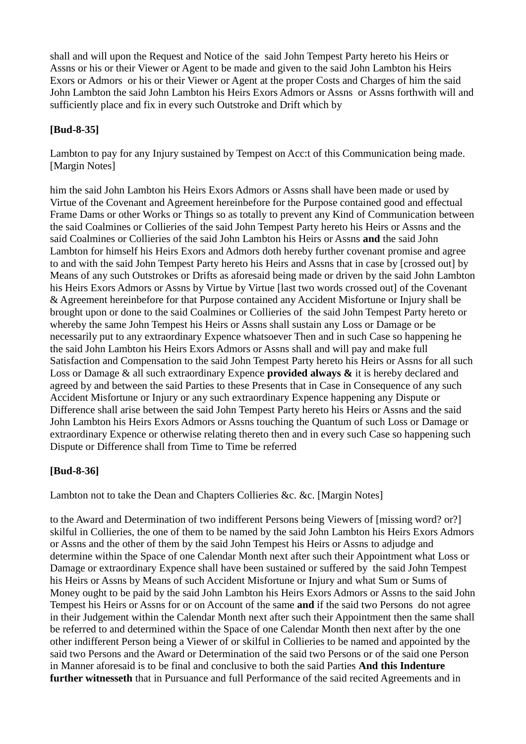shall and will upon the Request and Notice of the  said John Tempest Party hereto his Heirs or Assns or his or their Viewer or Agent to be made and given to the said John Lambton his Heirs Exors or Admors  or his or their Viewer or Agent at the proper Costs and Charges of him the said John Lambton the said John Lambton his Heirs Exors Admors or Assns  or Assns forthwith will and sufficiently place and fix in every such Outstroke and Drift which by

**[Bud-8-35]**

Lambton to pay for any Injury sustained by Tempest on Acc:t of this Communication being made. [Margin Notes]

him the said John Lambton his Heirs Exors Admors or Assns shall have been made or used by Virtue of the Covenant and Agreement hereinbefore for the Purpose contained good and effectual Frame Dams or other Works or Things so as totally to prevent any Kind of Communication between the said Coalmines or Collieries of the said John Tempest Party hereto his Heirs or Assns and the said Coalmines or Collieries of the said John Lambton his Heirs or Assns **and** the said John Lambton for himself his Heirs Exors and Admors doth hereby further covenant promise and agree to and with the said John Tempest Party hereto his Heirs and Assns that in case by [crossed out] by Means of any such Outstrokes or Drifts as aforesaid being made or driven by the said John Lambton his Heirs Exors Admors or Assns by Virtue by Virtue [last two words crossed out] of the Covenant & Agreement hereinbefore for that Purpose contained any Accident Misfortune or Injury shall be brought upon or done to the said Coalmines or Collieries of  the said John Tempest Party hereto or whereby the same John Tempest his Heirs or Assns shall sustain any Loss or Damage or be necessarily put to any extraordinary Expence whatsoever Then and in such Case so happening he the said John Lambton his Heirs Exors Admors or Assns shall and will pay and make full Satisfaction and Compensation to the said John Tempest Party hereto his Heirs or Assns for all such Loss or Damage & all such extraordinary Expence **provided always &** it is hereby declared and agreed by and between the said Parties to these Presents that in Case in Consequence of any such Accident Misfortune or Injury or any such extraordinary Expence happening any Dispute or Difference shall arise between the said John Tempest Party hereto his Heirs or Assns and the said John Lambton his Heirs Exors Admors or Assns touching the Quantum of such Loss or Damage or extraordinary Expence or otherwise relating thereto then and in every such Case so happening such Dispute or Difference shall from Time to Time be referred

**[Bud-8-36]**

Lambton not to take the Dean and Chapters Collieries &c. &c. [Margin Notes]

to the Award and Determination of two indifferent Persons being Viewers of [missing word? or?] skilful in Collieries, the one of them to be named by the said John Lambton his Heirs Exors Admors or Assns and the other of them by the said John Tempest his Heirs or Assns to adjudge and determine within the Space of one Calendar Month next after such their Appointment what Loss or Damage or extraordinary Expence shall have been sustained or suffered by  the said John Tempest his Heirs or Assns by Means of such Accident Misfortune or Injury and what Sum or Sums of Money ought to be paid by the said John Lambton his Heirs Exors Admors or Assns to the said John Tempest his Heirs or Assns for or on Account of the same **and** if the said two Persons  do not agree in their Judgement within the Calendar Month next after such their Appointment then the same shall be referred to and determined within the Space of one Calendar Month then next after by the one other indifferent Person being a Viewer of or skilful in Collieries to be named and appointed by the said two Persons and the Award or Determination of the said two Persons or of the said one Person in Manner aforesaid is to be final and conclusive to both the said Parties **And this Indenture further witnesseth** that in Pursuance and full Performance of the said recited Agreements and in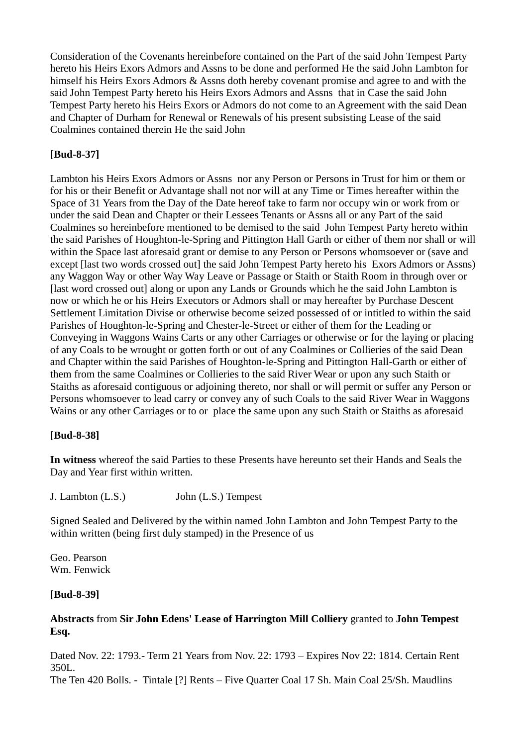Consideration of the Covenants hereinbefore contained on the Part of the said John Tempest Party hereto his Heirs Exors Admors and Assns to be done and performed He the said John Lambton for himself his Heirs Exors Admors & Assns doth hereby covenant promise and agree to and with the said John Tempest Party hereto his Heirs Exors Admors and Assns that in Case the said John Tempest Party hereto his Heirs Exors or Admors do not come to an Agreement with the said Dean and Chapter of Durham for Renewal or Renewals of his present subsisting Lease of the said Coalmines contained therein He the said John

**[Bud-8-37]**

Lambton his Heirs Exors Admors or Assns nor any Person or Persons in Trust for him or them or for his or their Benefit or Advantage shall not nor will at any Time or Times hereafter within the Space of 31 Years from the Day of the Date hereof take to farm nor occupy win or work from or under the said Dean and Chapter or their Lessees Tenants or Assns all or any Part of the said Coalmines so hereinbefore mentioned to be demised to the said John Tempest Party hereto within the said Parishes of Houghton-le-Spring and Pittington Hall Garth or either of them nor shall or will within the Space last aforesaid grant or demise to any Person or Persons whomsoever or (save and except [last two words crossed out] the said John Tempest Party hereto his Exors Admors or Assns) any Waggon Way or other Way Way Leave or Passage or Staith or Staith Room in through over or [last word crossed out] along or upon any Lands or Grounds which he the said John Lambton is now or which he or his Heirs Executors or Admors shall or may hereafter by Purchase Descent Settlement Limitation Divise or otherwise become seized possessed of or intitled to within the said Parishes of Houghton-le-Spring and Chester-le-Street or either of them for the Leading or Conveying in Waggons Wains Carts or any other Carriages or otherwise or for the laying or placing of any Coals to be wrought or gotten forth or out of any Coalmines or Collieries of the said Dean and Chapter within the said Parishes of Houghton-le-Spring and Pittington Hall-Garth or either of them from the same Coalmines or Collieries to the said River Wear or upon any such Staith or Staiths as aforesaid contiguous or adjoining thereto, nor shall or will permit or suffer any Person or Persons whomsoever to lead carry or convey any of such Coals to the said River Wear in Waggons Wains or any other Carriages or to or place the same upon any such Staith or Staiths as aforesaid

**[Bud-8-38]**

**In witness** whereof the said Parties to these Presents have hereunto set their Hands and Seals the Day and Year first within written.

J. Lambton (L.S.) John (L.S.) Tempest

Signed Sealed and Delivered by the within named John Lambton and John Tempest Party to the within written (being first duly stamped) in the Presence of us

Geo. Pearson
Wm. Fenwick

**[Bud-8-39]**

**Abstracts** from **Sir John Edens' Lease of Harrington Mill Colliery** granted to **John Tempest Esq.**

Dated Nov. 22: 1793.- Term 21 Years from Nov. 22: 1793 – Expires Nov 22: 1814. Certain Rent 350L.
The Ten 420 Bolls. - Tintale [?] Rents – Five Quarter Coal 17 Sh. Main Coal 25/Sh. Maudlins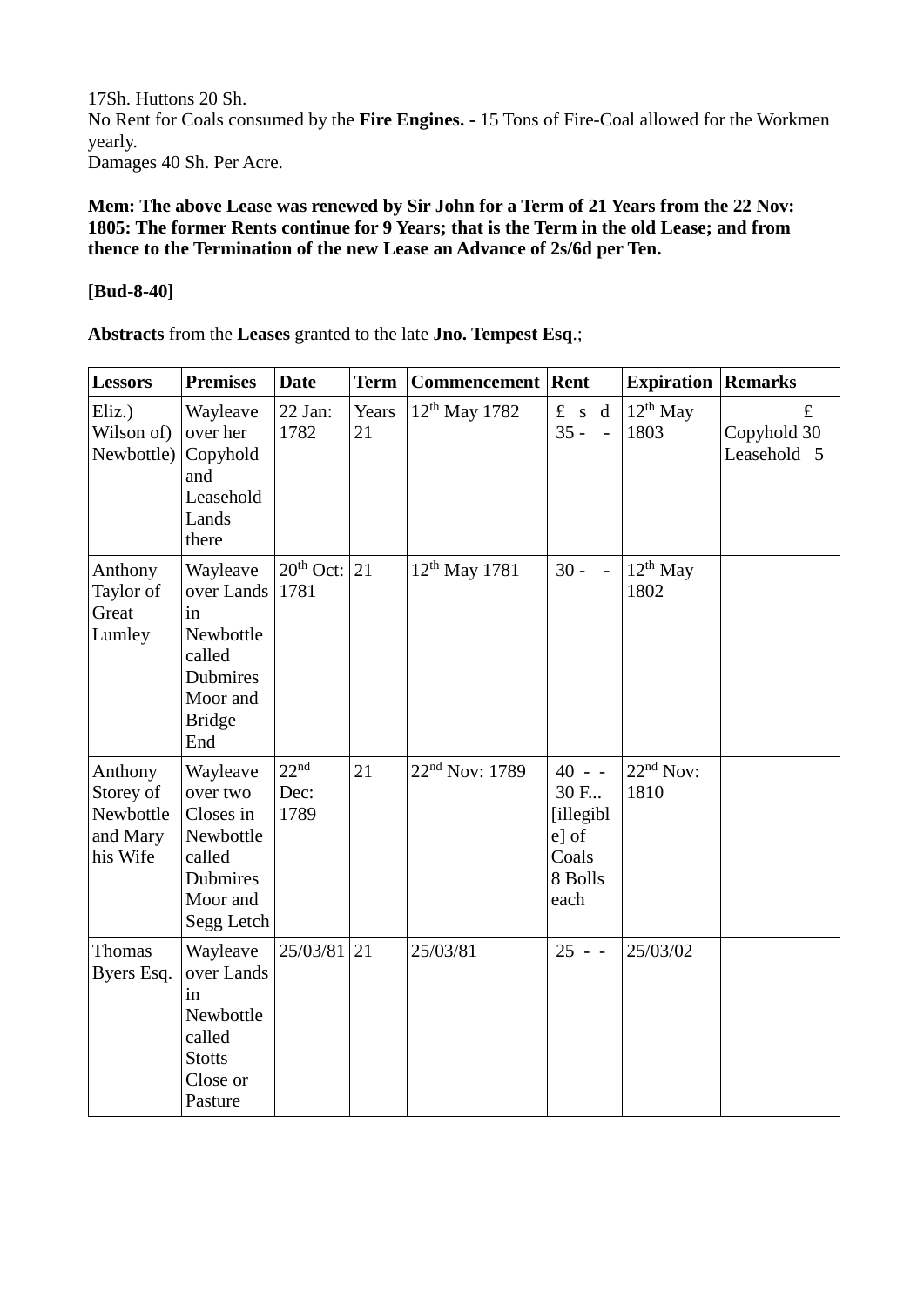17Sh. Huttons 20 Sh.
No Rent for Coals consumed by the **Fire Engines.** - 15 Tons of Fire-Coal allowed for the Workmen yearly.
Damages 40 Sh. Per Acre.

**Mem: The above Lease was renewed by Sir John for a Term of 21 Years from the 22 Nov: 1805: The former Rents continue for 9 Years; that is the Term in the old Lease; and from thence to the Termination of the new Lease an Advance of 2s/6d per Ten.**

**[Bud-8-40]**

**Abstracts** from the **Leases** granted to the late **Jno. Tempest Esq**.;

| **Lessors** | **Premises** | **Date** | **Term** | **Commencement** | **Rent** | **Expiration** | **Remarks** |
|---|---|---|---|---|---|---|---|
| Eliz.) Wilson of) Newbottle) | Wayleave over her Copyhold and Leasehold Lands there | 22 Jan: 1782 | Years 21 | 12th May 1782 | £ s d 35 - - | 12th May 1803 | £ Copyhold 30 Leasehold 5 |
| Anthony Taylor of Great Lumley | Wayleave over Lands in Newbottle called Dubmires Moor and Bridge End | 20th Oct: 1781 | 21 | 12th May 1781 | 30 - - | 12th May 1802 | |
| Anthony Storey of Newbottle and Mary his Wife | Wayleave over two Closes in Newbottle called Dubmires Moor and Segg Letch | 22nd Dec: 1789 | 21 | 22nd Nov: 1789 | 40 - - 30 F... [illegible] of Coals 8 Bolls each | 22nd Nov: 1810 | |
| Thomas Byers Esq. | Wayleave over Lands in Newbottle called Stotts Close or Pasture | 25/03/81 | 21 | 25/03/81 | 25 - - | 25/03/02 | |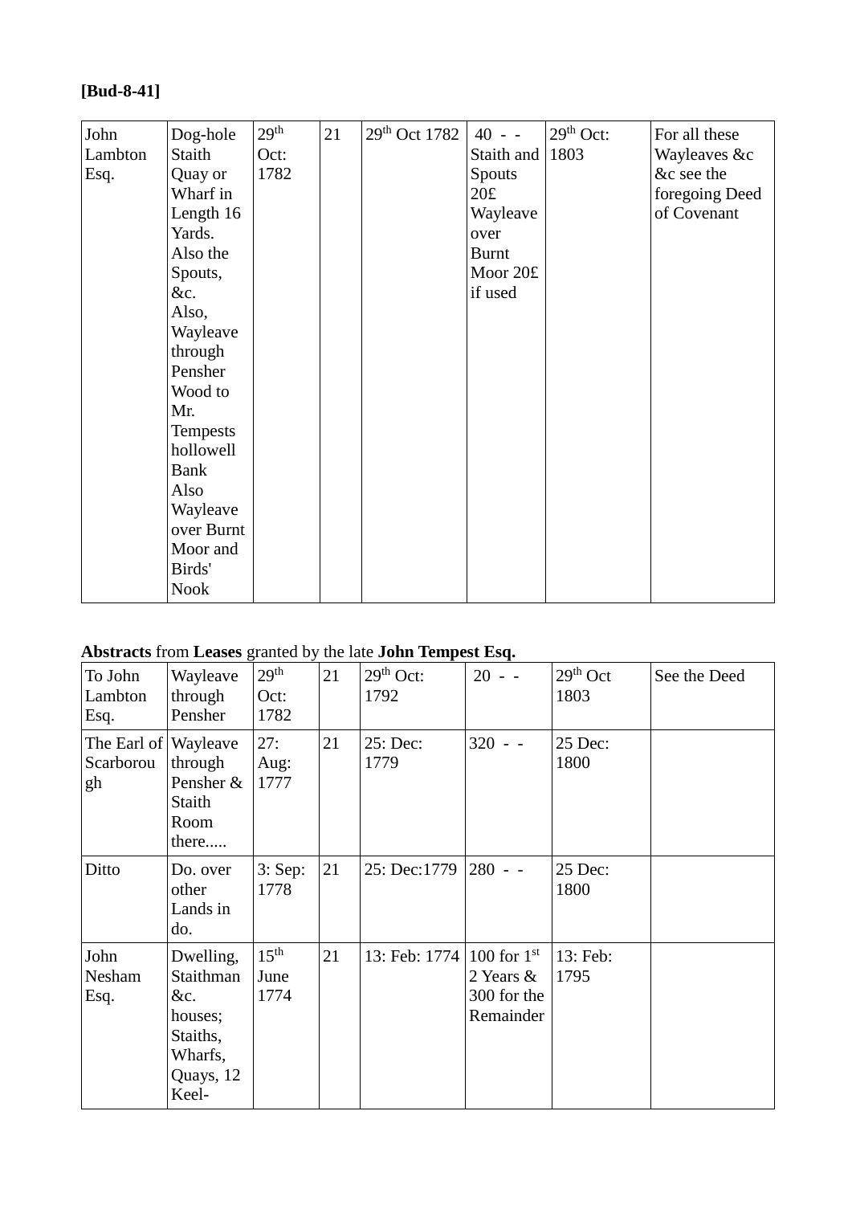**[Bud-8-41]**

| | | | | | | | |
|---|---|---|---|---|---|---|---|
| John Lambton Esq. | Dog-hole Staith Quay or Wharf in Length 16 Yards. Also the Spouts, &c. Also, Wayleave through Pensher Wood to Mr. Tempests hollowell Bank Also Wayleave over Burnt Moor and Birds' Nook | 29th Oct: 1782 | 21 | 29th Oct 1782 | 40 - - Staith and Spouts 20£ Wayleave over Burnt Moor 20£ if used | 29th Oct: 1803 | For all these Wayleaves &c &c see the foregoing Deed of Covenant |

**Abstracts** from **Leases** granted by the late **John Tempest Esq.**

| | | | | | | | |
|---|---|---|---|---|---|---|---|
| To John Lambton Esq. | Wayleave through Pensher | 29th Oct: 1782 | 21 | 29th Oct: 1792 | 20 - - | 29th Oct 1803 | See the Deed |
| The Earl of Scarborough | Wayleave through Pensher & Staith Room there..... | 27: Aug: 1777 | 21 | 25: Dec: 1779 | 320 - - | 25 Dec: 1800 | |
| Ditto | Do. over other Lands in do. | 3: Sep: 1778 | 21 | 25: Dec:1779 | 280 - - | 25 Dec: 1800 | |
| John Nesham Esq. | Dwelling, Staithman &c. houses; Staiths, Wharfs, Quays, 12 Keel- | 15th June 1774 | 21 | 13: Feb: 1774 | 100 for 1st 2 Years & 300 for the Remainder | 13: Feb: 1795 | |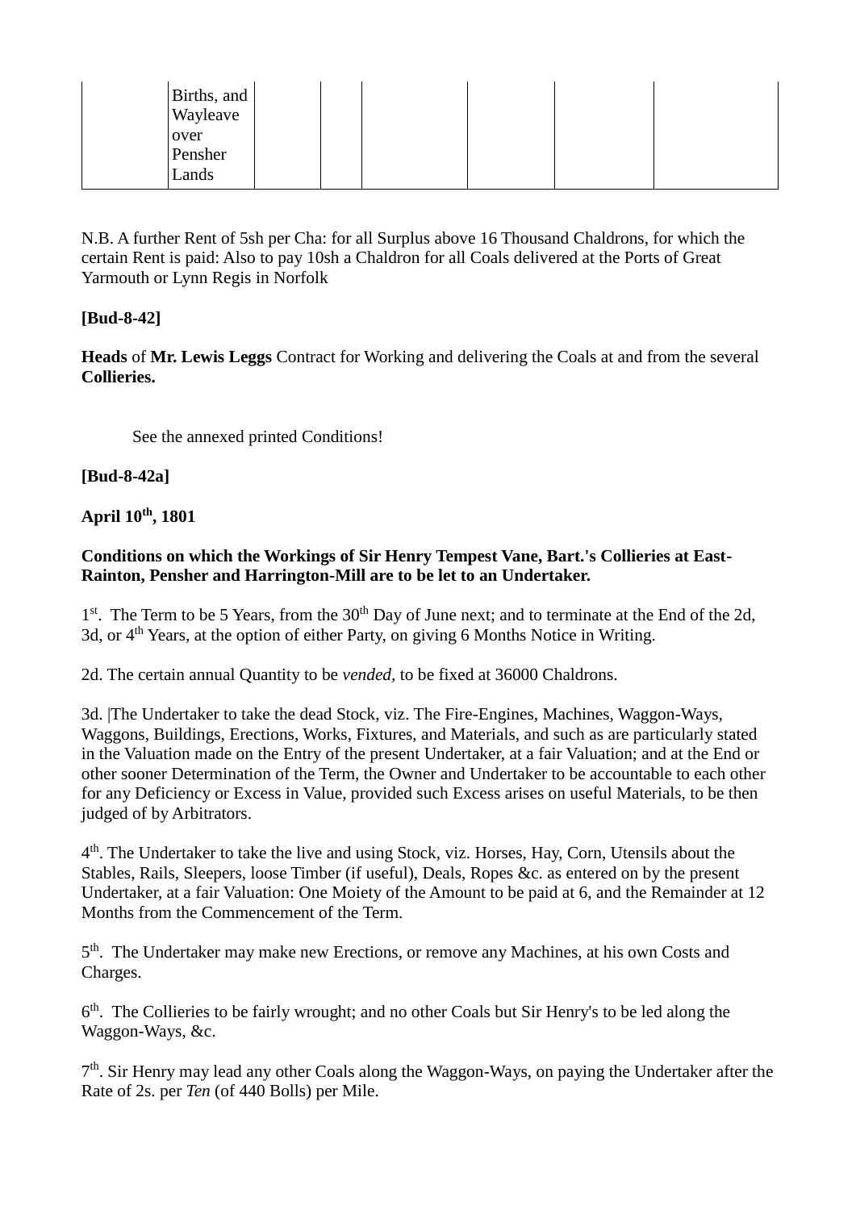|  | Births, and Wayleave over Pensher Lands |  |  |  |  |  |  |
|---|---|---|---|---|---|---|---|

N.B. A further Rent of 5sh per Cha: for all Surplus above 16 Thousand Chaldrons, for which the certain Rent is paid: Also to pay 10sh a Chaldron for all Coals delivered at the Ports of Great Yarmouth or Lynn Regis in Norfolk

**[Bud-8-42]**

**Heads** of **Mr. Lewis Leggs** Contract for Working and delivering the Coals at and from the several **Collieries.**

See the annexed printed Conditions!

**[Bud-8-42a]**

**April 10th, 1801**

**Conditions on which the Workings of Sir Henry Tempest Vane, Bart.'s Collieries at East-Rainton, Pensher and Harrington-Mill are to be let to an Undertaker.**

1st. The Term to be 5 Years, from the 30th Day of June next; and to terminate at the End of the 2d, 3d, or 4th Years, at the option of either Party, on giving 6 Months Notice in Writing.

2d. The certain annual Quantity to be *vended*, to be fixed at 36000 Chaldrons.

3d. |The Undertaker to take the dead Stock, viz. The Fire-Engines, Machines, Waggon-Ways, Waggons, Buildings, Erections, Works, Fixtures, and Materials, and such as are particularly stated in the Valuation made on the Entry of the present Undertaker, at a fair Valuation; and at the End or other sooner Determination of the Term, the Owner and Undertaker to be accountable to each other for any Deficiency or Excess in Value, provided such Excess arises on useful Materials, to be then judged of by Arbitrators.

4th. The Undertaker to take the live and using Stock, viz. Horses, Hay, Corn, Utensils about the Stables, Rails, Sleepers, loose Timber (if useful), Deals, Ropes &c. as entered on by the present Undertaker, at a fair Valuation: One Moiety of the Amount to be paid at 6, and the Remainder at 12 Months from the Commencement of the Term.

5th. The Undertaker may make new Erections, or remove any Machines, at his own Costs and Charges.

6th. The Collieries to be fairly wrought; and no other Coals but Sir Henry's to be led along the Waggon-Ways, &c.

7th. Sir Henry may lead any other Coals along the Waggon-Ways, on paying the Undertaker after the Rate of 2s. per *Ten* (of 440 Bolls) per Mile.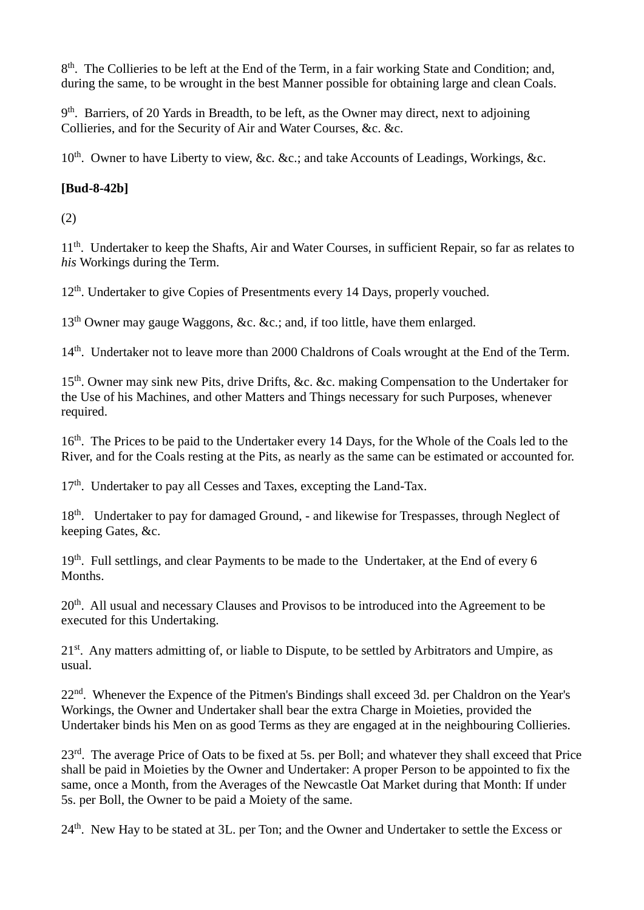8th. The Collieries to be left at the End of the Term, in a fair working State and Condition; and, during the same, to be wrought in the best Manner possible for obtaining large and clean Coals.

9th. Barriers, of 20 Yards in Breadth, to be left, as the Owner may direct, next to adjoining Collieries, and for the Security of Air and Water Courses, &c. &c.

10th. Owner to have Liberty to view, &c. &c.; and take Accounts of Leadings, Workings, &c.

**[Bud-8-42b]**

(2)

11th. Undertaker to keep the Shafts, Air and Water Courses, in sufficient Repair, so far as relates to *his* Workings during the Term.

12th. Undertaker to give Copies of Presentments every 14 Days, properly vouched.

13th Owner may gauge Waggons, &c. &c.; and, if too little, have them enlarged.

14th. Undertaker not to leave more than 2000 Chaldrons of Coals wrought at the End of the Term.

15th. Owner may sink new Pits, drive Drifts, &c. &c. making Compensation to the Undertaker for the Use of his Machines, and other Matters and Things necessary for such Purposes, whenever required.

16th. The Prices to be paid to the Undertaker every 14 Days, for the Whole of the Coals led to the River, and for the Coals resting at the Pits, as nearly as the same can be estimated or accounted for.

17th. Undertaker to pay all Cesses and Taxes, excepting the Land-Tax.

18th. Undertaker to pay for damaged Ground, - and likewise for Trespasses, through Neglect of keeping Gates, &c.

19th. Full settlings, and clear Payments to be made to the Undertaker, at the End of every 6 Months.

20th. All usual and necessary Clauses and Provisos to be introduced into the Agreement to be executed for this Undertaking.

21st. Any matters admitting of, or liable to Dispute, to be settled by Arbitrators and Umpire, as usual.

22nd. Whenever the Expence of the Pitmen's Bindings shall exceed 3d. per Chaldron on the Year's Workings, the Owner and Undertaker shall bear the extra Charge in Moieties, provided the Undertaker binds his Men on as good Terms as they are engaged at in the neighbouring Collieries.

23rd. The average Price of Oats to be fixed at 5s. per Boll; and whatever they shall exceed that Price shall be paid in Moieties by the Owner and Undertaker: A proper Person to be appointed to fix the same, once a Month, from the Averages of the Newcastle Oat Market during that Month: If under 5s. per Boll, the Owner to be paid a Moiety of the same.

24th. New Hay to be stated at 3L. per Ton; and the Owner and Undertaker to settle the Excess or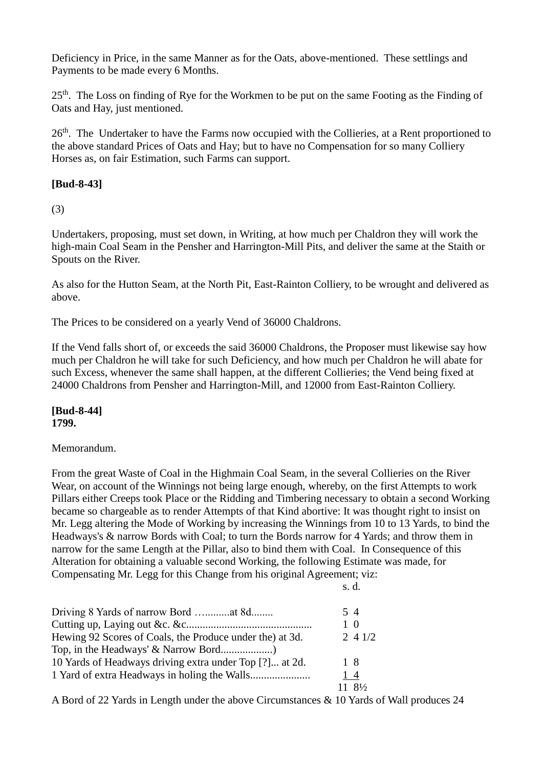Deficiency in Price, in the same Manner as for the Oats, above-mentioned.  These settlings and Payments to be made every 6 Months.

25th.  The Loss on finding of Rye for the Workmen to be put on the same Footing as the Finding of Oats and Hay, just mentioned.

26th.  The  Undertaker to have the Farms now occupied with the Collieries, at a Rent proportioned to the above standard Prices of Oats and Hay; but to have no Compensation for so many Colliery Horses as, on fair Estimation, such Farms can support.

**[Bud-8-43]**

(3)

Undertakers, proposing, must set down, in Writing, at how much per Chaldron they will work the high-main Coal Seam in the Pensher and Harrington-Mill Pits, and deliver the same at the Staith or Spouts on the River.

As also for the Hutton Seam, at the North Pit, East-Rainton Colliery, to be wrought and delivered as above.

The Prices to be considered on a yearly Vend of 36000 Chaldrons.

If the Vend falls short of, or exceeds the said 36000 Chaldrons, the Proposer must likewise say how much per Chaldron he will take for such Deficiency, and how much per Chaldron he will abate for such Excess, whenever the same shall happen, at the different Collieries; the Vend being fixed at 24000 Chaldrons from Pensher and Harrington-Mill, and 12000 from East-Rainton Colliery.

**[Bud-8-44]**
**1799.**

Memorandum.

From the great Waste of Coal in the Highmain Coal Seam, in the several Collieries on the River Wear, on account of the Winnings not being large enough, whereby, on the first Attempts to work Pillars either Creeps took Place or the Ridding and Timbering necessary to obtain a second Working became so chargeable as to render Attempts of that Kind abortive: It was thought right to insist on Mr. Legg altering the Mode of Working by increasing the Winnings from 10 to 13 Yards, to bind the Headways's & narrow Bords with Coal; to turn the Bords narrow for 4 Yards; and throw them in narrow for the same Length at the Pillar, also to bind them with Coal.  In Consequence of this Alteration for obtaining a valuable second Working, the following Estimate was made, for Compensating Mr. Legg for this Change from his original Agreement; viz:

| | s. d. |
|---|---|
| Driving 8 Yards of narrow Bord …..........at 8d........ | 5 4 |
| Cutting up, Laying out &c. &c............................................. | 1 0 |
| Hewing 92 Scores of Coals, the Produce under the) at 3d. Top, in the Headways' & Narrow Bord...................) | 2 4 1/2 |
| 10 Yards of Headways driving extra under Top [?]... at 2d. | 1 8 |
| 1 Yard of extra Headways in holing the Walls...................... | 1 4 |
| | 11 8½ |

A Bord of 22 Yards in Length under the above Circumstances & 10 Yards of Wall produces 24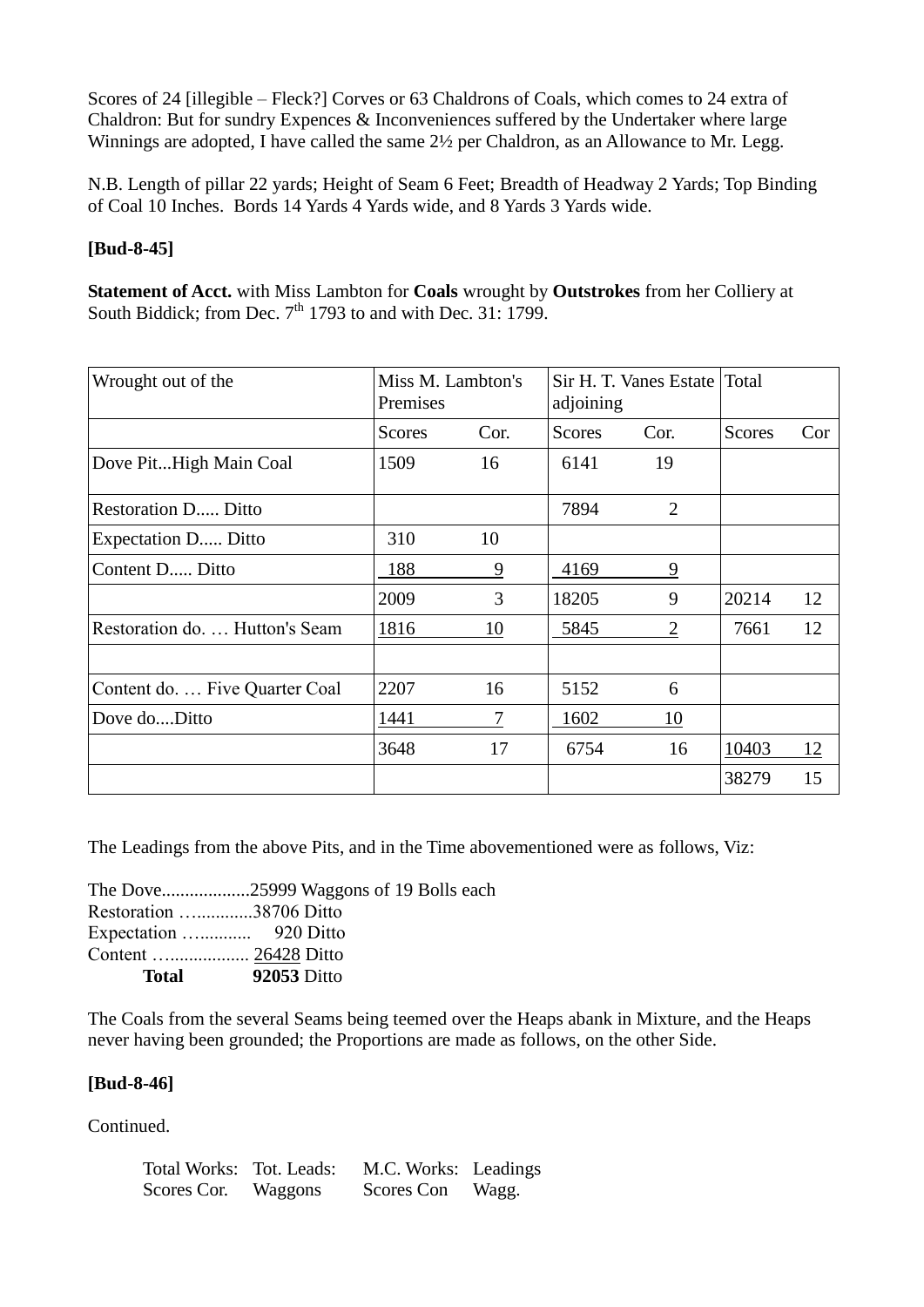Scores of 24 [illegible – Fleck?] Corves or 63 Chaldrons of Coals, which comes to 24 extra of Chaldron: But for sundry Expences & Inconveniences suffered by the Undertaker where large Winnings are adopted, I have called the same 2½ per Chaldron, as an Allowance to Mr. Legg.

N.B. Length of pillar 22 yards; Height of Seam 6 Feet; Breadth of Headway 2 Yards; Top Binding of Coal 10 Inches. Bords 14 Yards 4 Yards wide, and 8 Yards 3 Yards wide.

**[Bud-8-45]**

**Statement of Acct.** with Miss Lambton for **Coals** wrought by **Outstrokes** from her Colliery at South Biddick; from Dec. 7th 1793 to and with Dec. 31: 1799.

| Wrought out of the | Miss M. Lambton's Premises | | Sir H. T. Vanes Estate adjoining | | Total | |
|---|---|---|---|---|---|---|
| | Scores | Cor. | Scores | Cor. | Scores | Cor |
| Dove Pit...High Main Coal | 1509 | 16 | 6141 | 19 | | |
| Restoration D..... Ditto | | | 7894 | 2 | | |
| Expectation D..... Ditto | 310 | 10 | | | | |
| Content D..... Ditto | 188 | 9 | 4169 | 9 | | |
| | 2009 | 3 | 18205 | 9 | 20214 | 12 |
| Restoration do. … Hutton's Seam | 1816 | 10 | 5845 | 2 | 7661 | 12 |
| | | | | | | |
| Content do. … Five Quarter Coal | 2207 | 16 | 5152 | 6 | | |
| Dove do....Ditto | 1441 | 7 | 1602 | 10 | | |
| | 3648 | 17 | 6754 | 16 | 10403 | 12 |
| | | | | | 38279 | 15 |

The Leadings from the above Pits, and in the Time abovementioned were as follows, Viz:

The Dove...................25999 Waggons of 19 Bolls each
Restoration …............38706 Ditto
Expectation …........... 920 Ditto
Content ….................. 26428 Ditto
**Total** **92053** Ditto

The Coals from the several Seams being teemed over the Heaps abank in Mixture, and the Heaps never having been grounded; the Proportions are made as follows, on the other Side.

**[Bud-8-46]**

Continued.

| Total Works: | Tot. Leads: | M.C. Works: | Leadings |
|---|---|---|---|
| Scores Cor. | Waggons | Scores Con | Wagg. |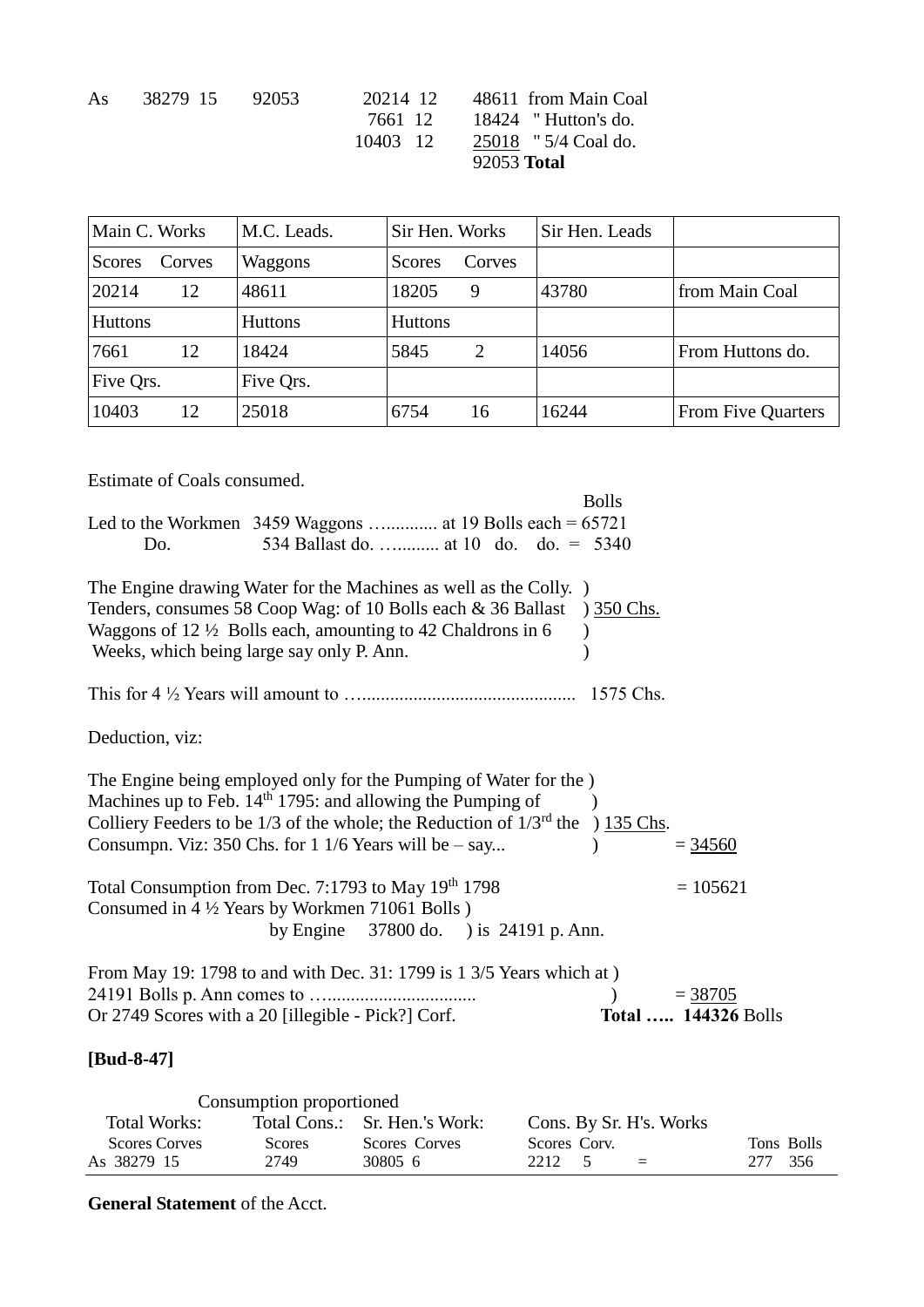| | | | | |
|---|---|---|---|---|
| As | 38279 15 | 92053 | 20214 12 | 48611 from Main Coal |
| | | | 7661 12 | 18424 " Hutton's do. |
| | | | 10403 12 | 25018 " 5/4 Coal do. |
| | | | | 92053 **Total** |

| Main C. Works | M.C. Leads. | Sir Hen. Works | Sir Hen. Leads | |
|---|---|---|---|---|
| Scores Corves | Waggons | Scores Corves | | |
| 20214 12 | 48611 | 18205 9 | 43780 | from Main Coal |
| Huttons | Huttons | Huttons | | |
| 7661 12 | 18424 | 5845 2 | 14056 | From Huttons do. |
| Five Qrs. | Five Qrs. | | | |
| 10403 12 | 25018 | 6754 16 | 16244 | From Five Quarters |

Estimate of Coals consumed.

Bolls

Led to the Workmen 3459 Waggons …........... at 19 Bolls each = 65721

Do. 534 Ballast do. …......... at 10 do. do. = 5340

The Engine drawing Water for the Machines as well as the Colly. )
Tenders, consumes 58 Coop Wag: of 10 Bolls each & 36 Ballast ) 350 Chs.
Waggons of 12 ½ Bolls each, amounting to 42 Chaldrons in 6 )
Weeks, which being large say only P. Ann. )

This for 4 ½ Years will amount to …............................................ 1575 Chs.

Deduction, viz:

The Engine being employed only for the Pumping of Water for the )
Machines up to Feb. 14th 1795: and allowing the Pumping of )
Colliery Feeders to be 1/3 of the whole; the Reduction of 1/3rd the ) 135 Chs.
Consumpn. Viz: 350 Chs. for 1 1/6 Years will be – say... ) = 34560

Total Consumption from Dec. 7:1793 to May 19th 1798 = 105621

Consumed in 4 ½ Years by Workmen 71061 Bolls )
by Engine 37800 do. ) is 24191 p. Ann.

From May 19: 1798 to and with Dec. 31: 1799 is 1 3/5 Years which at )
24191 Bolls p. Ann comes to …................................ ) = 38705
Or 2749 Scores with a 20 [illegible - Pick?] Corf. **Total ….. 144326** Bolls

**[Bud-8-47]**

Consumption proportioned

| Total Works: | Total Cons.: | Sr. Hen.'s Work: | Cons. By Sr. H's. Works | | |
|---|---|---|---|---|---|
| Scores Corves | Scores | Scores Corves | Scores Corv. | | Tons Bolls |
| As 38279 15 | 2749 | 30805 6 | 2212 5 | = | 277 356 |

**General Statement** of the Acct.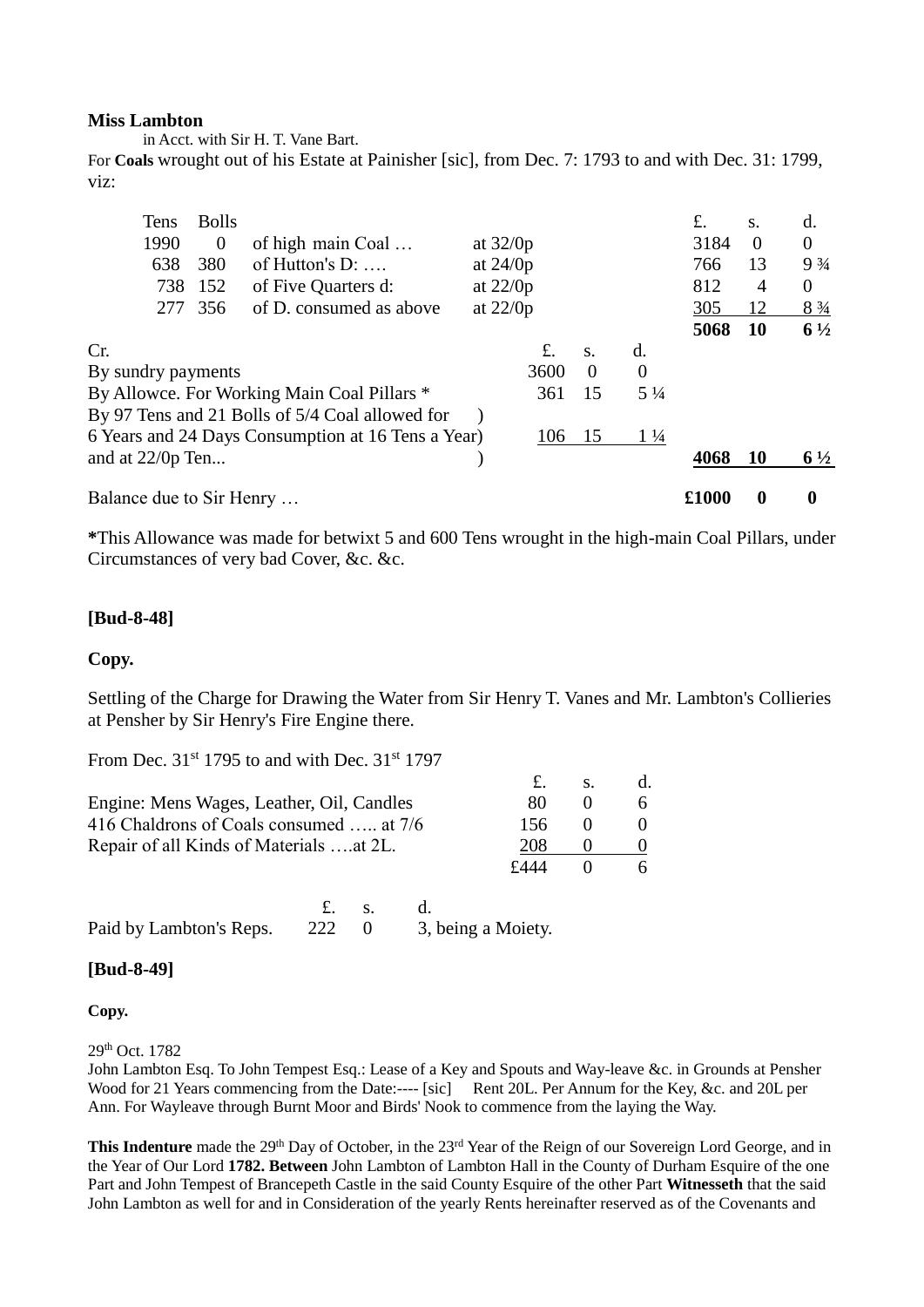**Miss Lambton**

in Acct. with Sir H. T. Vane Bart.

For **Coals** wrought out of his Estate at Painisher [sic], from Dec. 7: 1793 to and with Dec. 31: 1799, viz:

| | | | | | | | | | |
|---|---|---|---|---|---|---|---|---|---|
| Tens | Bolls | | | | | | £. | s. | d. |
| 1990 | 0 | of high main Coal … | at 32/0p | | | | 3184 | 0 | 0 |
| 638 | 380 | of Hutton's D: …. | at 24/0p | | | | 766 | 13 | 9 ¾ |
| 738 | 152 | of Five Quarters d: | at 22/0p | | | | 812 | 4 | 0 |
| 277 | 356 | of D. consumed as above | at 22/0p | | | | 305 | 12 | 8 ¾ |
| | | | | | | | **5068** | **10** | **6 ½** |
| Cr. | | | | £. | s. | d. | | | |
| By sundry payments | | | | 3600 | 0 | 0 | | | |
| By Allowce. For Working Main Coal Pillars * | | | | 361 | 15 | 5 ¼ | | | |
| By 97 Tens and 21 Bolls of 5/4 Coal allowed for 6 Years and 24 Days Consumption at 16 Tens a Year and at 22/0p Ten... | | | | 106 | 15 | 1 ¼ | **4068** | **10** | **6 ½** |
| Balance due to Sir Henry … | | | | | | | **£1000** | **0** | **0** |

*This Allowance was made for betwixt 5 and 600 Tens wrought in the high-main Coal Pillars, under Circumstances of very bad Cover, &c. &c.

**[Bud-8-48]**

**Copy.**

Settling of the Charge for Drawing the Water from Sir Henry T. Vanes and Mr. Lambton's Collieries at Pensher by Sir Henry's Fire Engine there.

From Dec. 31st 1795 to and with Dec. 31st 1797

| | £. | s. | d. |
|---|---|---|---|
| Engine: Mens Wages, Leather, Oil, Candles | 80 | 0 | 6 |
| 416 Chaldrons of Coals consumed ….. at 7/6 | 156 | 0 | 0 |
| Repair of all Kinds of Materials ….at 2L. | 208 | 0 | 0 |
| | £444 | 0 | 6 |

| | £. | s. | d. |
|---|---|---|---|
| Paid by Lambton's Reps. | 222 | 0 | 3, being a Moiety. |

**[Bud-8-49]**

**Copy.**

29th Oct. 1782

John Lambton Esq. To John Tempest Esq.: Lease of a Key and Spouts and Way-leave &c. in Grounds at Pensher Wood for 21 Years commencing from the Date:---- [sic] Rent 20L. Per Annum for the Key, &c. and 20L per Ann. For Wayleave through Burnt Moor and Birds' Nook to commence from the laying the Way.

**This Indenture** made the 29th Day of October, in the 23rd Year of the Reign of our Sovereign Lord George, and in the Year of Our Lord **1782. Between** John Lambton of Lambton Hall in the County of Durham Esquire of the one Part and John Tempest of Brancepeth Castle in the said County Esquire of the other Part **Witnesseth** that the said John Lambton as well for and in Consideration of the yearly Rents hereinafter reserved as of the Covenants and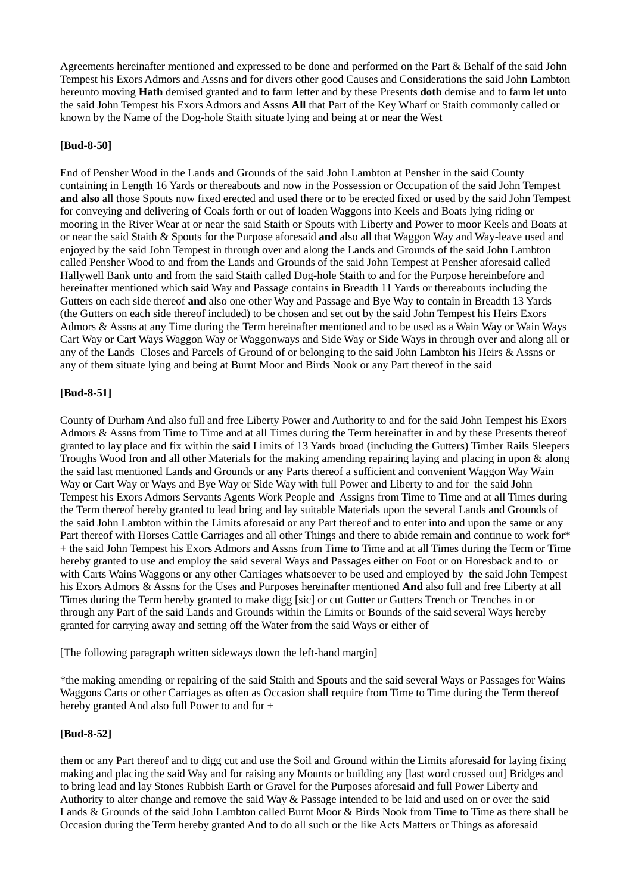Agreements hereinafter mentioned and expressed to be done and performed on the Part & Behalf of the said John Tempest his Exors Admors and Assns and for divers other good Causes and Considerations the said John Lambton hereunto moving **Hath** demised granted and to farm letter and by these Presents **doth** demise and to farm let unto the said John Tempest his Exors Admors and Assns **All** that Part of the Key Wharf or Staith commonly called or known by the Name of the Dog-hole Staith situate lying and being at or near the West

**[Bud-8-50]**

End of Pensher Wood in the Lands and Grounds of the said John Lambton at Pensher in the said County containing in Length 16 Yards or thereabouts and now in the Possession or Occupation of the said John Tempest **and also** all those Spouts now fixed erected and used there or to be erected fixed or used by the said John Tempest for conveying and delivering of Coals forth or out of loaden Waggons into Keels and Boats lying riding or mooring in the River Wear at or near the said Staith or Spouts with Liberty and Power to moor Keels and Boats at or near the said Staith & Spouts for the Purpose aforesaid **and** also all that Waggon Way and Way-leave used and enjoyed by the said John Tempest in through over and along the Lands and Grounds of the said John Lambton called Pensher Wood to and from the Lands and Grounds of the said John Tempest at Pensher aforesaid called Hallywell Bank unto and from the said Staith called Dog-hole Staith to and for the Purpose hereinbefore and hereinafter mentioned which said Way and Passage contains in Breadth 11 Yards or thereabouts including the Gutters on each side thereof **and** also one other Way and Passage and Bye Way to contain in Breadth 13 Yards (the Gutters on each side thereof included) to be chosen and set out by the said John Tempest his Heirs Exors Admors & Assns at any Time during the Term hereinafter mentioned and to be used as a Wain Way or Wain Ways Cart Way or Cart Ways Waggon Way or Waggonways and Side Way or Side Ways in through over and along all or any of the Lands Closes and Parcels of Ground of or belonging to the said John Lambton his Heirs & Assns or any of them situate lying and being at Burnt Moor and Birds Nook or any Part thereof in the said

**[Bud-8-51]**

County of Durham And also full and free Liberty Power and Authority to and for the said John Tempest his Exors Admors & Assns from Time to Time and at all Times during the Term hereinafter in and by these Presents thereof granted to lay place and fix within the said Limits of 13 Yards broad (including the Gutters) Timber Rails Sleepers Troughs Wood Iron and all other Materials for the making amending repairing laying and placing in upon & along the said last mentioned Lands and Grounds or any Parts thereof a sufficient and convenient Waggon Way Wain Way or Cart Way or Ways and Bye Way or Side Way with full Power and Liberty to and for the said John Tempest his Exors Admors Servants Agents Work People and Assigns from Time to Time and at all Times during the Term thereof hereby granted to lead bring and lay suitable Materials upon the several Lands and Grounds of the said John Lambton within the Limits aforesaid or any Part thereof and to enter into and upon the same or any Part thereof with Horses Cattle Carriages and all other Things and there to abide remain and continue to work for* + the said John Tempest his Exors Admors and Assns from Time to Time and at all Times during the Term or Time hereby granted to use and employ the said several Ways and Passages either on Foot or on Horesback and to or with Carts Wains Waggons or any other Carriages whatsoever to be used and employed by the said John Tempest his Exors Admors & Assns for the Uses and Purposes hereinafter mentioned **And** also full and free Liberty at all Times during the Term hereby granted to make digg [sic] or cut Gutter or Gutters Trench or Trenches in or through any Part of the said Lands and Grounds within the Limits or Bounds of the said several Ways hereby granted for carrying away and setting off the Water from the said Ways or either of

[The following paragraph written sideways down the left-hand margin]

*the making amending or repairing of the said Staith and Spouts and the said several Ways or Passages for Wains Waggons Carts or other Carriages as often as Occasion shall require from Time to Time during the Term thereof hereby granted And also full Power to and for +

**[Bud-8-52]**

them or any Part thereof and to digg cut and use the Soil and Ground within the Limits aforesaid for laying fixing making and placing the said Way and for raising any Mounts or building any [last word crossed out] Bridges and to bring lead and lay Stones Rubbish Earth or Gravel for the Purposes aforesaid and full Power Liberty and Authority to alter change and remove the said Way & Passage intended to be laid and used on or over the said Lands & Grounds of the said John Lambton called Burnt Moor & Birds Nook from Time to Time as there shall be Occasion during the Term hereby granted And to do all such or the like Acts Matters or Things as aforesaid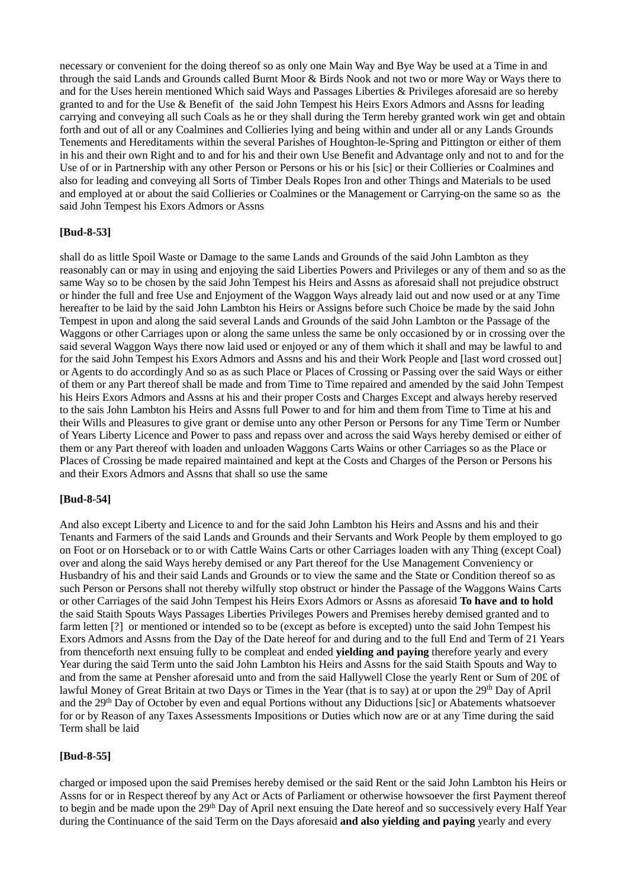necessary or convenient for the doing thereof so as only one Main Way and Bye Way be used at a Time in and through the said Lands and Grounds called Burnt Moor & Birds Nook and not two or more Way or Ways there to and for the Uses herein mentioned Which said Ways and Passages Liberties & Privileges aforesaid are so hereby granted to and for the Use & Benefit of the said John Tempest his Heirs Exors Admors and Assns for leading carrying and conveying all such Coals as he or they shall during the Term hereby granted work win get and obtain forth and out of all or any Coalmines and Collieries lying and being within and under all or any Lands Grounds Tenements and Hereditaments within the several Parishes of Houghton-le-Spring and Pittington or either of them in his and their own Right and to and for his and their own Use Benefit and Advantage only and not to and for the Use of or in Partnership with any other Person or Persons or his or his [sic] or their Collieries or Coalmines and also for leading and conveying all Sorts of Timber Deals Ropes Iron and other Things and Materials to be used and employed at or about the said Collieries or Coalmines or the Management or Carrying-on the same so as the said John Tempest his Exors Admors or Assns

**[Bud-8-53]**

shall do as little Spoil Waste or Damage to the same Lands and Grounds of the said John Lambton as they reasonably can or may in using and enjoying the said Liberties Powers and Privileges or any of them and so as the same Way so to be chosen by the said John Tempest his Heirs and Assns as aforesaid shall not prejudice obstruct or hinder the full and free Use and Enjoyment of the Waggon Ways already laid out and now used or at any Time hereafter to be laid by the said John Lambton his Heirs or Assigns before such Choice be made by the said John Tempest in upon and along the said several Lands and Grounds of the said John Lambton or the Passage of the Waggons or other Carriages upon or along the same unless the same be only occasioned by or in crossing over the said several Waggon Ways there now laid used or enjoyed or any of them which it shall and may be lawful to and for the said John Tempest his Exors Admors and Assns and his and their Work People and [last word crossed out] or Agents to do accordingly And so as as such Place or Places of Crossing or Passing over the said Ways or either of them or any Part thereof shall be made and from Time to Time repaired and amended by the said John Tempest his Heirs Exors Admors and Assns at his and their proper Costs and Charges Except and always hereby reserved to the sais John Lambton his Heirs and Assns full Power to and for him and them from Time to Time at his and their Wills and Pleasures to give grant or demise unto any other Person or Persons for any Time Term or Number of Years Liberty Licence and Power to pass and repass over and across the said Ways hereby demised or either of them or any Part thereof with loaden and unloaden Waggons Carts Wains or other Carriages so as the Place or Places of Crossing be made repaired maintained and kept at the Costs and Charges of the Person or Persons his and their Exors Admors and Assns that shall so use the same

**[Bud-8-54]**

And also except Liberty and Licence to and for the said John Lambton his Heirs and Assns and his and their Tenants and Farmers of the said Lands and Grounds and their Servants and Work People by them employed to go on Foot or on Horseback or to or with Cattle Wains Carts or other Carriages loaden with any Thing (except Coal) over and along the said Ways hereby demised or any Part thereof for the Use Management Conveniency or Husbandry of his and their said Lands and Grounds or to view the same and the State or Condition thereof so as such Person or Persons shall not thereby wilfully stop obstruct or hinder the Passage of the Waggons Wains Carts or other Carriages of the said John Tempest his Heirs Exors Admors or Assns as aforesaid **To have and to hold** the said Staith Spouts Ways Passages Liberties Privileges Powers and Premises hereby demised granted and to farm letten [?] or mentioned or intended so to be (except as before is excepted) unto the said John Tempest his Exors Admors and Assns from the Day of the Date hereof for and during and to the full End and Term of 21 Years from thenceforth next ensuing fully to be compleat and ended **yielding and paying** therefore yearly and every Year during the said Term unto the said John Lambton his Heirs and Assns for the said Staith Spouts and Way to and from the same at Pensher aforesaid unto and from the said Hallywell Close the yearly Rent or Sum of 20£ of lawful Money of Great Britain at two Days or Times in the Year (that is to say) at or upon the 29th Day of April and the 29th Day of October by even and equal Portions without any Diductions [sic] or Abatements whatsoever for or by Reason of any Taxes Assessments Impositions or Duties which now are or at any Time during the said Term shall be laid

**[Bud-8-55]**

charged or imposed upon the said Premises hereby demised or the said Rent or the said John Lambton his Heirs or Assns for or in Respect thereof by any Act or Acts of Parliament or otherwise howsoever the first Payment thereof to begin and be made upon the 29th Day of April next ensuing the Date hereof and so successively every Half Year during the Continuance of the said Term on the Days aforesaid **and also yielding and paying** yearly and every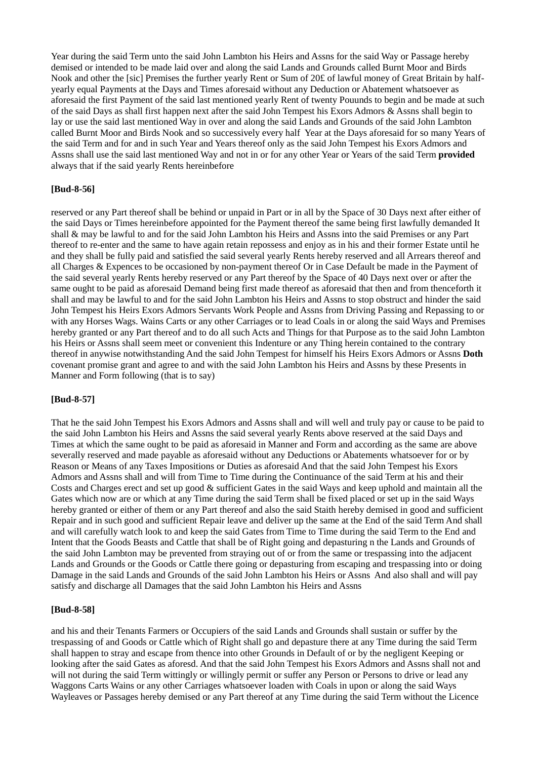Year during the said Term unto the said John Lambton his Heirs and Assns for the said Way or Passage hereby demised or intended to be made laid over and along the said Lands and Grounds called Burnt Moor and Birds Nook and other the [sic] Premises the further yearly Rent or Sum of 20£ of lawful money of Great Britain by half-yearly equal Payments at the Days and Times aforesaid without any Deduction or Abatement whatsoever as aforesaid the first Payment of the said last mentioned yearly Rent of twenty Pouunds to begin and be made at such of the said Days as shall first happen next after the said John Tempest his Exors Admors & Assns shall begin to lay or use the said last mentioned Way in over and along the said Lands and Grounds of the said John Lambton called Burnt Moor and Birds Nook and so successively every half Year at the Days aforesaid for so many Years of the said Term and for and in such Year and Years thereof only as the said John Tempest his Exors Admors and Assns shall use the said last mentioned Way and not in or for any other Year or Years of the said Term **provided** always that if the said yearly Rents hereinbefore

**[Bud-8-56]**

reserved or any Part thereof shall be behind or unpaid in Part or in all by the Space of 30 Days next after either of the said Days or Times hereinbefore appointed for the Payment thereof the same being first lawfully demanded It shall & may be lawful to and for the said John Lambton his Heirs and Assns into the said Premises or any Part thereof to re-enter and the same to have again retain repossess and enjoy as in his and their former Estate until he and they shall be fully paid and satisfied the said several yearly Rents hereby reserved and all Arrears thereof and all Charges & Expences to be occasioned by non-payment thereof Or in Case Default be made in the Payment of the said several yearly Rents hereby reserved or any Part thereof by the Space of 40 Days next over or after the same ought to be paid as aforesaid Demand being first made thereof as aforesaid that then and from thenceforth it shall and may be lawful to and for the said John Lambton his Heirs and Assns to stop obstruct and hinder the said John Tempest his Heirs Exors Admors Servants Work People and Assns from Driving Passing and Repassing to or with any Horses Wags. Wains Carts or any other Carriages or to lead Coals in or along the said Ways and Premises hereby granted or any Part thereof and to do all such Acts and Things for that Purpose as to the said John Lambton his Heirs or Assns shall seem meet or convenient this Indenture or any Thing herein contained to the contrary thereof in anywise notwithstanding And the said John Tempest for himself his Heirs Exors Admors or Assns **Doth** covenant promise grant and agree to and with the said John Lambton his Heirs and Assns by these Presents in Manner and Form following (that is to say)

**[Bud-8-57]**

That he the said John Tempest his Exors Admors and Assns shall and will well and truly pay or cause to be paid to the said John Lambton his Heirs and Assns the said several yearly Rents above reserved at the said Days and Times at which the same ought to be paid as aforesaid in Manner and Form and according as the same are above severally reserved and made payable as aforesaid without any Deductions or Abatements whatsoever for or by Reason or Means of any Taxes Impositions or Duties as aforesaid And that the said John Tempest his Exors Admors and Assns shall and will from Time to Time during the Continuance of the said Term at his and their Costs and Charges erect and set up good & sufficient Gates in the said Ways and keep uphold and maintain all the Gates which now are or which at any Time during the said Term shall be fixed placed or set up in the said Ways hereby granted or either of them or any Part thereof and also the said Staith hereby demised in good and sufficient Repair and in such good and sufficient Repair leave and deliver up the same at the End of the said Term And shall and will carefully watch look to and keep the said Gates from Time to Time during the said Term to the End and Intent that the Goods Beasts and Cattle that shall be of Right going and depasturing n the Lands and Grounds of the said John Lambton may be prevented from straying out of or from the same or trespassing into the adjacent Lands and Grounds or the Goods or Cattle there going or depasturing from escaping and trespassing into or doing Damage in the said Lands and Grounds of the said John Lambton his Heirs or Assns And also shall and will pay satisfy and discharge all Damages that the said John Lambton his Heirs and Assns

**[Bud-8-58]**

and his and their Tenants Farmers or Occupiers of the said Lands and Grounds shall sustain or suffer by the trespassing of and Goods or Cattle which of Right shall go and depasture there at any Time during the said Term shall happen to stray and escape from thence into other Grounds in Default of or by the negligent Keeping or looking after the said Gates as aforesd. And that the said John Tempest his Exors Admors and Assns shall not and will not during the said Term wittingly or willingly permit or suffer any Person or Persons to drive or lead any Waggons Carts Wains or any other Carriages whatsoever loaden with Coals in upon or along the said Ways Wayleaves or Passages hereby demised or any Part thereof at any Time during the said Term without the Licence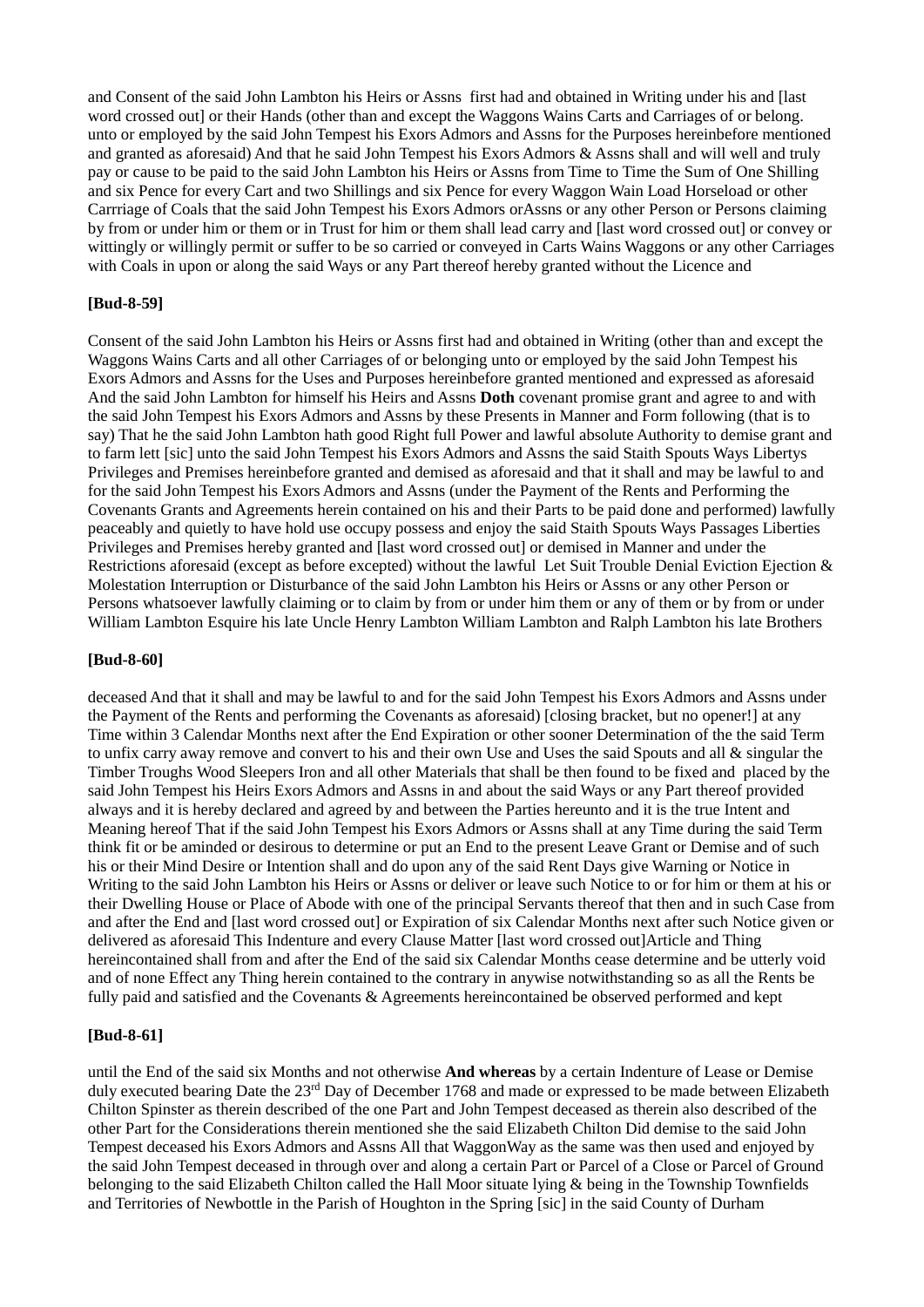and Consent of the said John Lambton his Heirs or Assns  first had and obtained in Writing under his and [last word crossed out] or their Hands (other than and except the Waggons Wains Carts and Carriages of or belong. unto or employed by the said John Tempest his Exors Admors and Assns for the Purposes hereinbefore mentioned and granted as aforesaid) And that he said John Tempest his Exors Admors & Assns shall and will well and truly pay or cause to be paid to the said John Lambton his Heirs or Assns from Time to Time the Sum of One Shilling and six Pence for every Cart and two Shillings and six Pence for every Waggon Wain Load Horseload or other Carrriage of Coals that the said John Tempest his Exors Admors orAssns or any other Person or Persons claiming by from or under him or them or in Trust for him or them shall lead carry and [last word crossed out] or convey or wittingly or willingly permit or suffer to be so carried or conveyed in Carts Wains Waggons or any other Carriages with Coals in upon or along the said Ways or any Part thereof hereby granted without the Licence and

**[Bud-8-59]**

Consent of the said John Lambton his Heirs or Assns first had and obtained in Writing (other than and except the Waggons Wains Carts and all other Carriages of or belonging unto or employed by the said John Tempest his Exors Admors and Assns for the Uses and Purposes hereinbefore granted mentioned and expressed as aforesaid And the said John Lambton for himself his Heirs and Assns **Doth** covenant promise grant and agree to and with the said John Tempest his Exors Admors and Assns by these Presents in Manner and Form following (that is to say) That he the said John Lambton hath good Right full Power and lawful absolute Authority to demise grant and to farm lett [sic] unto the said John Tempest his Exors Admors and Assns the said Staith Spouts Ways Libertys Privileges and Premises hereinbefore granted and demised as aforesaid and that it shall and may be lawful to and for the said John Tempest his Exors Admors and Assns (under the Payment of the Rents and Performing the Covenants Grants and Agreements herein contained on his and their Parts to be paid done and performed) lawfully peaceably and quietly to have hold use occupy possess and enjoy the said Staith Spouts Ways Passages Liberties Privileges and Premises hereby granted and [last word crossed out] or demised in Manner and under the Restrictions aforesaid (except as before excepted) without the lawful  Let Suit Trouble Denial Eviction Ejection & Molestation Interruption or Disturbance of the said John Lambton his Heirs or Assns or any other Person or Persons whatsoever lawfully claiming or to claim by from or under him them or any of them or by from or under William Lambton Esquire his late Uncle Henry Lambton William Lambton and Ralph Lambton his late Brothers

**[Bud-8-60]**

deceased And that it shall and may be lawful to and for the said John Tempest his Exors Admors and Assns under the Payment of the Rents and performing the Covenants as aforesaid) [closing bracket, but no opener!] at any Time within 3 Calendar Months next after the End Expiration or other sooner Determination of the the said Term to unfix carry away remove and convert to his and their own Use and Uses the said Spouts and all & singular the Timber Troughs Wood Sleepers Iron and all other Materials that shall be then found to be fixed and  placed by the said John Tempest his Heirs Exors Admors and Assns in and about the said Ways or any Part thereof provided always and it is hereby declared and agreed by and between the Parties hereunto and it is the true Intent and Meaning hereof That if the said John Tempest his Exors Admors or Assns shall at any Time during the said Term think fit or be aminded or desirous to determine or put an End to the present Leave Grant or Demise and of such his or their Mind Desire or Intention shall and do upon any of the said Rent Days give Warning or Notice in Writing to the said John Lambton his Heirs or Assns or deliver or leave such Notice to or for him or them at his or their Dwelling House or Place of Abode with one of the principal Servants thereof that then and in such Case from and after the End and [last word crossed out] or Expiration of six Calendar Months next after such Notice given or delivered as aforesaid This Indenture and every Clause Matter [last word crossed out]Article and Thing hereincontained shall from and after the End of the said six Calendar Months cease determine and be utterly void and of none Effect any Thing herein contained to the contrary in anywise notwithstanding so as all the Rents be fully paid and satisfied and the Covenants & Agreements hereincontained be observed performed and kept

**[Bud-8-61]**

until the End of the said six Months and not otherwise **And whereas** by a certain Indenture of Lease or Demise duly executed bearing Date the 23rd Day of December 1768 and made or expressed to be made between Elizabeth Chilton Spinster as therein described of the one Part and John Tempest deceased as therein also described of the other Part for the Considerations therein mentioned she the said Elizabeth Chilton Did demise to the said John Tempest deceased his Exors Admors and Assns All that WaggonWay as the same was then used and enjoyed by the said John Tempest deceased in through over and along a certain Part or Parcel of a Close or Parcel of Ground belonging to the said Elizabeth Chilton called the Hall Moor situate lying & being in the Township Townfields and Territories of Newbottle in the Parish of Houghton in the Spring [sic] in the said County of Durham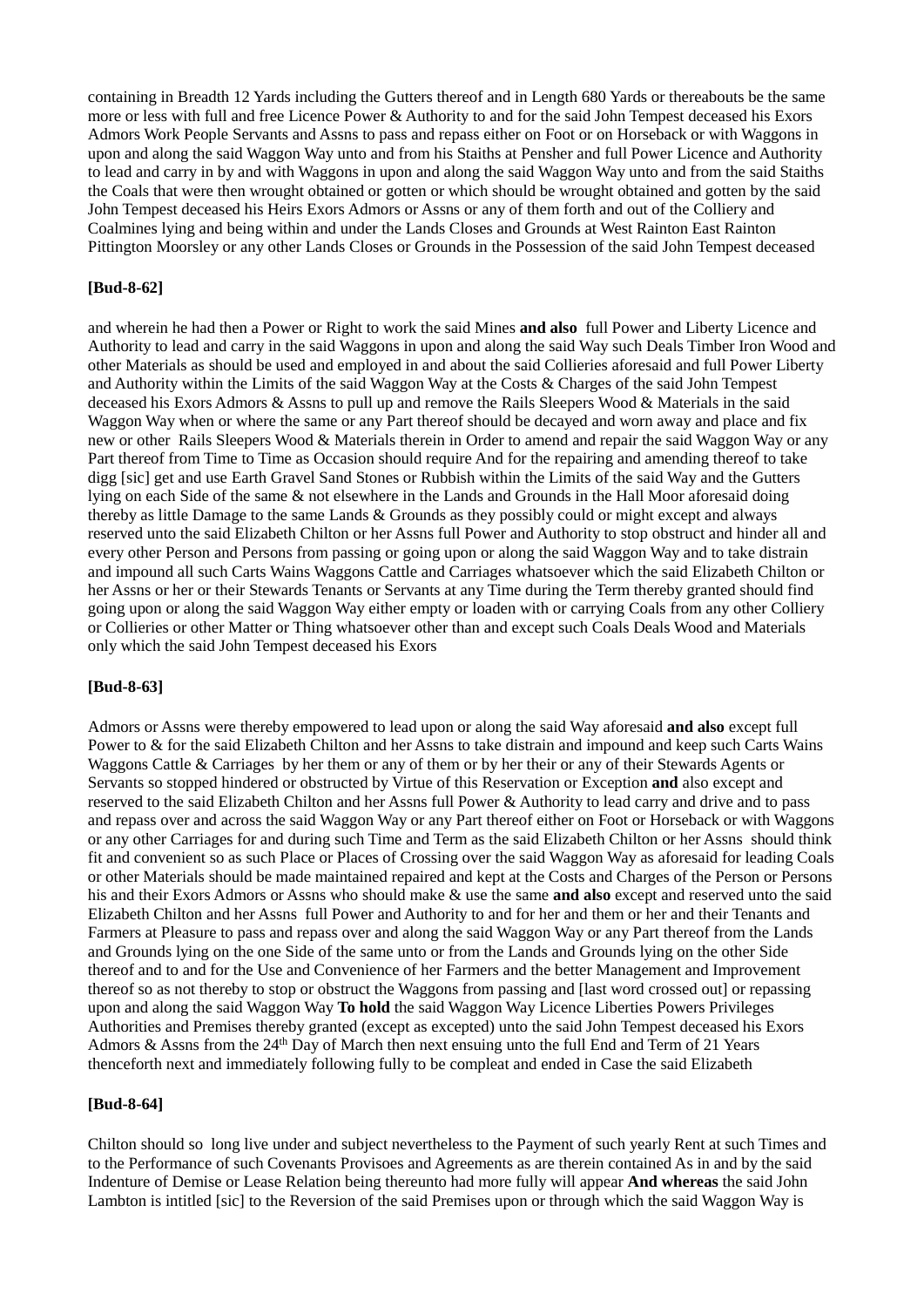containing in Breadth 12 Yards including the Gutters thereof and in Length 680 Yards or thereabouts be the same more or less with full and free Licence Power & Authority to and for the said John Tempest deceased his Exors Admors Work People Servants and Assns to pass and repass either on Foot or on Horseback or with Waggons in upon and along the said Waggon Way unto and from his Staiths at Pensher and full Power Licence and Authority to lead and carry in by and with Waggons in upon and along the said Waggon Way unto and from the said Staiths the Coals that were then wrought obtained or gotten or which should be wrought obtained and gotten by the said John Tempest deceased his Heirs Exors Admors or Assns or any of them forth and out of the Colliery and Coalmines lying and being within and under the Lands Closes and Grounds at West Rainton East Rainton Pittington Moorsley or any other Lands Closes or Grounds in the Possession of the said John Tempest deceased

**[Bud-8-62]**

and wherein he had then a Power or Right to work the said Mines **and also** full Power and Liberty Licence and Authority to lead and carry in the said Waggons in upon and along the said Way such Deals Timber Iron Wood and other Materials as should be used and employed in and about the said Collieries aforesaid and full Power Liberty and Authority within the Limits of the said Waggon Way at the Costs & Charges of the said John Tempest deceased his Exors Admors & Assns to pull up and remove the Rails Sleepers Wood & Materials in the said Waggon Way when or where the same or any Part thereof should be decayed and worn away and place and fix new or other Rails Sleepers Wood & Materials therein in Order to amend and repair the said Waggon Way or any Part thereof from Time to Time as Occasion should require And for the repairing and amending thereof to take digg [sic] get and use Earth Gravel Sand Stones or Rubbish within the Limits of the said Way and the Gutters lying on each Side of the same & not elsewhere in the Lands and Grounds in the Hall Moor aforesaid doing thereby as little Damage to the same Lands & Grounds as they possibly could or might except and always reserved unto the said Elizabeth Chilton or her Assns full Power and Authority to stop obstruct and hinder all and every other Person and Persons from passing or going upon or along the said Waggon Way and to take distrain and impound all such Carts Wains Waggons Cattle and Carriages whatsoever which the said Elizabeth Chilton or her Assns or her or their Stewards Tenants or Servants at any Time during the Term thereby granted should find going upon or along the said Waggon Way either empty or loaden with or carrying Coals from any other Colliery or Collieries or other Matter or Thing whatsoever other than and except such Coals Deals Wood and Materials only which the said John Tempest deceased his Exors

**[Bud-8-63]**

Admors or Assns were thereby empowered to lead upon or along the said Way aforesaid **and also** except full Power to & for the said Elizabeth Chilton and her Assns to take distrain and impound and keep such Carts Wains Waggons Cattle & Carriages by her them or any of them or by her their or any of their Stewards Agents or Servants so stopped hindered or obstructed by Virtue of this Reservation or Exception **and** also except and reserved to the said Elizabeth Chilton and her Assns full Power & Authority to lead carry and drive and to pass and repass over and across the said Waggon Way or any Part thereof either on Foot or Horseback or with Waggons or any other Carriages for and during such Time and Term as the said Elizabeth Chilton or her Assns should think fit and convenient so as such Place or Places of Crossing over the said Waggon Way as aforesaid for leading Coals or other Materials should be made maintained repaired and kept at the Costs and Charges of the Person or Persons his and their Exors Admors or Assns who should make & use the same **and also** except and reserved unto the said Elizabeth Chilton and her Assns full Power and Authority to and for her and them or her and their Tenants and Farmers at Pleasure to pass and repass over and along the said Waggon Way or any Part thereof from the Lands and Grounds lying on the one Side of the same unto or from the Lands and Grounds lying on the other Side thereof and to and for the Use and Convenience of her Farmers and the better Management and Improvement thereof so as not thereby to stop or obstruct the Waggons from passing and [last word crossed out] or repassing upon and along the said Waggon Way **To hold** the said Waggon Way Licence Liberties Powers Privileges Authorities and Premises thereby granted (except as excepted) unto the said John Tempest deceased his Exors Admors & Assns from the 24th Day of March then next ensuing unto the full End and Term of 21 Years thenceforth next and immediately following fully to be compleat and ended in Case the said Elizabeth

**[Bud-8-64]**

Chilton should so long live under and subject nevertheless to the Payment of such yearly Rent at such Times and to the Performance of such Covenants Provisoes and Agreements as are therein contained As in and by the said Indenture of Demise or Lease Relation being thereunto had more fully will appear **And whereas** the said John Lambton is intitled [sic] to the Reversion of the said Premises upon or through which the said Waggon Way is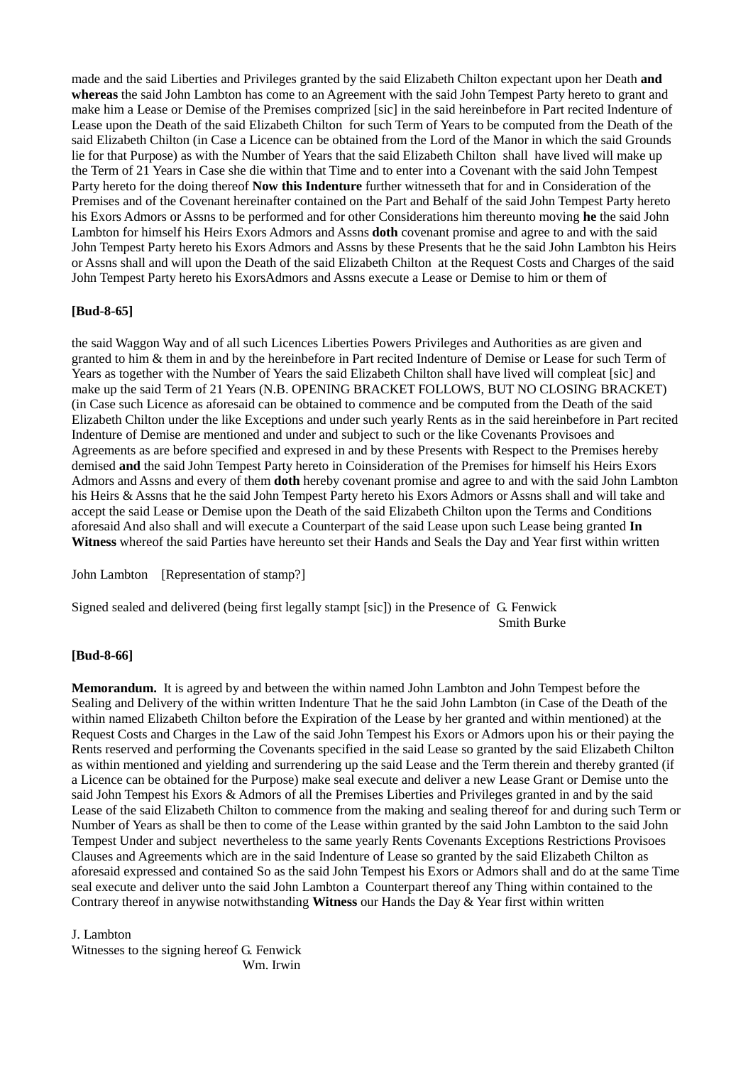made and the said Liberties and Privileges granted by the said Elizabeth Chilton expectant upon her Death **and whereas** the said John Lambton has come to an Agreement with the said John Tempest Party hereto to grant and make him a Lease or Demise of the Premises comprized [sic] in the said hereinbefore in Part recited Indenture of Lease upon the Death of the said Elizabeth Chilton for such Term of Years to be computed from the Death of the said Elizabeth Chilton (in Case a Licence can be obtained from the Lord of the Manor in which the said Grounds lie for that Purpose) as with the Number of Years that the said Elizabeth Chilton shall have lived will make up the Term of 21 Years in Case she die within that Time and to enter into a Covenant with the said John Tempest Party hereto for the doing thereof **Now this Indenture** further witnesseth that for and in Consideration of the Premises and of the Covenant hereinafter contained on the Part and Behalf of the said John Tempest Party hereto his Exors Admors or Assns to be performed and for other Considerations him thereunto moving **he** the said John Lambton for himself his Heirs Exors Admors and Assns **doth** covenant promise and agree to and with the said John Tempest Party hereto his Exors Admors and Assns by these Presents that he the said John Lambton his Heirs or Assns shall and will upon the Death of the said Elizabeth Chilton at the Request Costs and Charges of the said John Tempest Party hereto his ExorsAdmors and Assns execute a Lease or Demise to him or them of

**[Bud-8-65]**

the said Waggon Way and of all such Licences Liberties Powers Privileges and Authorities as are given and granted to him & them in and by the hereinbefore in Part recited Indenture of Demise or Lease for such Term of Years as together with the Number of Years the said Elizabeth Chilton shall have lived will compleat [sic] and make up the said Term of 21 Years (N.B. OPENING BRACKET FOLLOWS, BUT NO CLOSING BRACKET) (in Case such Licence as aforesaid can be obtained to commence and be computed from the Death of the said Elizabeth Chilton under the like Exceptions and under such yearly Rents as in the said hereinbefore in Part recited Indenture of Demise are mentioned and under and subject to such or the like Covenants Provisoes and Agreements as are before specified and expresed in and by these Presents with Respect to the Premises hereby demised **and** the said John Tempest Party hereto in Coinsideration of the Premises for himself his Heirs Exors Admors and Assns and every of them **doth** hereby covenant promise and agree to and with the said John Lambton his Heirs & Assns that he the said John Tempest Party hereto his Exors Admors or Assns shall and will take and accept the said Lease or Demise upon the Death of the said Elizabeth Chilton upon the Terms and Conditions aforesaid And also shall and will execute a Counterpart of the said Lease upon such Lease being granted **In Witness** whereof the said Parties have hereunto set their Hands and Seals the Day and Year first within written

John Lambton [Representation of stamp?]

Signed sealed and delivered (being first legally stampt [sic]) in the Presence of G. Fenwick
Smith Burke

**[Bud-8-66]**

**Memorandum.** It is agreed by and between the within named John Lambton and John Tempest before the Sealing and Delivery of the within written Indenture That he the said John Lambton (in Case of the Death of the within named Elizabeth Chilton before the Expiration of the Lease by her granted and within mentioned) at the Request Costs and Charges in the Law of the said John Tempest his Exors or Admors upon his or their paying the Rents reserved and performing the Covenants specified in the said Lease so granted by the said Elizabeth Chilton as within mentioned and yielding and surrendering up the said Lease and the Term therein and thereby granted (if a Licence can be obtained for the Purpose) make seal execute and deliver a new Lease Grant or Demise unto the said John Tempest his Exors & Admors of all the Premises Liberties and Privileges granted in and by the said Lease of the said Elizabeth Chilton to commence from the making and sealing thereof for and during such Term or Number of Years as shall be then to come of the Lease within granted by the said John Lambton to the said John Tempest Under and subject nevertheless to the same yearly Rents Covenants Exceptions Restrictions Provisoes Clauses and Agreements which are in the said Indenture of Lease so granted by the said Elizabeth Chilton as aforesaid expressed and contained So as the said John Tempest his Exors or Admors shall and do at the same Time seal execute and deliver unto the said John Lambton a Counterpart thereof any Thing within contained to the Contrary thereof in anywise notwithstanding **Witness** our Hands the Day & Year first within written

J. Lambton
Witnesses to the signing hereof G. Fenwick
Wm. Irwin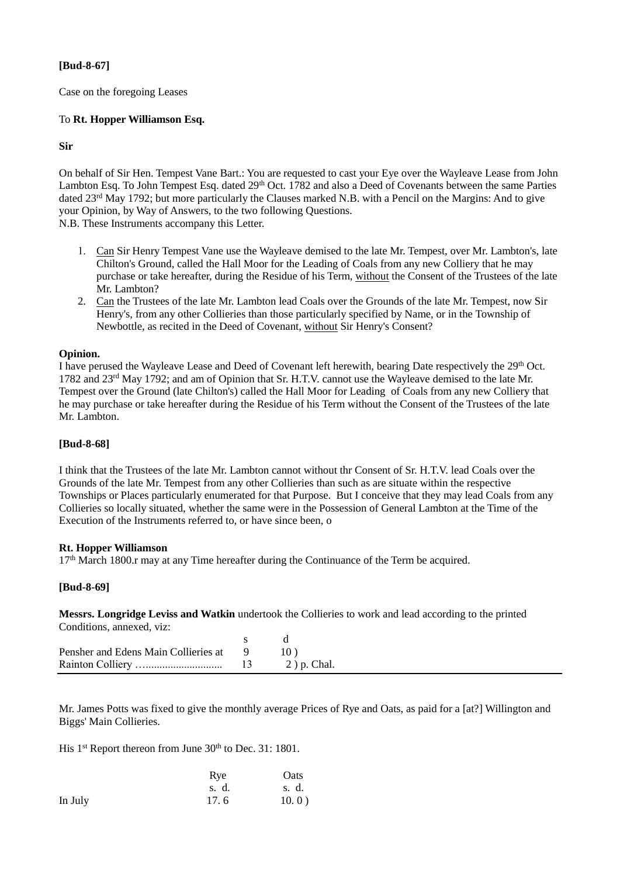**[Bud-8-67]**

Case on the foregoing Leases

To **Rt. Hopper Williamson Esq.**

**Sir**

On behalf of Sir Hen. Tempest Vane Bart.: You are requested to cast your Eye over the Wayleave Lease from John Lambton Esq. To John Tempest Esq. dated 29th Oct. 1782 and also a Deed of Covenants between the same Parties dated 23rd May 1792; but more particularly the Clauses marked N.B. with a Pencil on the Margins: And to give your Opinion, by Way of Answers, to the two following Questions.
N.B. These Instruments accompany this Letter.

1. Can Sir Henry Tempest Vane use the Wayleave demised to the late Mr. Tempest, over Mr. Lambton's, late Chilton's Ground, called the Hall Moor for the Leading of Coals from any new Colliery that he may purchase or take hereafter, during the Residue of his Term, without the Consent of the Trustees of the late Mr. Lambton?
2. Can the Trustees of the late Mr. Lambton lead Coals over the Grounds of the late Mr. Tempest, now Sir Henry's, from any other Collieries than those particularly specified by Name, or in the Township of Newbottle, as recited in the Deed of Covenant, without Sir Henry's Consent?

**Opinion.**
I have perused the Wayleave Lease and Deed of Covenant left herewith, bearing Date respectively the 29th Oct. 1782 and 23rd May 1792; and am of Opinion that Sr. H.T.V. cannot use the Wayleave demised to the late Mr. Tempest over the Ground (late Chilton's) called the Hall Moor for Leading of Coals from any new Colliery that he may purchase or take hereafter during the Residue of his Term without the Consent of the Trustees of the late Mr. Lambton.

**[Bud-8-68]**

I think that the Trustees of the late Mr. Lambton cannot without thr Consent of Sr. H.T.V. lead Coals over the Grounds of the late Mr. Tempest from any other Collieries than such as are situate within the respective Townships or Places particularly enumerated for that Purpose. But I conceive that they may lead Coals from any Collieries so locally situated, whether the same were in the Possession of General Lambton at the Time of the Execution of the Instruments referred to, or have since been, o

**Rt. Hopper Williamson**
17th March 1800.r may at any Time hereafter during the Continuance of the Term be acquired.

**[Bud-8-69]**

**Messrs. Longridge Leviss and Watkin** undertook the Collieries to work and lead according to the printed Conditions, annexed, viz:

| | s | d |
|---|---|---|
| Pensher and Edens Main Collieries at | 9 | 10 ) |
| Rainton Colliery …........................... | 13 | 2 ) p. Chal. |

Mr. James Potts was fixed to give the monthly average Prices of Rye and Oats, as paid for a [at?] Willington and Biggs' Main Collieries.

His 1st Report thereon from June 30th to Dec. 31: 1801.

| | Rye | Oats |
|---|---|---|
| | s. d. | s. d. |
| In July | 17. 6 | 10. 0 ) |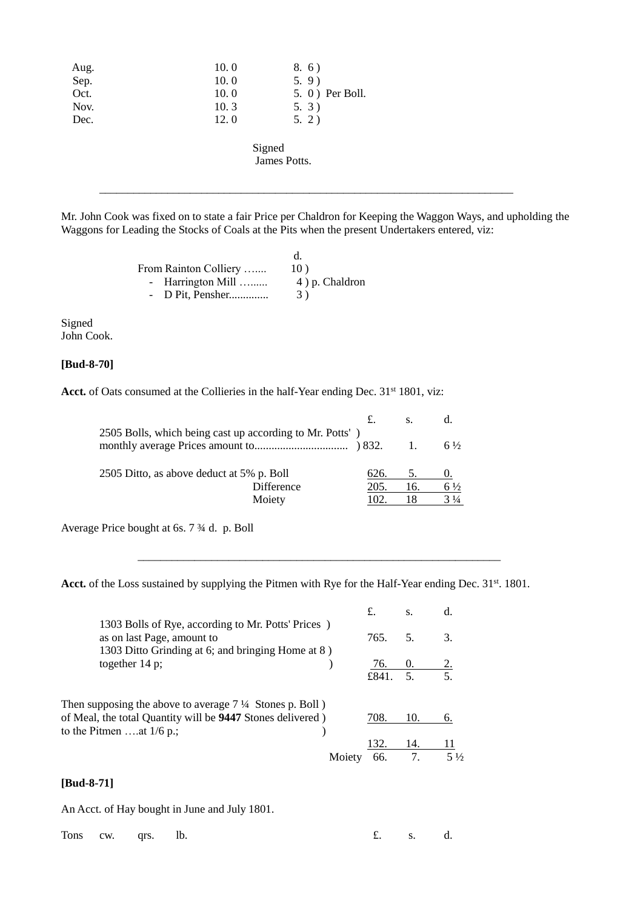| | | | |
|---|---|---|---|
| Aug. | 10. 0 | 8. 6 ) | |
| Sep. | 10. 0 | 5. 9 ) | |
| Oct. | 10. 0 | 5. 0 ) | Per Boll. |
| Nov. | 10. 3 | 5. 3 ) | |
| Dec. | 12. 0 | 5. 2 ) | |

Signed
James Potts.

---

Mr. John Cook was fixed on to state a fair Price per Chaldron for Keeping the Waggon Ways, and upholding the Waggons for Leading the Stocks of Coals at the Pits when the present Undertakers entered, viz:

| | d. | |
|---|---|---|
| From Rainton Colliery ….... | 10 ) | |
| - Harrington Mill …...... | 4 ) | p. Chaldron |
| - D Pit, Pensher............. | 3 ) | |

Signed
John Cook.

**[Bud-8-70]**

**Acct.** of Oats consumed at the Collieries in the half-Year ending Dec. 31st 1801, viz:

| | £. | s. | d. |
|---|---|---|---|
| 2505 Bolls, which being cast up according to Mr. Potts' ) monthly average Prices amount to................................ ) | 832. | 1. | 6 ½ |
| 2505 Ditto, as above deduct at 5% p. Boll | 626. | 5. | 0. |
| Difference | 205. | 16. | 6 ½ |
| Moiety | 102. | 18 | 3 ¼ |

Average Price bought at 6s. 7 ¾ d. p. Boll

---

**Acct.** of the Loss sustained by supplying the Pitmen with Rye for the Half-Year ending Dec. 31st. 1801.

| | £. | s. | d. |
|---|---|---|---|
| 1303 Bolls of Rye, according to Mr. Potts' Prices ) as on last Page, amount to | 765. | 5. | 3. |
| 1303 Ditto Grinding at 6; and bringing Home at 8 ) together 14 p; ) | 76. | 0. | 2. |
| | £841. | 5. | 5. |
| Then supposing the above to average 7 ¼ Stones p. Boll ) of Meal, the total Quantity will be **9447** Stones delivered ) to the Pitmen ….at 1/6 p.; ) | 708. | 10. | 6. |
| | 132. | 14. | 11 |
| Moiety | 66. | 7. | 5 ½ |

**[Bud-8-71]**

An Acct. of Hay bought in June and July 1801.

| Tons | cw. | qrs. | lb. | | £. | s. | d. |
|---|---|---|---|---|---|---|---|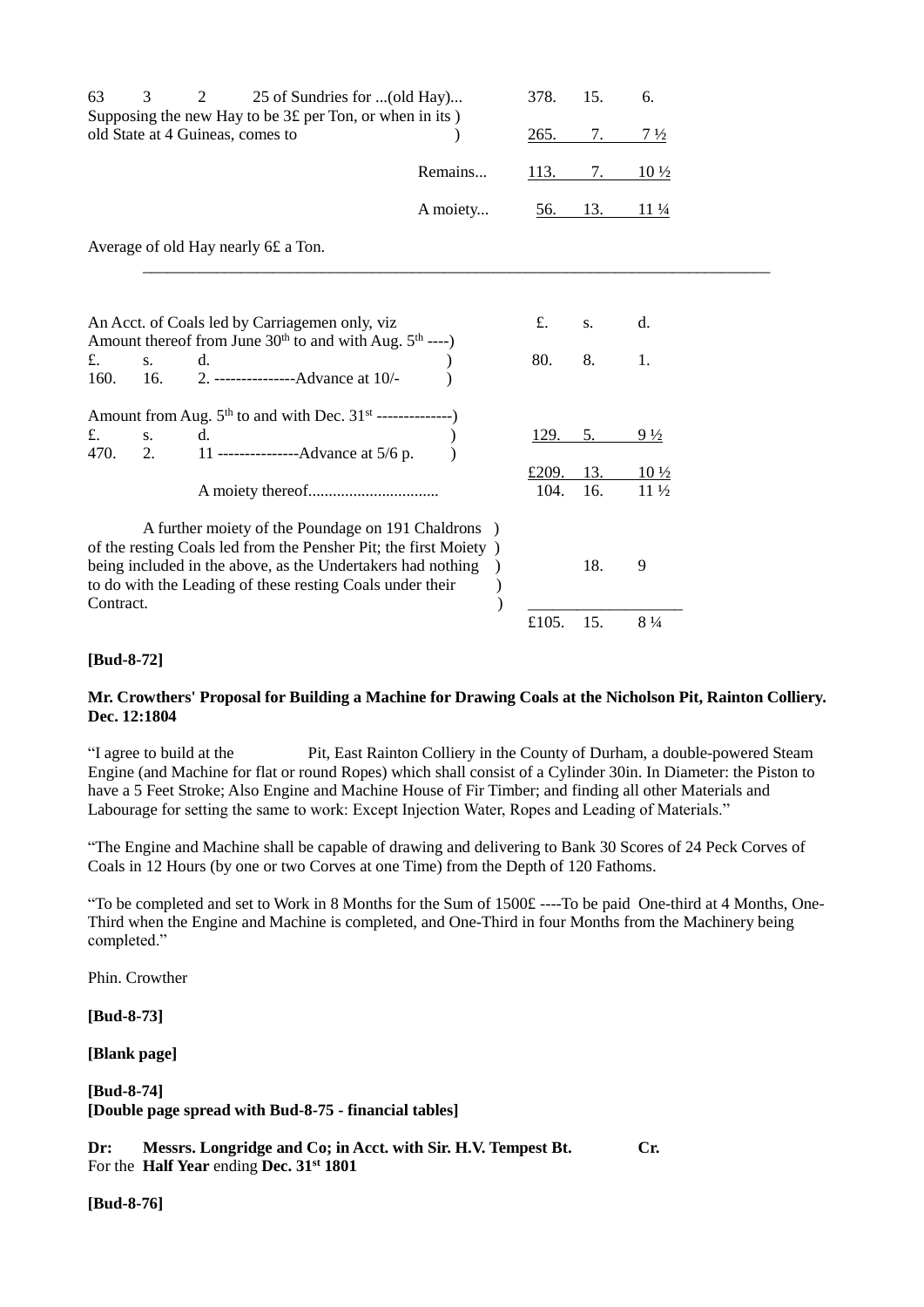| | | | | | | |
|---|---|---|---|---|---|---|
| 63 | 3 | 2 | 25 of Sundries for ...(old Hay)... | 378. | 15. | 6. |
| Supposing the new Hay to be 3£ per Ton, or when in its old State at 4 Guineas, comes to | | | ) | 265. | 7. | 7 ½ |
| | | | Remains... | 113. | 7. | 10 ½ |
| | | | A moiety... | 56. | 13. | 11 ¼ |

Average of old Hay nearly 6£ a Ton.

---

| | | | | £. | s. | d. |
|---|---|---|---|---|---|---|
| An Acct. of Coals led by Carriagemen only, viz | | | | | | |
| Amount thereof from June 30th to and with Aug. 5th ----) | | | | | | |
| £. | s. | d. | ) | 80. | 8. | 1. |
| 160. | 16. | 2. ---------------Advance at 10/- | ) | | | |
| Amount from Aug. 5th to and with Dec. 31st --------------) | | | | | | |
| £. | s. | d. | ) | 129. | 5. | 9 ½ |
| 470. | 2. | 11 ---------------Advance at 5/6 p. | ) | | | |
| | | | | £209. | 13. | 10 ½ |
| | | A moiety thereof................................ | | 104. | 16. | 11 ½ |
| A further moiety of the Poundage on 191 Chaldrons of the resting Coals led from the Pensher Pit; the first Moiety being included in the above, as the Undertakers had nothing to do with the Leading of these resting Coals under their Contract. | | | ) | | 18. | 9 |
| | | | | £105. | 15. | 8 ¼ |

**[Bud-8-72]**

**Mr. Crowthers' Proposal for Building a Machine for Drawing Coals at the Nicholson Pit, Rainton Colliery. Dec. 12:1804**

"I agree to build at the                Pit, East Rainton Colliery in the County of Durham, a double-powered Steam Engine (and Machine for flat or round Ropes) which shall consist of a Cylinder 30in. In Diameter: the Piston to have a 5 Feet Stroke; Also Engine and Machine House of Fir Timber; and finding all other Materials and Labourage for setting the same to work: Except Injection Water, Ropes and Leading of Materials."

"The Engine and Machine shall be capable of drawing and delivering to Bank 30 Scores of 24 Peck Corves of Coals in 12 Hours (by one or two Corves at one Time) from the Depth of 120 Fathoms.

"To be completed and set to Work in 8 Months for the Sum of 1500£ ----To be paid One-third at 4 Months, One-Third when the Engine and Machine is completed, and One-Third in four Months from the Machinery being completed."

Phin. Crowther

**[Bud-8-73]**

**[Blank page]**

**[Bud-8-74]**
**[Double page spread with Bud-8-75 - financial tables]**

**Dr: Messrs. Longridge and Co; in Acct. with Sir. H.V. Tempest Bt. Cr.**
For the **Half Year** ending **Dec. 31st 1801**

**[Bud-8-76]**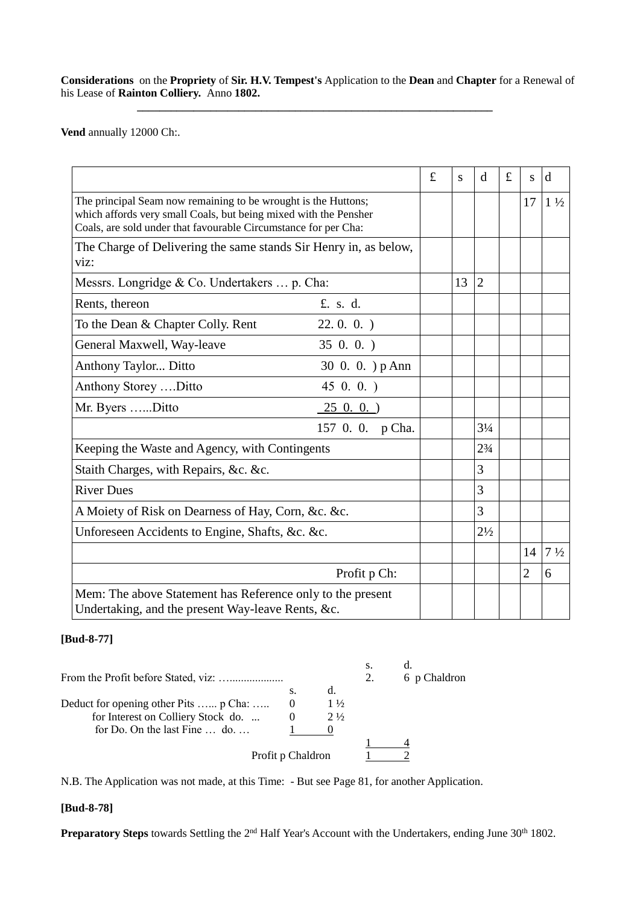**Considerations** on the **Propriety** of **Sir. H.V. Tempest's** Application to the **Dean** and **Chapter** for a Renewal of his Lease of **Rainton Colliery.** Anno **1802.**

---

**Vend** annually 12000 Ch:.

| | £ | s | d | £ | s | d |
|---|---|---|---|---|---|---|
| The principal Seam now remaining to be wrought is the Huttons; which affords very small Coals, but being mixed with the Pensher Coals, are sold under that favourable Circumstance for per Cha: | | | | | 17 | 1 ½ |
| The Charge of Delivering the same stands Sir Henry in, as below, viz: | | | | | | |
| Messrs. Longridge & Co. Undertakers … p. Cha: | | 13 | 2 | | | |
| Rents, thereon £. s. d. | | | | | | |
| To the Dean & Chapter Colly. Rent 22. 0. 0. ) | | | | | | |
| General Maxwell, Way-leave 35 0. 0. ) | | | | | | |
| Anthony Taylor... Ditto 30 0. 0. ) p Ann | | | | | | |
| Anthony Storey ….Ditto 45 0. 0. ) | | | | | | |
| Mr. Byers …...Ditto 25 0. 0. ) | | | | | | |
| 157 0. 0. p Cha. | | | 3¼ | | | |
| Keeping the Waste and Agency, with Contingents | | | 2¾ | | | |
| Staith Charges, with Repairs, &c. &c. | | | 3 | | | |
| River Dues | | | 3 | | | |
| A Moiety of Risk on Dearness of Hay, Corn, &c. &c. | | | 3 | | | |
| Unforeseen Accidents to Engine, Shafts, &c. &c. | | | 2½ | | | |
| | | | | | 14 | 7 ½ |
| Profit p Ch: | | | | | 2 | 6 |
| Mem: The above Statement has Reference only to the present Undertaking, and the present Way-leave Rents, &c. | | | | | | |

**[Bud-8-77]**

| | s. | d. | s. | d. |
|---|---|---|---|---|
| From the Profit before Stated, viz: …................... | | | 2. | 6 p Chaldron |
| Deduct for opening other Pits …... p Cha: ….. | 0 | 1 ½ | | |
| for Interest on Colliery Stock do. ... | 0 | 2 ½ | | |
| for Do. On the last Fine … do. … | 1 | 0 | | |
| | | | 1 | 4 |
| Profit p Chaldron | | | 1 | 2 |

N.B. The Application was not made, at this Time: - But see Page 81, for another Application.

**[Bud-8-78]**

**Preparatory Steps** towards Settling the 2nd Half Year's Account with the Undertakers, ending June 30th 1802.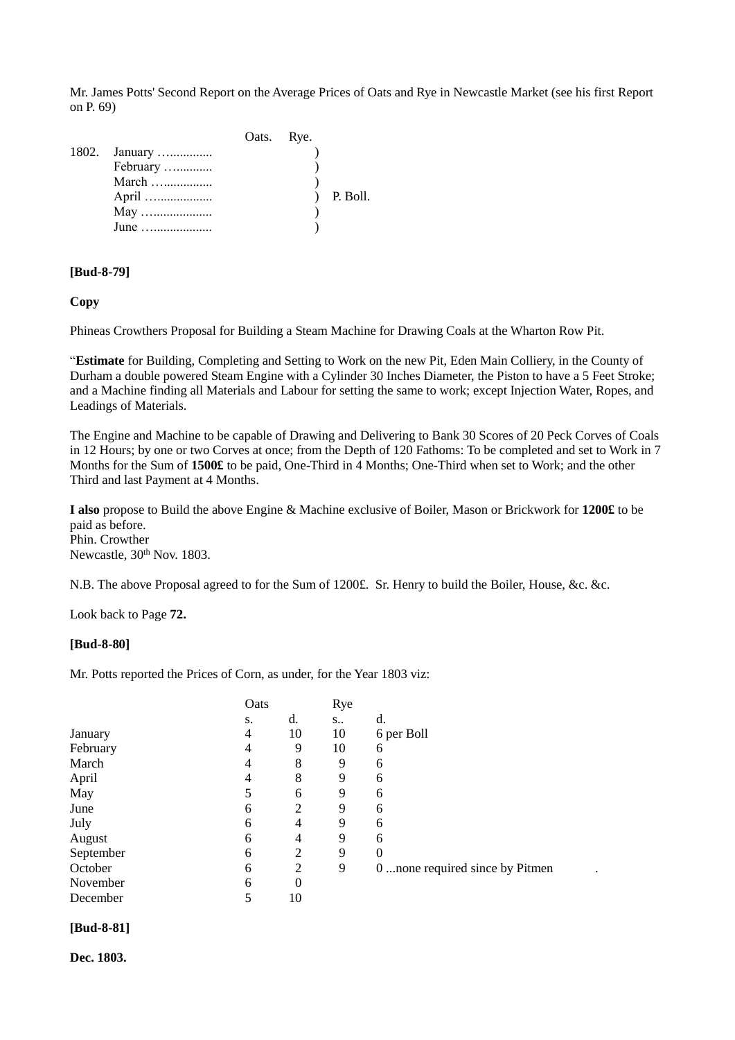Mr. James Potts' Second Report on the Average Prices of Oats and Rye in Newcastle Market (see his first Report on P. 69)

| | | Oats. | Rye. | |
|---|---|---|---|---|
| 1802. | January …............ | | ) | |
| | February …........... | | ) | |
| | March …............... | | ) | |
| | April …................. | | ) | P. Boll. |
| | May …................... | | ) | |
| | June …................... | | ) | |

**[Bud-8-79]**

**Copy**

Phineas Crowthers Proposal for Building a Steam Machine for Drawing Coals at the Wharton Row Pit.

"**Estimate** for Building, Completing and Setting to Work on the new Pit, Eden Main Colliery, in the County of Durham a double powered Steam Engine with a Cylinder 30 Inches Diameter, the Piston to have a 5 Feet Stroke; and a Machine finding all Materials and Labour for setting the same to work; except Injection Water, Ropes, and Leadings of Materials.

The Engine and Machine to be capable of Drawing and Delivering to Bank 30 Scores of 20 Peck Corves of Coals in 12 Hours; by one or two Corves at once; from the Depth of 120 Fathoms: To be completed and set to Work in 7 Months for the Sum of **1500£** to be paid, One-Third in 4 Months; One-Third when set to Work; and the other Third and last Payment at 4 Months.

**I also** propose to Build the above Engine & Machine exclusive of Boiler, Mason or Brickwork for **1200£** to be paid as before.
Phin. Crowther
Newcastle, 30th Nov. 1803.

N.B. The above Proposal agreed to for the Sum of 1200£. Sr. Henry to build the Boiler, House, &c. &c.

Look back to Page **72.**

**[Bud-8-80]**

Mr. Potts reported the Prices of Corn, as under, for the Year 1803 viz:

| | Oats | | Rye | |
|---|---|---|---|---|
| | s. | d. | s.. | d. |
| January | 4 | 10 | 10 | 6 per Boll |
| February | 4 | 9 | 10 | 6 |
| March | 4 | 8 | 9 | 6 |
| April | 4 | 8 | 9 | 6 |
| May | 5 | 6 | 9 | 6 |
| June | 6 | 2 | 9 | 6 |
| July | 6 | 4 | 9 | 6 |
| August | 6 | 4 | 9 | 6 |
| September | 6 | 2 | 9 | 0 |
| October | 6 | 2 | 9 | 0 ...none required since by Pitmen . |
| November | 6 | 0 | | |
| December | 5 | 10 | | |

**[Bud-8-81]**

**Dec. 1803.**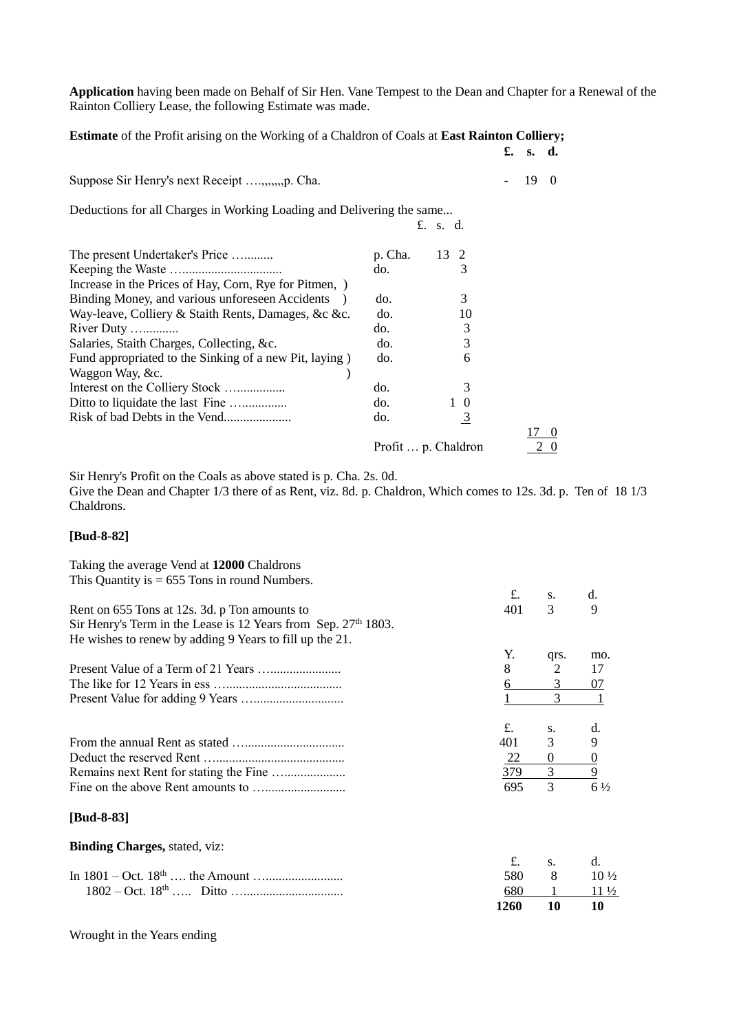**Application** having been made on Behalf of Sir Hen. Vane Tempest to the Dean and Chapter for a Renewal of the Rainton Colliery Lease, the following Estimate was made.

**Estimate** of the Profit arising on the Working of a Chaldron of Coals at **East Rainton Colliery;**

| | | | **£.** | **s.** | **d.** |
|---|---|---|---|---|---|
| Suppose Sir Henry's next Receipt …,,,,,,,p. Cha. | | | - | 19 | 0 |
| Deductions for all Charges in Working Loading and Delivering the same... | | £. s. d. | | | |
| The present Undertaker's Price …........ | p. Cha. | 13 2 | | | |
| Keeping the Waste …............................. | do. | 3 | | | |
| Increase in the Prices of Hay, Corn, Rye for Pitmen, ) Binding Money, and various unforeseen Accidents ) | do. | 3 | | | |
| Way-leave, Colliery & Staith Rents, Damages, &c &c. | do. | 10 | | | |
| River Duty …......... | do. | 3 | | | |
| Salaries, Staith Charges, Collecting, &c. | do. | 3 | | | |
| Fund appropriated to the Sinking of a new Pit, laying ) Waggon Way, &c. ) | do. | 6 | | | |
| Interest on the Colliery Stock …............... | do. | 3 | | | |
| Ditto to liquidate the last Fine …............. | do. | 1 0 | | | |
| Risk of bad Debts in the Vend.................... | do. | 3 | | | |
| | | | | 17 | 0 |
| | Profit … p. Chaldron | | | 2 | 0 |

Sir Henry's Profit on the Coals as above stated is p. Cha. 2s. 0d.
Give the Dean and Chapter 1/3 there of as Rent, viz. 8d. p. Chaldron, Which comes to 12s. 3d. p. Ten of 18 1/3 Chaldrons.

**[Bud-8-82]**

Taking the average Vend at **12000** Chaldrons
This Quantity is = 655 Tons in round Numbers.

| | £. | s. | d. |
|---|---|---|---|
| Rent on 655 Tons at 12s. 3d. p Ton amounts to | 401 | 3 | 9 |
| Sir Henry's Term in the Lease is 12 Years from Sep. 27th 1803. | | | |
| He wishes to renew by adding 9 Years to fill up the 21. | | | |
| | Y. | qrs. | mo. |
| Present Value of a Term of 21 Years …..................... | 8 | 2 | 17 |
| The like for 12 Years in ess ….................................. | 6 | 3 | 07 |
| Present Value for adding 9 Years …........................... | 1 | 3 | 1 |
| | £. | s. | d. |
| From the annual Rent as stated …............................ | 401 | 3 | 9 |
| Deduct the reserved Rent ….................................... | 22 | 0 | 0 |
| Remains next Rent for stating the Fine …................. | 379 | 3 | 9 |
| Fine on the above Rent amounts to …....................... | 695 | 3 | 6 ½ |

**[Bud-8-83]**

**Binding Charges,** stated, viz:

| | £. | s. | d. |
|---|---|---|---|
| In 1801 – Oct. 18th …. the Amount …....................... | 580 | 8 | 10 ½ |
| 1802 – Oct. 18th ….. Ditto ….............................. | 680 | 1 | 11 ½ |
| | **1260** | **10** | **10** |

Wrought in the Years ending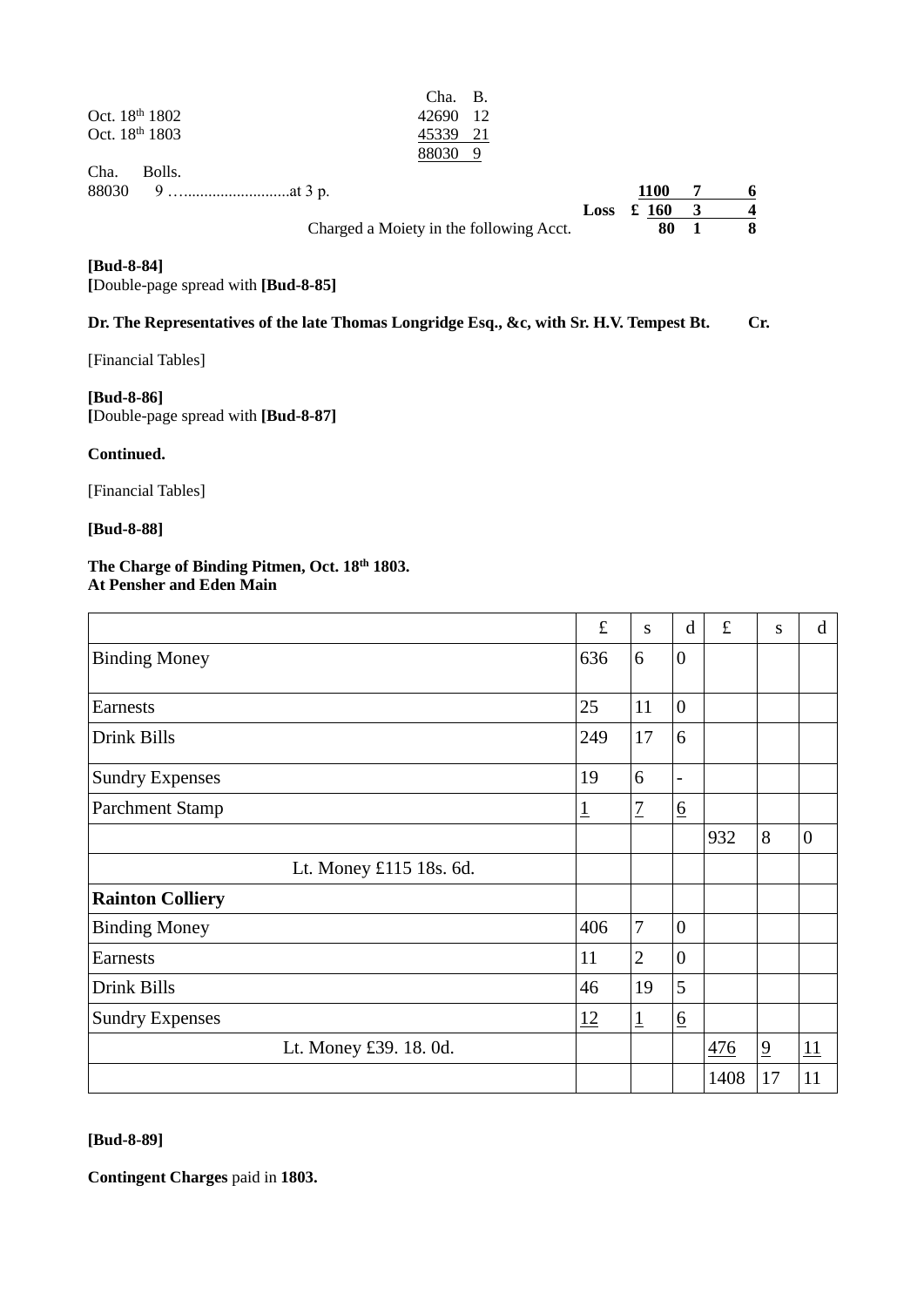| | Cha. | B. |
|---|---|---|
| Oct. 18th 1802 | 42690 | 12 |
| Oct. 18th 1803 | 45339 | 21 |
| | 88030 | 9 |

| Cha. | Bolls. | | | | | |
|---|---|---|---|---|---|---|
| 88030 | 9 …........................at 3 p. | | | 1100 | 7 | 6 |
| | | | Loss | £ 160 | 3 | 4 |
| | | Charged a Moiety in the following Acct. | | 80 | 1 | 8 |

**[Bud-8-84]**
**[**Double-page spread with **[Bud-8-85]**

**Dr. The Representatives of the late Thomas Longridge Esq., &c, with Sr. H.V. Tempest Bt. Cr.**

[Financial Tables]

**[Bud-8-86]**
**[**Double-page spread with **[Bud-8-87]**

**Continued.**

[Financial Tables]

**[Bud-8-88]**

**The Charge of Binding Pitmen, Oct. 18th 1803.**
**At Pensher and Eden Main**

| | £ | s | d | £ | s | d |
|---|---|---|---|---|---|---|
| Binding Money | 636 | 6 | 0 | | | |
| Earnests | 25 | 11 | 0 | | | |
| Drink Bills | 249 | 17 | 6 | | | |
| Sundry Expenses | 19 | 6 | - | | | |
| Parchment Stamp | 1 | 7 | 6 | | | |
| | | | | 932 | 8 | 0 |
| Lt. Money £115 18s. 6d. | | | | | | |
| **Rainton Colliery** | | | | | | |
| Binding Money | 406 | 7 | 0 | | | |
| Earnests | 11 | 2 | 0 | | | |
| Drink Bills | 46 | 19 | 5 | | | |
| Sundry Expenses | 12 | 1 | 6 | | | |
| Lt. Money £39. 18. 0d. | | | | 476 | 9 | 11 |
| | | | | 1408 | 17 | 11 |

**[Bud-8-89]**

**Contingent Charges** paid in **1803.**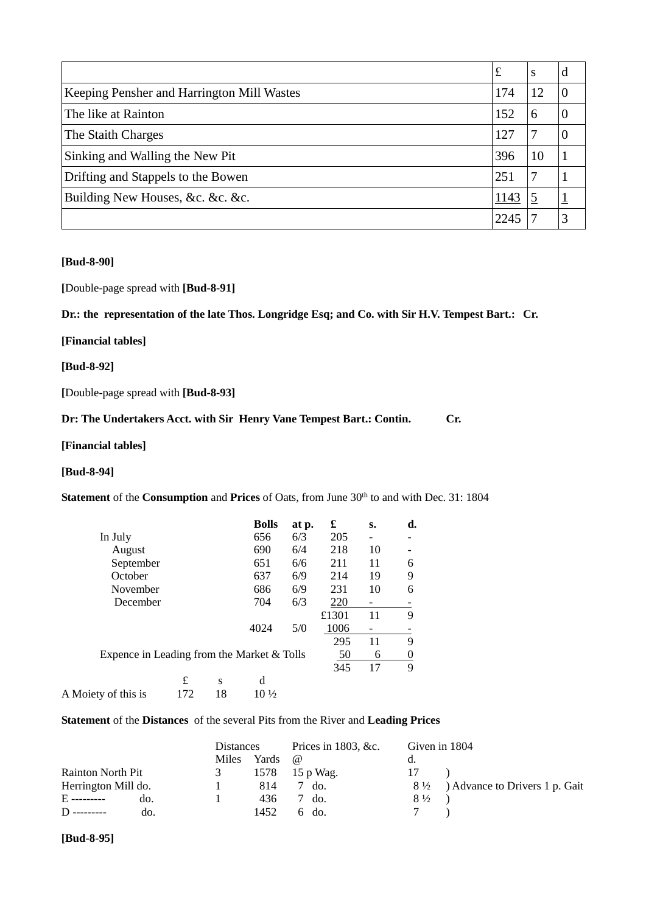| | £ | s | d |
|---|---|---|---|
| Keeping Pensher and Harrington Mill Wastes | 174 | 12 | 0 |
| The like at Rainton | 152 | 6 | 0 |
| The Staith Charges | 127 | 7 | 0 |
| Sinking and Walling the New Pit | 396 | 10 | 1 |
| Drifting and Stappels to the Bowen | 251 | 7 | 1 |
| Building New Houses, &c. &c. &c. | 1143 | 5 | 1 |
| | 2245 | 7 | 3 |

**[Bud-8-90]**

**[**Double-page spread with **[Bud-8-91]**

**Dr.: the representation of the late Thos. Longridge Esq; and Co. with Sir H.V. Tempest Bart.: Cr.**

**[Financial tables]**

**[Bud-8-92]**

**[**Double-page spread with **[Bud-8-93]**

**Dr: The Undertakers Acct. with Sir Henry Vane Tempest Bart.: Contin. Cr.**

**[Financial tables]**

**[Bud-8-94]**

**Statement** of the **Consumption** and **Prices** of Oats, from June 30th to and with Dec. 31: 1804

| | Bolls | at p. | £ | s. | d. |
|---|---|---|---|---|---|
| In July | 656 | 6/3 | 205 | - | - |
| August | 690 | 6/4 | 218 | 10 | - |
| September | 651 | 6/6 | 211 | 11 | 6 |
| October | 637 | 6/9 | 214 | 19 | 9 |
| November | 686 | 6/9 | 231 | 10 | 6 |
| December | 704 | 6/3 | 220 | - | - |
| | | | £1301 | 11 | 9 |
| | 4024 | 5/0 | 1006 | - | - |
| | | | 295 | 11 | 9 |
| Expence in Leading from the Market & Tolls | | | 50 | 6 | 0 |
| | | | 345 | 17 | 9 |

| | £ | s | d |
|---|---|---|---|
| A Moiety of this is | 172 | 18 | 10 ½ |

**Statement** of the **Distances** of the several Pits from the River and **Leading Prices**

| | Distances Miles | Yards | Prices in 1803, &c. @ | Given in 1804 d. | |
|---|---|---|---|---|---|
| Rainton North Pit | 3 | 1578 | 15 p Wag. | 17 | ) |
| Herrington Mill do. | 1 | 814 | 7 do. | 8 ½ | ) Advance to Drivers 1 p. Gait |
| E --------- do. | 1 | 436 | 7 do. | 8 ½ | ) |
| D --------- do. | | 1452 | 6 do. | 7 | ) |

**[Bud-8-95]**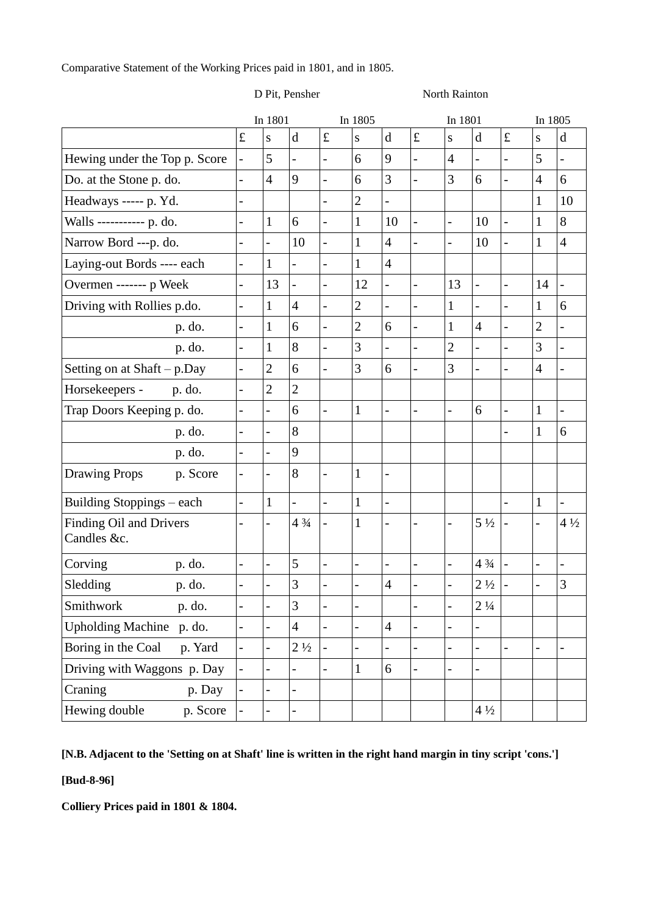Comparative Statement of the Working Prices paid in 1801, and in 1805.

| | D Pit, Pensher | | | | | | North Rainton | | | | | |
|---|---|---|---|---|---|---|---|---|---|---|---|---|
| | In 1801 | | | In 1805 | | | In 1801 | | | In 1805 | | |
| | £ | s | d | £ | s | d | £ | s | d | £ | s | d |
| Hewing under the Top p. Score | - | 5 | - | - | 6 | 9 | - | 4 | - | - | 5 | - |
| Do. at the Stone p. do. | - | 4 | 9 | - | 6 | 3 | - | 3 | 6 | - | 4 | 6 |
| Headways ----- p. Yd. | - | | | - | 2 | - | | | | | 1 | 10 |
| Walls ----------- p. do. | - | 1 | 6 | - | 1 | 10 | - | - | 10 | - | 1 | 8 |
| Narrow Bord ---p. do. | - | - | 10 | - | 1 | 4 | - | - | 10 | - | 1 | 4 |
| Laying-out Bords ---- each | - | 1 | - | - | 1 | 4 | | | | | | |
| Overmen ------- p Week | - | 13 | - | - | 12 | - | - | 13 | - | - | 14 | - |
| Driving with Rollies p.do. | - | 1 | 4 | - | 2 | - | - | 1 | - | - | 1 | 6 |
| p. do. | - | 1 | 6 | - | 2 | 6 | - | 1 | 4 | - | 2 | - |
| p. do. | - | 1 | 8 | - | 3 | - | - | 2 | - | - | 3 | - |
| Setting on at Shaft – p.Day | - | 2 | 6 | - | 3 | 6 | - | 3 | - | - | 4 | - |
| Horsekeepers - p. do. | - | 2 | 2 | | | | | | | | | |
| Trap Doors Keeping p. do. | - | - | 6 | - | 1 | - | - | - | 6 | - | 1 | - |
| p. do. | - | - | 8 | | | | | | | - | 1 | 6 |
| p. do. | - | - | 9 | | | | | | | | | |
| Drawing Props p. Score | - | - | 8 | - | 1 | - | | | | | | |
| Building Stoppings – each | - | 1 | - | - | 1 | - | | | | - | 1 | - |
| Finding Oil and Drivers Candles &c. | - | - | 4 ¾ | - | 1 | - | - | - | 5 ½ | - | - | 4 ½ |
| Corving p. do. | - | - | 5 | - | - | - | - | - | 4 ¾ | - | - | - |
| Sledding p. do. | - | - | 3 | - | - | 4 | - | - | 2 ½ | - | - | 3 |
| Smithwork p. do. | - | - | 3 | - | - | | - | - | 2 ¼ | | | |
| Upholding Machine p. do. | - | - | 4 | - | - | 4 | - | - | - | | | |
| Boring in the Coal p. Yard | - | - | 2 ½ | - | - | - | - | - | - | - | - | - |
| Driving with Waggons p. Day | - | - | - | - | 1 | 6 | - | - | - | | | |
| Craning p. Day | - | - | - | | | | | | | | | |
| Hewing double p. Score | - | - | - | | | | | | 4 ½ | | | |

**[N.B. Adjacent to the 'Setting on at Shaft' line is written in the right hand margin in tiny script 'cons.']**

**[Bud-8-96]**

**Colliery Prices paid in 1801 & 1804.**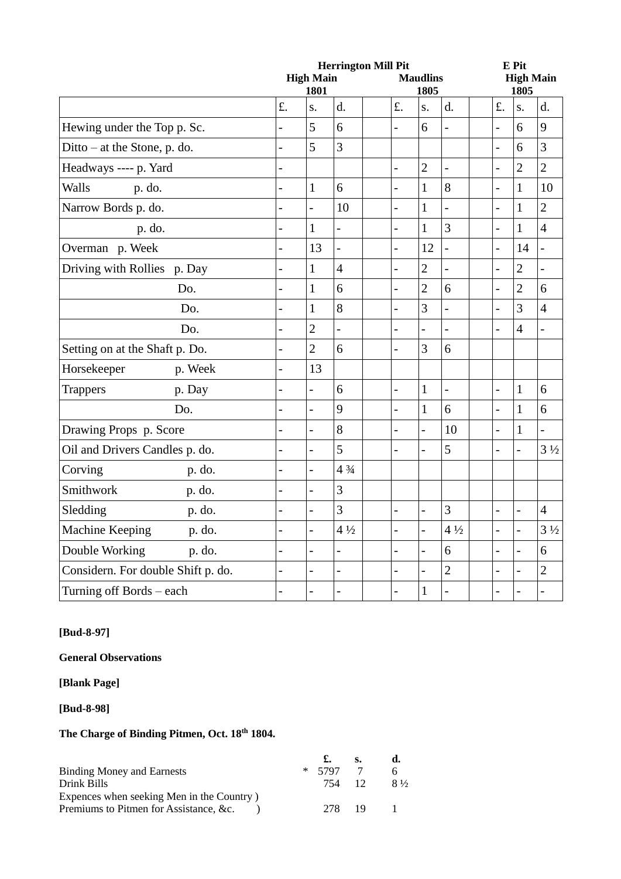| | Herrington Mill Pit High Main 1801 | | | | Maudlins 1805 | | | | E Pit High Main 1805 | | |
|---|---|---|---|---|---|---|---|---|---|---|---|
| | £. | s. | d. | | £. | s. | d. | | £. | s. | d. |
| Hewing under the Top p. Sc. | - | 5 | 6 | | - | 6 | - | | - | 6 | 9 |
| Ditto – at the Stone, p. do. | - | 5 | 3 | | | | | | - | 6 | 3 |
| Headways ---- p. Yard | - | | | | - | 2 | - | | - | 2 | 2 |
| Walls p. do. | - | 1 | 6 | | - | 1 | 8 | | - | 1 | 10 |
| Narrow Bords p. do. | - | - | 10 | | - | 1 | - | | - | 1 | 2 |
| p. do. | - | 1 | - | | - | 1 | 3 | | - | 1 | 4 |
| Overman p. Week | - | 13 | - | | - | 12 | - | | - | 14 | - |
| Driving with Rollies p. Day | - | 1 | 4 | | - | 2 | - | | - | 2 | - |
| Do. | - | 1 | 6 | | - | 2 | 6 | | - | 2 | 6 |
| Do. | - | 1 | 8 | | - | 3 | - | | - | 3 | 4 |
| Do. | - | 2 | - | | - | - | - | | - | 4 | - |
| Setting on at the Shaft p. Do. | - | 2 | 6 | | - | 3 | 6 | | | | |
| Horsekeeper p. Week | - | 13 | | | | | | | | | |
| Trappers p. Day | - | - | 6 | | - | 1 | - | | - | 1 | 6 |
| Do. | - | - | 9 | | - | 1 | 6 | | - | 1 | 6 |
| Drawing Props p. Score | - | - | 8 | | - | - | 10 | | - | 1 | - |
| Oil and Drivers Candles p. do. | - | - | 5 | | - | - | 5 | | - | - | 3 ½ |
| Corving p. do. | - | - | 4 ¾ | | | | | | | | |
| Smithwork p. do. | - | - | 3 | | | | | | | | |
| Sledding p. do. | - | - | 3 | | - | - | 3 | | - | - | 4 |
| Machine Keeping p. do. | - | - | 4 ½ | | - | - | 4 ½ | | - | - | 3 ½ |
| Double Working p. do. | - | - | - | | - | - | 6 | | - | - | 6 |
| Considern. For double Shift p. do. | - | - | - | | - | - | 2 | | - | - | 2 |
| Turning off Bords – each | - | - | - | | - | 1 | - | | - | - | - |

**[Bud-8-97]**

**General Observations**

**[Blank Page]**

**[Bud-8-98]**

**The Charge of Binding Pitmen, Oct. 18th 1804.**

| | | £. | s. | d. |
|---|---|---|---|---|
| Binding Money and Earnests | * | 5797 | 7 | 6 |
| Drink Bills | | 754 | 12 | 8 ½ |
| Expences when seeking Men in the Country ) Premiums to Pitmen for Assistance, &c. ) | | 278 | 19 | 1 |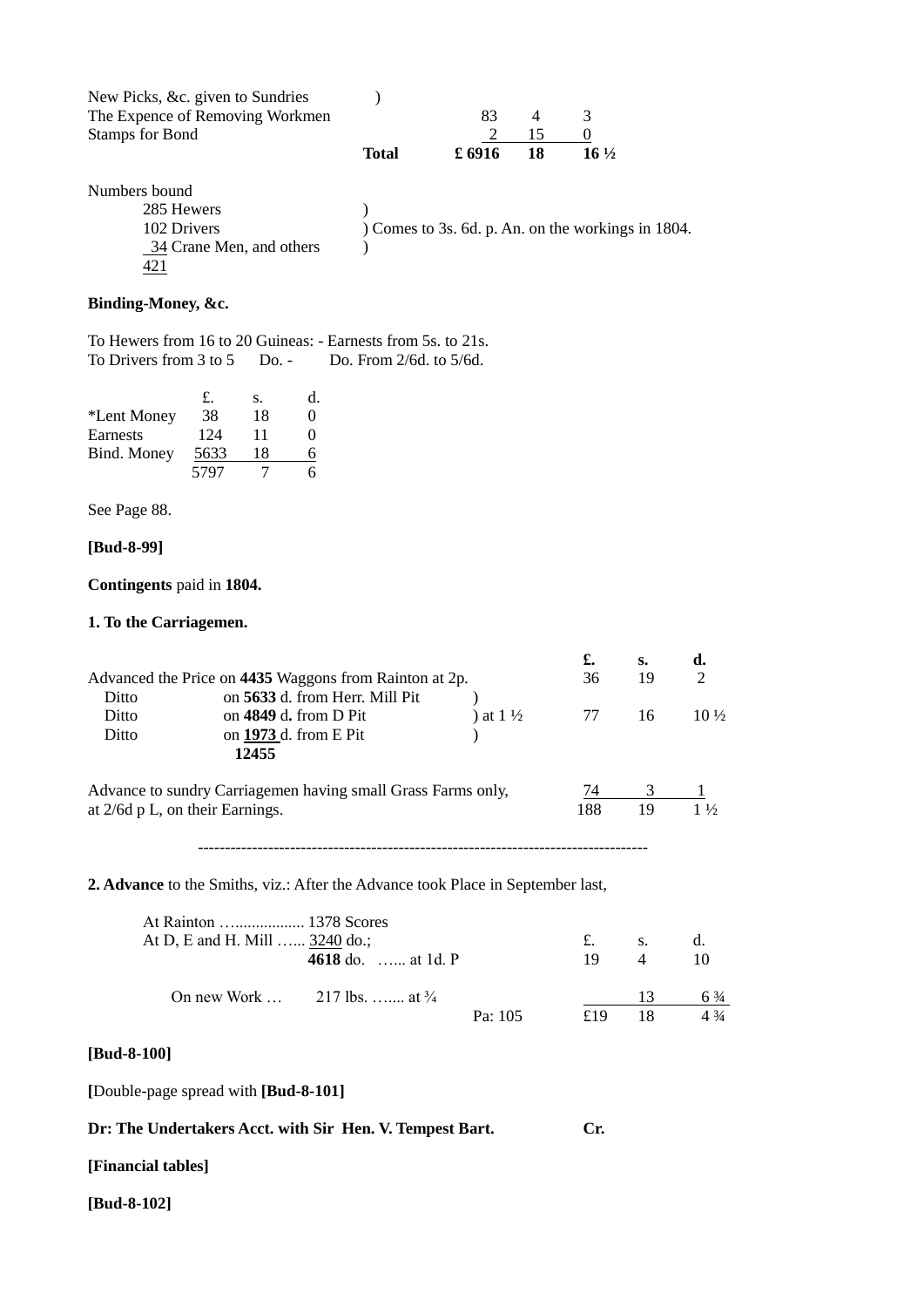| | | | | |
|---|---|---|---|---|
| New Picks, &c. given to Sundries | ) | | | |
| The Expence of Removing Workmen | | 83 | 4 | 3 |
| Stamps for Bond | | 2 | 15 | 0 |
| | **Total** | **£ 6916** | **18** | **16 ½** |

Numbers bound

| | |
|---|---|
| 285 Hewers | ) |
| 102 Drivers | ) Comes to 3s. 6d. p. An. on the workings in 1804. |
| 34 Crane Men, and others | ) |
| 421 | |

**Binding-Money, &c.**

To Hewers from 16 to 20 Guineas: - Earnests from 5s. to 21s.
To Drivers from 3 to 5 Do. - Do. From 2/6d. to 5/6d.

| | £. | s. | d. |
|---|---|---|---|
| *Lent Money | 38 | 18 | 0 |
| Earnests | 124 | 11 | 0 |
| Bind. Money | 5633 | 18 | 6 |
| | 5797 | 7 | 6 |

See Page 88.

**[Bud-8-99]**

**Contingents** paid in **1804.**

**1. To the Carriagemen.**

| | | | **£.** | **s.** | **d.** |
|---|---|---|---|---|---|
| Advanced the Price on **4435** Waggons from Rainton at 2p. | | | 36 | 19 | 2 |
| Ditto | on **5633** d. from Herr. Mill Pit | ) | | | |
| Ditto | on **4849** d**.** from D Pit | ) at 1 ½ | 77 | 16 | 10 ½ |
| Ditto | on **1973** d. from E Pit | ) | | | |
| | **12455** | | | | |
| Advance to sundry Carriagemen having small Grass Farms only, | | | 74 | 3 | 1 |
| at 2/6d p L, on their Earnings. | | | 188 | 19 | 1 ½ |

---

**2. Advance** to the Smiths, viz.: After the Advance took Place in September last,

| | | | £. | s. | d. |
|---|---|---|---|---|---|
| At Rainton ….................. 1378 Scores | | | | | |
| At D, E and H. Mill …... 3240 do.; | | | | | |
| | **4618** do. …... at 1d. P | | 19 | 4 | 10 |
| On new Work … | 217 lbs. …..... at ¾ | | | 13 | 6 ¾ |
| | | Pa: 105 | £19 | 18 | 4 ¾ |

**[Bud-8-100]**

**[**Double-page spread with **[Bud-8-101]**

**Dr: The Undertakers Acct. with Sir Hen. V. Tempest Bart. Cr.**

**[Financial tables]**

**[Bud-8-102]**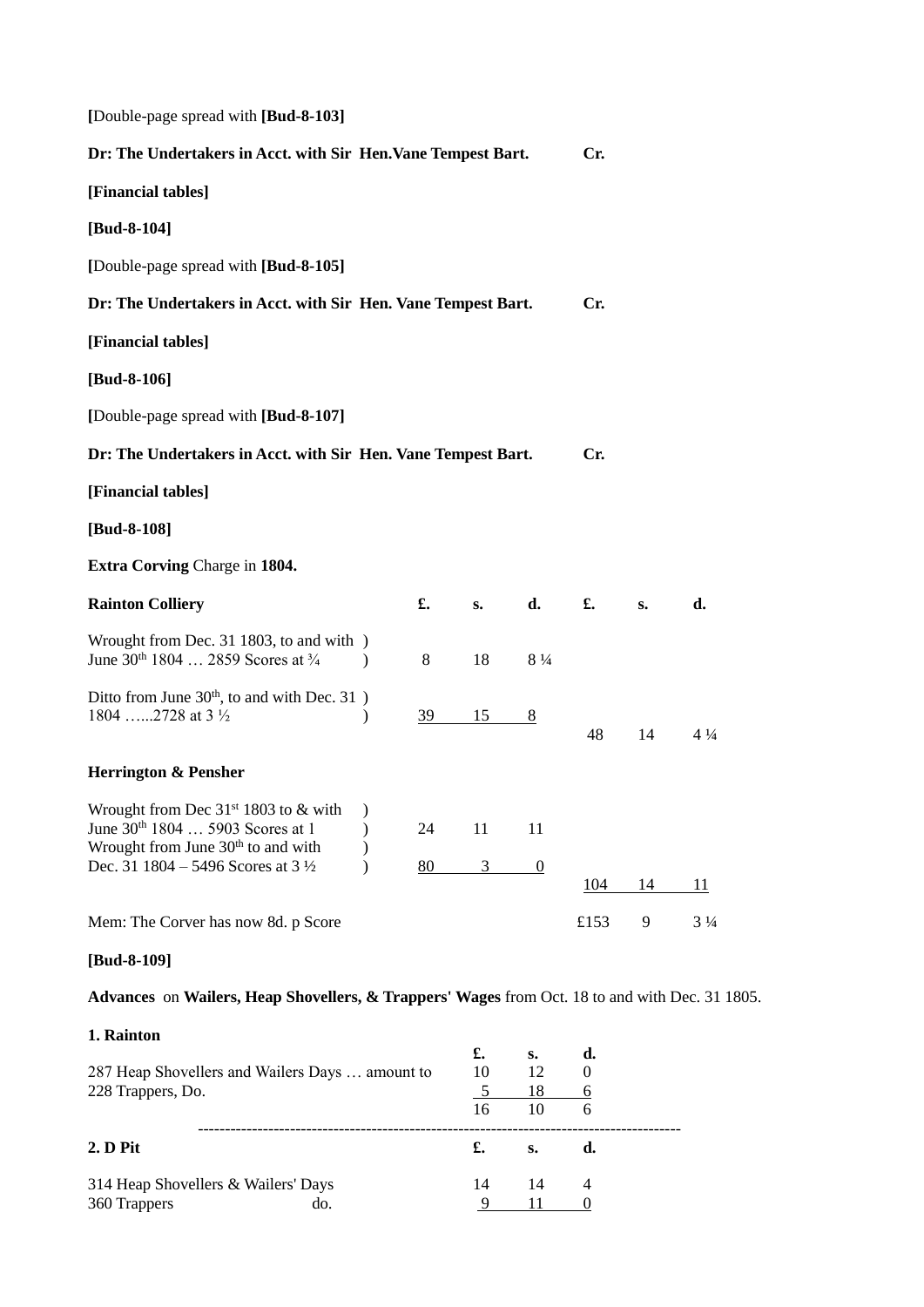**[**Double-page spread with **[Bud-8-103]**

**Dr: The Undertakers in Acct. with Sir Hen.Vane Tempest Bart. Cr.**

**[Financial tables]**

**[Bud-8-104]**

**[**Double-page spread with **[Bud-8-105]**

**Dr: The Undertakers in Acct. with Sir Hen. Vane Tempest Bart. Cr.**

**[Financial tables]**

**[Bud-8-106]**

**[**Double-page spread with **[Bud-8-107]**

**Dr: The Undertakers in Acct. with Sir Hen. Vane Tempest Bart. Cr.**

**[Financial tables]**

**[Bud-8-108]**

**Extra Corving** Charge in **1804.**

| **Rainton Colliery** | **£.** | **s.** | **d.** | **£.** | **s.** | **d.** |
|---|---|---|---|---|---|---|
| Wrought from Dec. 31 1803, to and with June 30th 1804 … 2859 Scores at ¾ | 8 | 18 | 8 ¼ | | | |
| Ditto from June 30th, to and with Dec. 31 1804 …...2728 at 3 ½ | 39 | 15 | 8 | 48 | 14 | 4 ¼ |
| **Herrington & Pensher** | | | | | | |
| Wrought from Dec 31st 1803 to & with June 30th 1804 … 5903 Scores at 1 | 24 | 11 | 11 | | | |
| Wrought from June 30th to and with Dec. 31 1804 – 5496 Scores at 3 ½ | 80 | 3 | 0 | 104 | 14 | 11 |
| Mem: The Corver has now 8d. p Score | | | | £153 | 9 | 3 ¼ |

**[Bud-8-109]**

**Advances** on **Wailers, Heap Shovellers, & Trappers' Wages** from Oct. 18 to and with Dec. 31 1805.

| **1. Rainton** | **£.** | **s.** | **d.** |
|---|---|---|---|
| 287 Heap Shovellers and Wailers Days … amount to | 10 | 12 | 0 |
| 228 Trappers, Do. | 5 | 18 | 6 |
| | 16 | 10 | 6 |

| **2. D Pit** | **£.** | **s.** | **d.** |
|---|---|---|---|
| 314 Heap Shovellers & Wailers' Days | 14 | 14 | 4 |
| 360 Trappers do. | 9 | 11 | 0 |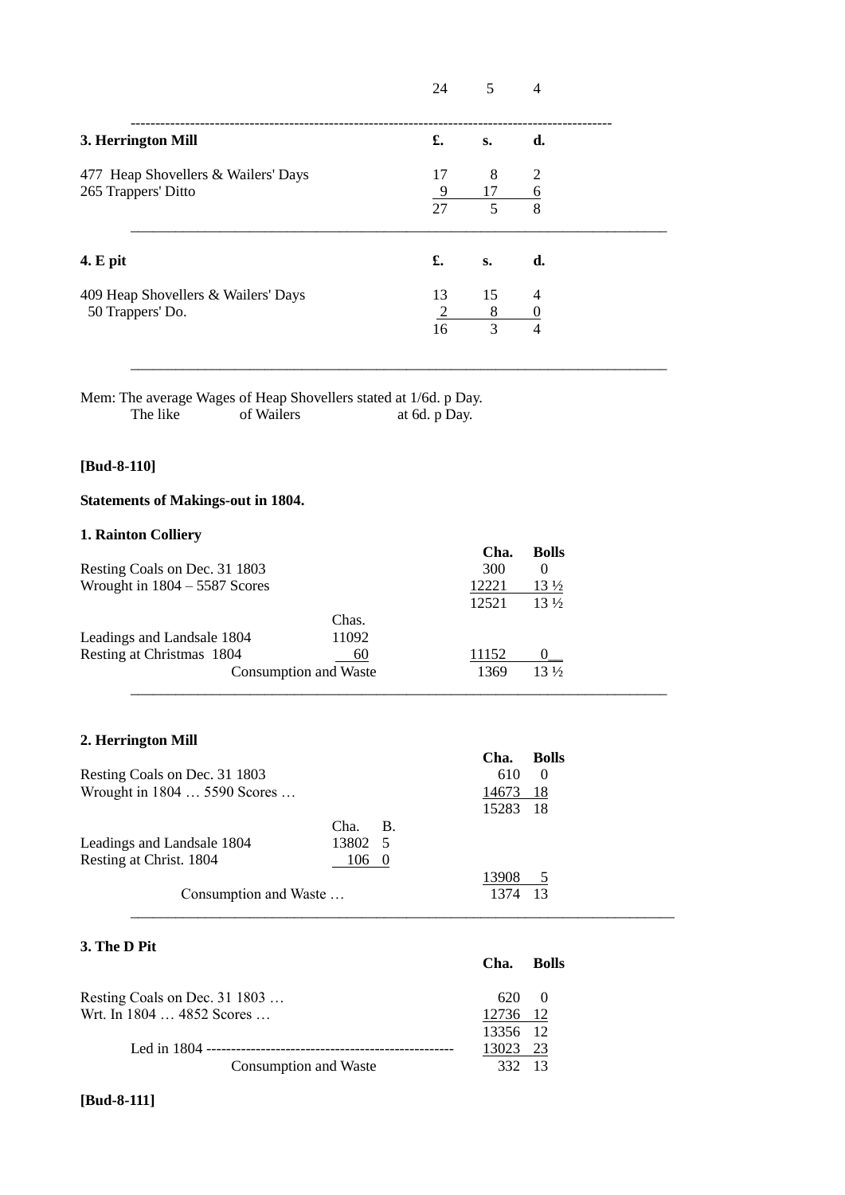| | £. | s. | d. |
|---|---|---|---|
| | 24 | 5 | 4 |

---

| 3. Herrington Mill | £. | s. | d. |
|---|---|---|---|
| 477 Heap Shovellers & Wailers' Days | 17 | 8 | 2 |
| 265 Trappers' Ditto | 9 | 17 | 6 |
| | 27 | 5 | 8 |

---

| 4. E pit | £. | s. | d. |
|---|---|---|---|
| 409 Heap Shovellers & Wailers' Days | 13 | 15 | 4 |
| 50 Trappers' Do. | 2 | 8 | 0 |
| | 16 | 3 | 4 |

---

Mem: The average Wages of Heap Shovellers stated at 1/6d. p Day.
The like of Wailers at 6d. p Day.

**[Bud-8-110]**

**Statements of Makings-out in 1804.**

**1. Rainton Colliery**

| | | Cha. | Bolls |
|---|---|---|---|
| Resting Coals on Dec. 31 1803 | | 300 | 0 |
| Wrought in 1804 – 5587 Scores | | 12221 | 13 ½ |
| | | 12521 | 13 ½ |
| | Chas. | | |
| Leadings and Landsale 1804 | 11092 | | |
| Resting at Christmas 1804 | 60 | 11152 | 0 |
| Consumption and Waste | | 1369 | 13 ½ |

---

**2. Herrington Mill**

| | Cha. | B. | Cha. | Bolls |
|---|---|---|---|---|
| Resting Coals on Dec. 31 1803 | | | 610 | 0 |
| Wrought in 1804 … 5590 Scores … | | | 14673 | 18 |
| | | | 15283 | 18 |
| Leadings and Landsale 1804 | 13802 | 5 | | |
| Resting at Christ. 1804 | 106 | 0 | | |
| | | | 13908 | 5 |
| Consumption and Waste … | | | 1374 | 13 |

---

**3. The D Pit**

| | Cha. | Bolls |
|---|---|---|
| Resting Coals on Dec. 31 1803 … | 620 | 0 |
| Wrt. In 1804 … 4852 Scores … | 12736 | 12 |
| | 13356 | 12 |
| Led in 1804 -------------------------------------------------- | 13023 | 23 |
| Consumption and Waste | 332 | 13 |

**[Bud-8-111]**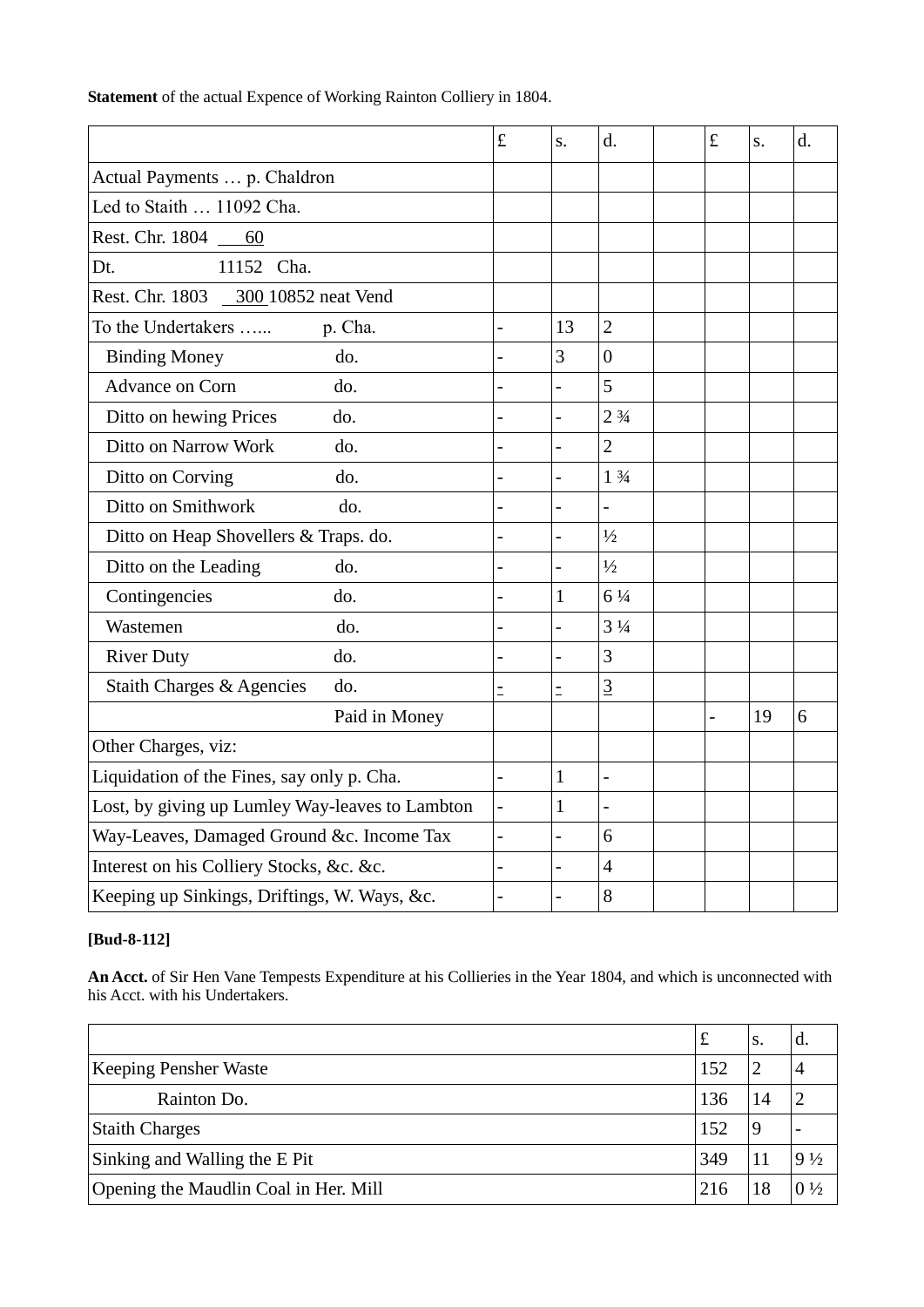**Statement** of the actual Expence of Working Rainton Colliery in 1804.

| | £ | s. | d. | | £ | s. | d. |
|---|---|---|---|---|---|---|---|
| Actual Payments … p. Chaldron | | | | | | | |
| Led to Staith … 11092 Cha. | | | | | | | |
| Rest. Chr. 1804 60 | | | | | | | |
| Dt. 11152 Cha. | | | | | | | |
| Rest. Chr. 1803 300 10852 neat Vend | | | | | | | |
| To the Undertakers …... p. Cha. | - | 13 | 2 | | | | |
| Binding Money do. | - | 3 | 0 | | | | |
| Advance on Corn do. | - | - | 5 | | | | |
| Ditto on hewing Prices do. | - | - | 2 ¾ | | | | |
| Ditto on Narrow Work do. | - | - | 2 | | | | |
| Ditto on Corving do. | - | - | 1 ¾ | | | | |
| Ditto on Smithwork do. | - | - | - | | | | |
| Ditto on Heap Shovellers & Traps. do. | - | - | ½ | | | | |
| Ditto on the Leading do. | - | - | ½ | | | | |
| Contingencies do. | - | 1 | 6 ¼ | | | | |
| Wastemen do. | - | - | 3 ¼ | | | | |
| River Duty do. | - | - | 3 | | | | |
| Staith Charges & Agencies do. | - | - | 3 | | | | |
| Paid in Money | | | | | - | 19 | 6 |
| Other Charges, viz: | | | | | | | |
| Liquidation of the Fines, say only p. Cha. | - | 1 | - | | | | |
| Lost, by giving up Lumley Way-leaves to Lambton | - | 1 | - | | | | |
| Way-Leaves, Damaged Ground &c. Income Tax | - | - | 6 | | | | |
| Interest on his Colliery Stocks, &c. &c. | - | - | 4 | | | | |
| Keeping up Sinkings, Driftings, W. Ways, &c. | - | - | 8 | | | | |

**[Bud-8-112]**

**An Acct.** of Sir Hen Vane Tempests Expenditure at his Collieries in the Year 1804, and which is unconnected with his Acct. with his Undertakers.

| | £ | s. | d. |
|---|---|---|---|
| Keeping Pensher Waste | 152 | 2 | 4 |
| Rainton Do. | 136 | 14 | 2 |
| Staith Charges | 152 | 9 | - |
| Sinking and Walling the E Pit | 349 | 11 | 9 ½ |
| Opening the Maudlin Coal in Her. Mill | 216 | 18 | 0 ½ |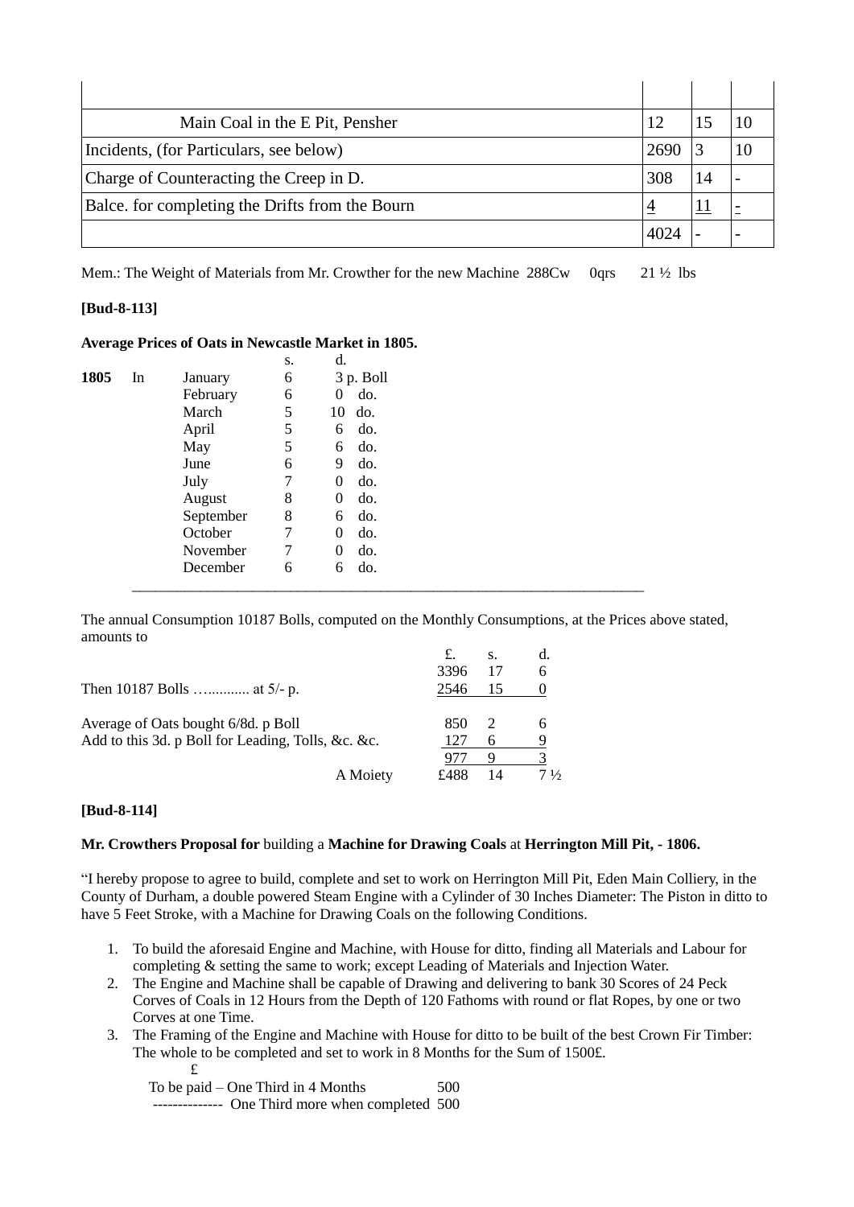| | | | |
|---|---|---|---|
| | | | |
| Main Coal in the E Pit, Pensher | 12 | 15 | 10 |
| Incidents, (for Particulars, see below) | 2690 | 3 | 10 |
| Charge of Counteracting the Creep in D. | 308 | 14 | - |
| Balce. for completing the Drifts from the Bourn | 4 | 11 | - |
| | 4024 | - | - |

Mem.: The Weight of Materials from Mr. Crowther for the new Machine 288Cw 0qrs 21 ½ lbs

**[Bud-8-113]**

**Average Prices of Oats in Newcastle Market in 1805.**

| | | | s. | d. |
|---|---|---|---|---|
| **1805** | In | January | 6 | 3 p. Boll |
| | | February | 6 | 0 do. |
| | | March | 5 | 10 do. |
| | | April | 5 | 6 do. |
| | | May | 5 | 6 do. |
| | | June | 6 | 9 do. |
| | | July | 7 | 0 do. |
| | | August | 8 | 0 do. |
| | | September | 8 | 6 do. |
| | | October | 7 | 0 do. |
| | | November | 7 | 0 do. |
| | | December | 6 | 6 do. |

The annual Consumption 10187 Bolls, computed on the Monthly Consumptions, at the Prices above stated, amounts to

| | £. | s. | d. |
|---|---|---|---|
| | 3396 | 17 | 6 |
| Then 10187 Bolls …........... at 5/- p. | 2546 | 15 | 0 |
| | | | |
| Average of Oats bought 6/8d. p Boll | 850 | 2 | 6 |
| Add to this 3d. p Boll for Leading, Tolls, &c. &c. | 127 | 6 | 9 |
| | 977 | 9 | 3 |
| A Moiety | £488 | 14 | 7 ½ |

**[Bud-8-114]**

**Mr. Crowthers Proposal for** building a **Machine for Drawing Coals** at **Herrington Mill Pit, - 1806.**

"I hereby propose to agree to build, complete and set to work on Herrington Mill Pit, Eden Main Colliery, in the County of Durham, a double powered Steam Engine with a Cylinder of 30 Inches Diameter: The Piston in ditto to have 5 Feet Stroke, with a Machine for Drawing Coals on the following Conditions.

1. To build the aforesaid Engine and Machine, with House for ditto, finding all Materials and Labour for completing & setting the same to work; except Leading of Materials and Injection Water.
2. The Engine and Machine shall be capable of Drawing and delivering to bank 30 Scores of 24 Peck Corves of Coals in 12 Hours from the Depth of 120 Fathoms with round or flat Ropes, by one or two Corves at one Time.
3. The Framing of the Engine and Machine with House for ditto to be built of the best Crown Fir Timber: The whole to be completed and set to work in 8 Months for the Sum of 1500£.

| | £ |
|---|---|
| To be paid – One Third in 4 Months | 500 |
| ------------- One Third more when completed | 500 |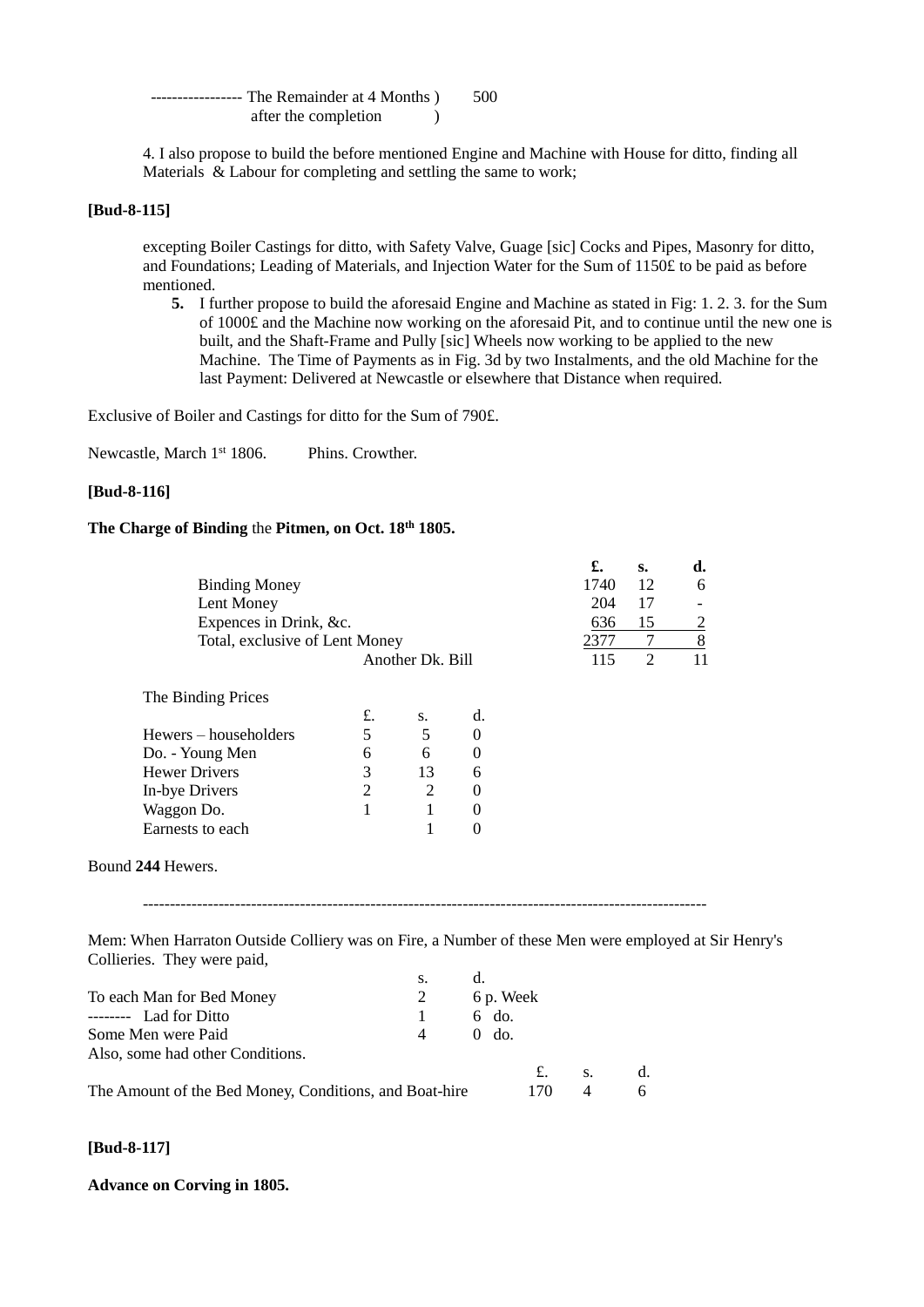----------------- The Remainder at 4 Months ) 500
after the completion )

4. I also propose to build the before mentioned Engine and Machine with House for ditto, finding all Materials & Labour for completing and settling the same to work;

**[Bud-8-115]**

excepting Boiler Castings for ditto, with Safety Valve, Guage [sic] Cocks and Pipes, Masonry for ditto, and Foundations; Leading of Materials, and Injection Water for the Sum of 1150£ to be paid as before mentioned.

5. I further propose to build the aforesaid Engine and Machine as stated in Fig: 1. 2. 3. for the Sum of 1000£ and the Machine now working on the aforesaid Pit, and to continue until the new one is built, and the Shaft-Frame and Pully [sic] Wheels now working to be applied to the new Machine. The Time of Payments as in Fig. 3d by two Instalments, and the old Machine for the last Payment: Delivered at Newcastle or elsewhere that Distance when required.

Exclusive of Boiler and Castings for ditto for the Sum of 790£.

Newcastle, March 1st 1806. Phins. Crowther.

**[Bud-8-116]**

**The Charge of Binding** the **Pitmen, on Oct. 18th 1805.**

| | **£.** | **s.** | **d.** |
|---|---|---|---|
| Binding Money | 1740 | 12 | 6 |
| Lent Money | 204 | 17 | - |
| Expences in Drink, &c. | 636 | 15 | 2 |
| Total, exclusive of Lent Money | 2377 | 7 | 8 |
| Another Dk. Bill | 115 | 2 | 11 |

The Binding Prices

| | £. | s. | d. |
|---|---|---|---|
| Hewers – householders | 5 | 5 | 0 |
| Do. - Young Men | 6 | 6 | 0 |
| Hewer Drivers | 3 | 13 | 6 |
| In-bye Drivers | 2 | 2 | 0 |
| Waggon Do. | 1 | 1 | 0 |
| Earnests to each | | 1 | 0 |

Bound **244** Hewers.

---

Mem: When Harraton Outside Colliery was on Fire, a Number of these Men were employed at Sir Henry's Collieries. They were paid,

| | s. | d. |
|---|---|---|
| To each Man for Bed Money | 2 | 6 p. Week |
| -------- Lad for Ditto | 1 | 6 do. |
| Some Men were Paid | 4 | 0 do. |

Also, some had other Conditions.

| | £. | s. | d. |
|---|---|---|---|
| The Amount of the Bed Money, Conditions, and Boat-hire | 170 | 4 | 6 |

**[Bud-8-117]**

**Advance on Corving in 1805.**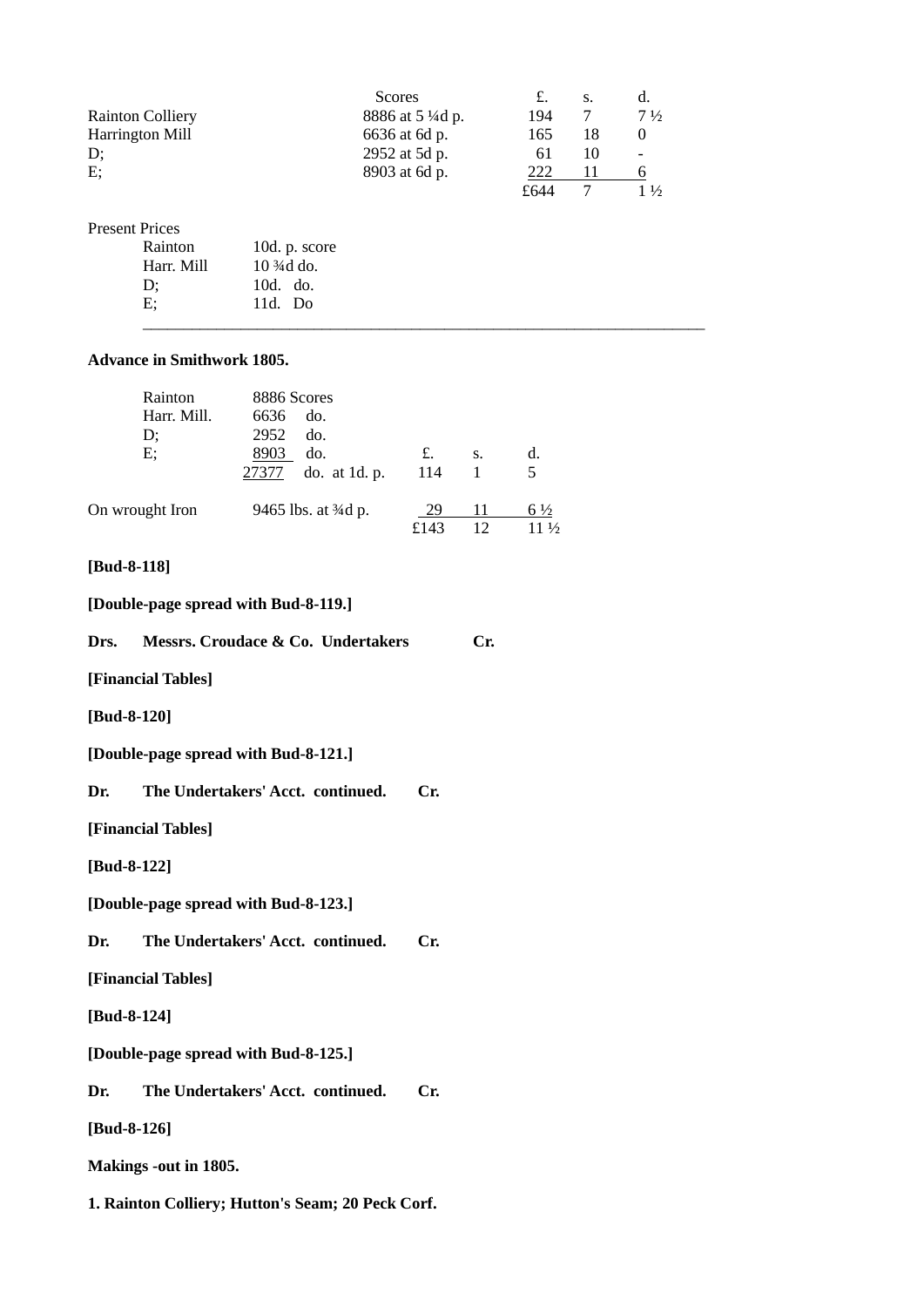| | Scores | £. | s. | d. |
|---|---|---|---|---|
| Rainton Colliery | 8886 at 5 ¼d p. | 194 | 7 | 7 ½ |
| Harrington Mill | 6636 at 6d p. | 165 | 18 | 0 |
| D; | 2952 at 5d p. | 61 | 10 | - |
| E; | 8903 at 6d p. | 222 | 11 | 6 |
| | | £644 | 7 | 1 ½ |

Present Prices

| | |
|---|---|
| Rainton | 10d. p. score |
| Harr. Mill | 10 ¾d do. |
| D; | 10d. do. |
| E; | 11d. Do |

---

**Advance in Smithwork 1805.**

| | | | £. | s. | d. |
|---|---|---|---|---|---|
| Rainton | 8886 Scores | | | | |
| Harr. Mill. | 6636 do. | | | | |
| D; | 2952 do. | | | | |
| E; | 8903 do. | | | | |
| | 27377 do. at 1d. p. | | 114 | 1 | 5 |
| On wrought Iron | 9465 lbs. at ¾d p. | | 29 | 11 | 6 ½ |
| | | | £143 | 12 | 11 ½ |

**[Bud-8-118]**

**[Double-page spread with Bud-8-119.]**

**Drs. Messrs. Croudace & Co. Undertakers Cr.**

**[Financial Tables]**

**[Bud-8-120]**

**[Double-page spread with Bud-8-121.]**

**Dr. The Undertakers' Acct. continued. Cr.**

**[Financial Tables]**

**[Bud-8-122]**

**[Double-page spread with Bud-8-123.]**

**Dr. The Undertakers' Acct. continued. Cr.**

**[Financial Tables]**

**[Bud-8-124]**

**[Double-page spread with Bud-8-125.]**

**Dr. The Undertakers' Acct. continued. Cr.**

**[Bud-8-126]**

**Makings -out in 1805.**

**1. Rainton Colliery; Hutton's Seam; 20 Peck Corf.**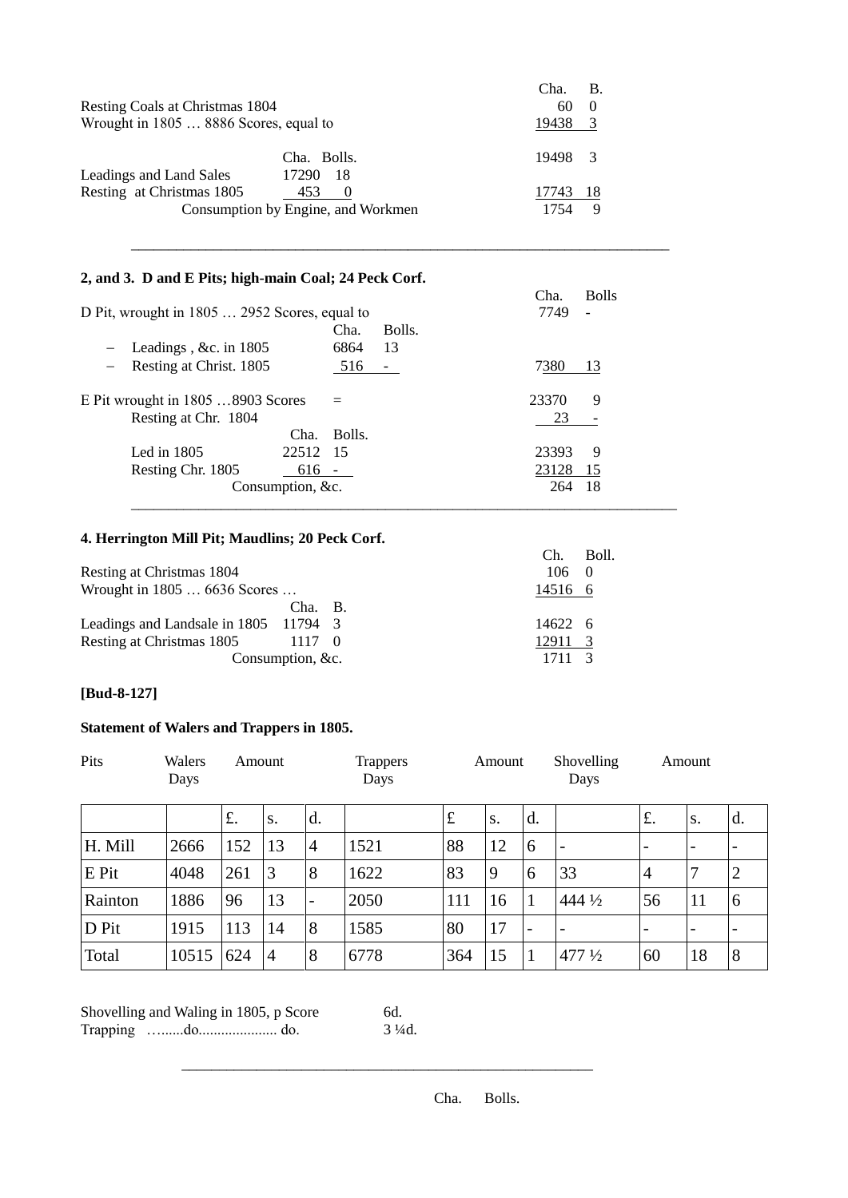| | | Cha. | B. |
|---|---|---|---|
| Resting Coals at Christmas 1804 | | 60 | 0 |
| Wrought in 1805 … 8886 Scores, equal to | | 19438 | 3 |
| | Cha. Bolls. | 19498 | 3 |
| Leadings and Land Sales | 17290 18 | | |
| Resting at Christmas 1805 | 453 0 | 17743 | 18 |
| Consumption by Engine, and Workmen | | 1754 | 9 |

---

**2, and 3. D and E Pits; high-main Coal; 24 Peck Corf.**

| | Cha. | Bolls. | Cha. | Bolls |
|---|---|---|---|---|
| D Pit, wrought in 1805 … 2952 Scores, equal to | | | 7749 | - |
| – Leadings , &c. in 1805 | 6864 | 13 | | |
| – Resting at Christ. 1805 | 516 | - | 7380 | 13 |
| E Pit wrought in 1805 …8903 Scores = | | | 23370 | 9 |
| Resting at Chr. 1804 | | | 23 | - |
| Led in 1805 | 22512 | 15 | 23393 | 9 |
| Resting Chr. 1805 | 616 | - | 23128 | 15 |
| Consumption, &c. | | | 264 | 18 |

---

**4. Herrington Mill Pit; Maudlins; 20 Peck Corf.**

| | Cha. | B. | Ch. | Boll. |
|---|---|---|---|---|
| Resting at Christmas 1804 | | | 106 | 0 |
| Wrought in 1805 … 6636 Scores … | | | 14516 | 6 |
| Leadings and Landsale in 1805 | 11794 | 3 | 14622 | 6 |
| Resting at Christmas 1805 | 1117 | 0 | 12911 | 3 |
| Consumption, &c. | | | 1711 | 3 |

**[Bud-8-127]**

**Statement of Walers and Trappers in 1805.**

| Pits | Walers Days | Amount | | | Trappers Days | Amount | | | Shovelling Days | Amount | | |
|---|---|---|---|---|---|---|---|---|---|---|---|---|
| | | £. | s. | d. | | £ | s. | d. | | £. | s. | d. |
| H. Mill | 2666 | 152 | 13 | 4 | 1521 | 88 | 12 | 6 | - | - | - | - |
| E Pit | 4048 | 261 | 3 | 8 | 1622 | 83 | 9 | 6 | 33 | 4 | 7 | 2 |
| Rainton | 1886 | 96 | 13 | - | 2050 | 111 | 16 | 1 | 444 ½ | 56 | 11 | 6 |
| D Pit | 1915 | 113 | 14 | 8 | 1585 | 80 | 17 | - | - | - | - | - |
| Total | 10515 | 624 | 4 | 8 | 6778 | 364 | 15 | 1 | 477 ½ | 60 | 18 | 8 |

Shovelling and Waling in 1805, p Score 6d.
Trapping …......do..................... do. 3 ¼d.

---

Cha. Bolls.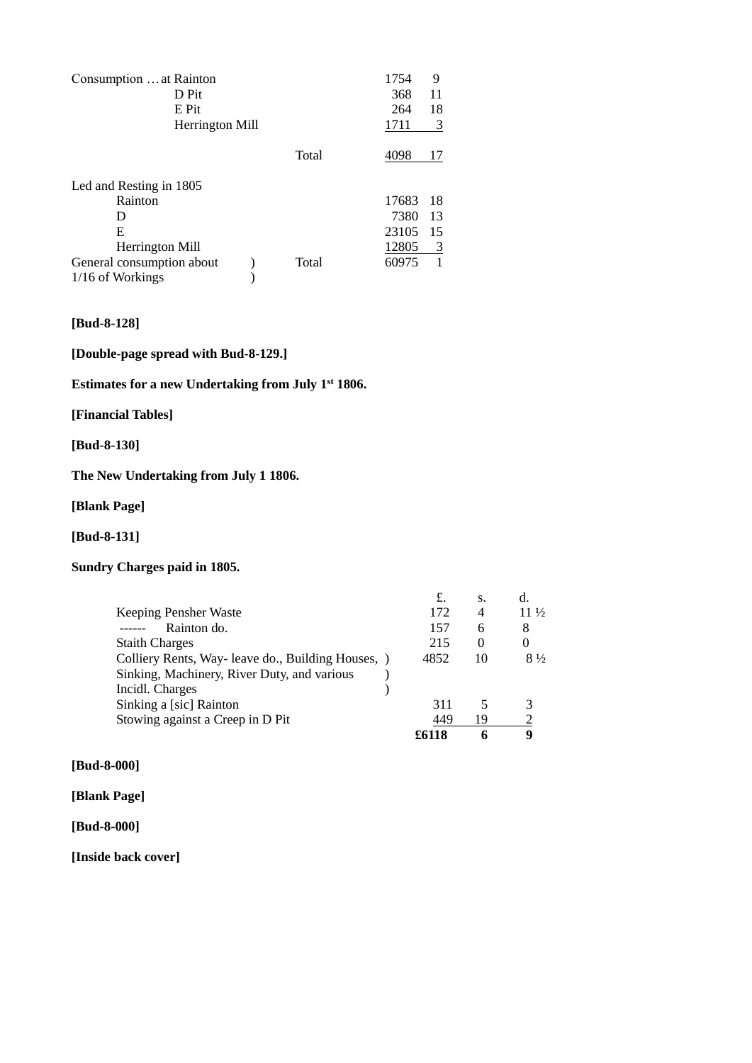| | | | |
|---|---|---|---|
| Consumption … at Rainton | | 1754 | 9 |
| D Pit | | 368 | 11 |
| E Pit | | 264 | 18 |
| Herrington Mill | | 1711 | 3 |
| | Total | 4098 | 17 |

| | | | |
|---|---|---|---|
| Led and Resting in 1805 | | | |
| Rainton | | 17683 | 18 |
| D | | 7380 | 13 |
| E | | 23105 | 15 |
| Herrington Mill | | 12805 | 3 |
| General consumption about 1/16 of Workings | Total | 60975 | 1 |

**[Bud-8-128]**

**[Double-page spread with Bud-8-129.]**

**Estimates for a new Undertaking from July 1st 1806.**

**[Financial Tables]**

**[Bud-8-130]**

**The New Undertaking from July 1 1806.**

**[Blank Page]**

**[Bud-8-131]**

**Sundry Charges paid in 1805.**

| | £. | s. | d. |
|---|---|---|---|
| Keeping Pensher Waste | 172 | 4 | 11 ½ |
| ------ Rainton do. | 157 | 6 | 8 |
| Staith Charges | 215 | 0 | 0 |
| Colliery Rents, Way- leave do., Building Houses, Sinking, Machinery, River Duty, and various Incidl. Charges | 4852 | 10 | 8 ½ |
| Sinking a [sic] Rainton | 311 | 5 | 3 |
| Stowing against a Creep in D Pit | 449 | 19 | 2 |
| | **£6118** | **6** | **9** |

**[Bud-8-000]**

**[Blank Page]**

**[Bud-8-000]**

**[Inside back cover]**